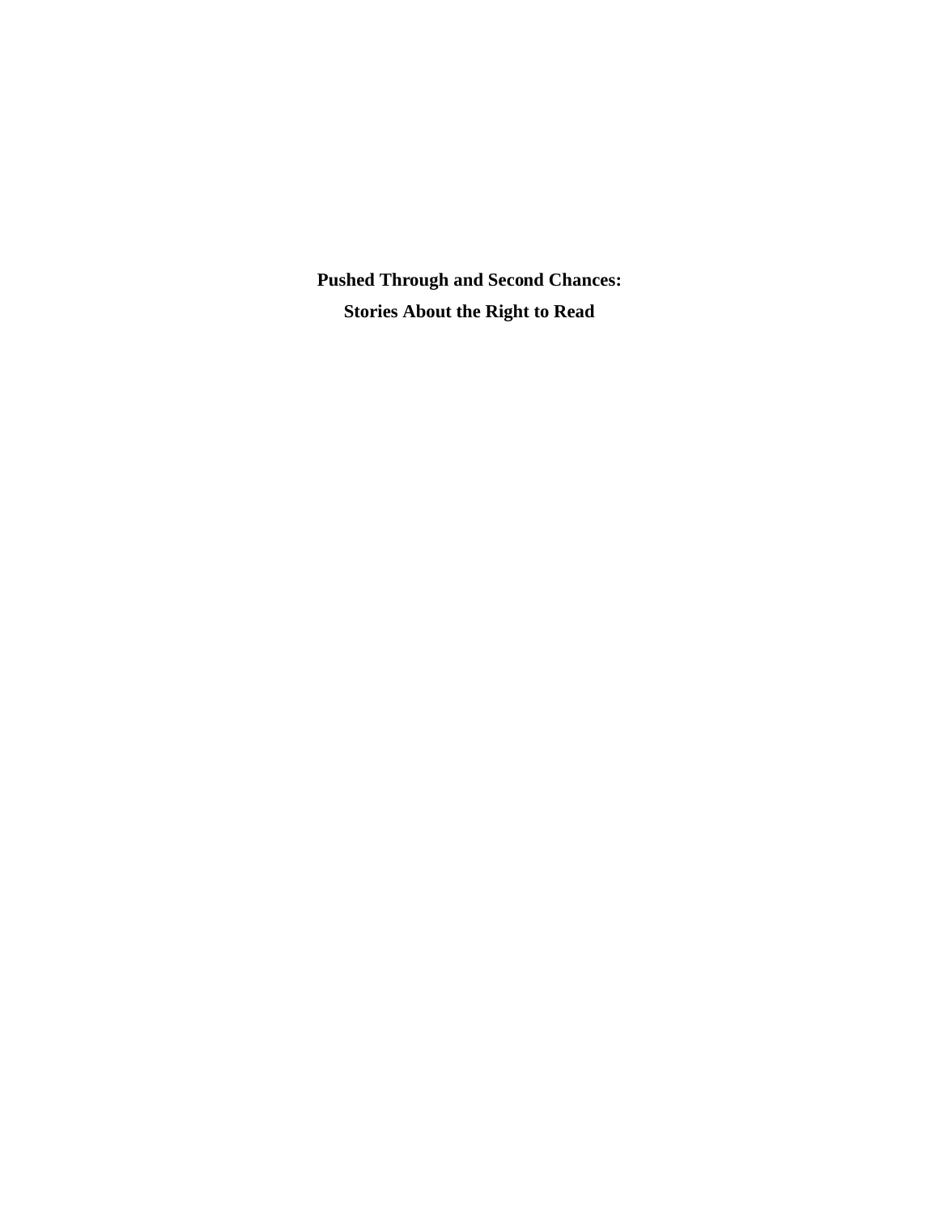# Pushed Through and Second Chances:

# Stories About the Right to Read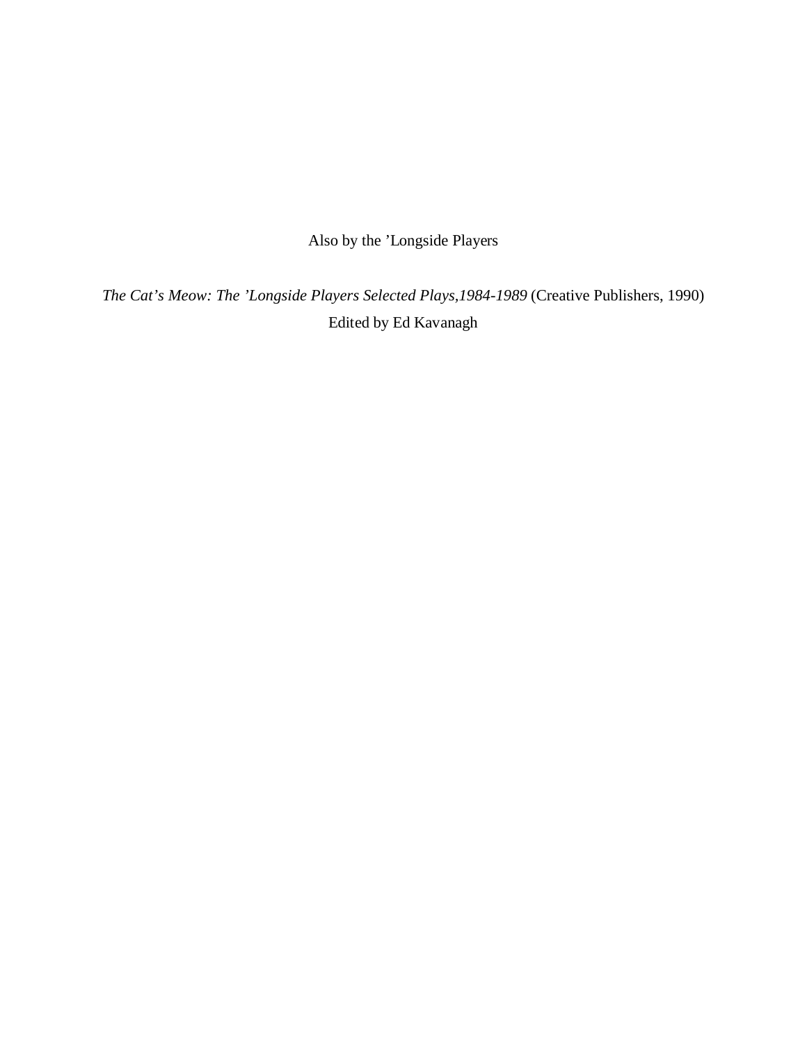Also by the ’Longside Players

*The Cat’s Meow: The ’Longside Players Selected Plays,1984-1989* (Creative Publishers, 1990)
Edited by Ed Kavanagh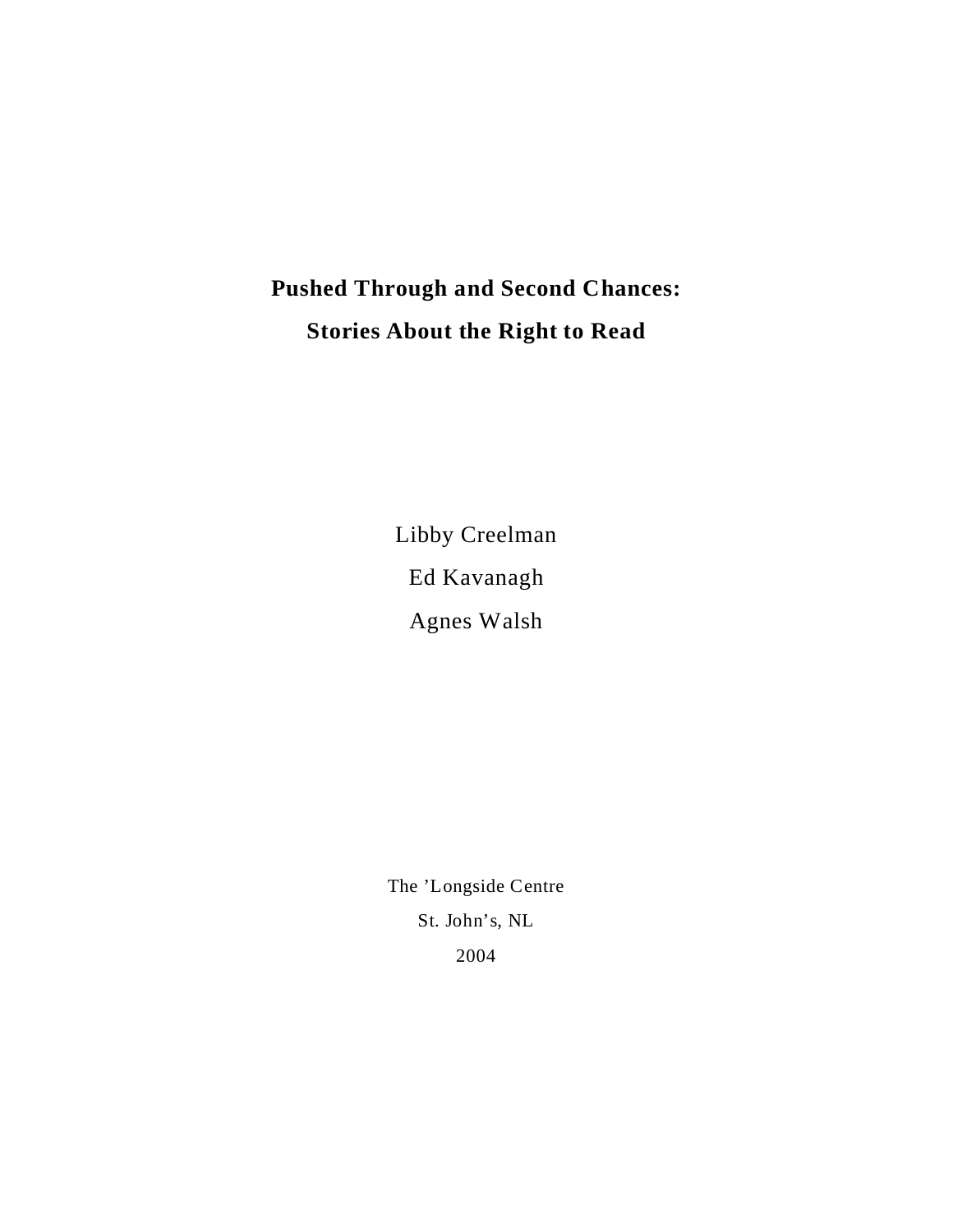# Pushed Through and Second Chances: Stories About the Right to Read

Libby Creelman

Ed Kavanagh

Agnes Walsh

The 'Longside Centre

St. John's, NL

2004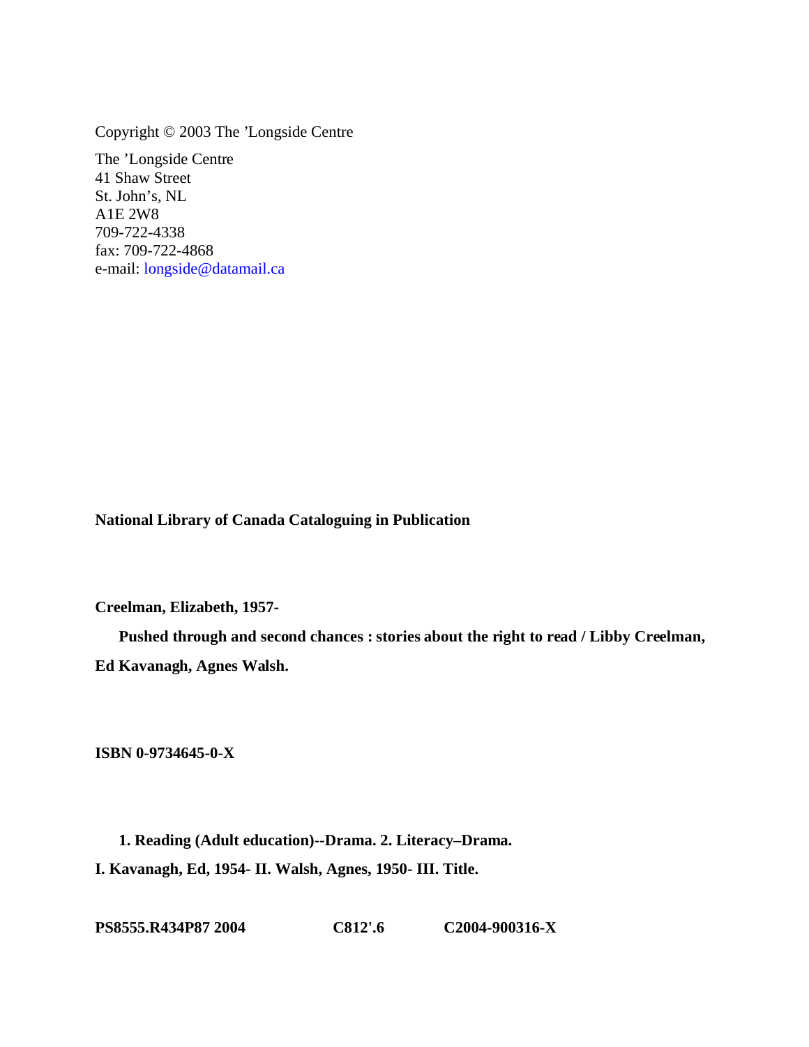Copyright © 2003 The ’Longside Centre

The ’Longside Centre
41 Shaw Street
St. John’s, NL
A1E 2W8
709-722-4338
fax: 709-722-4868
e-mail: longside@datamail.ca

**National Library of Canada Cataloguing in Publication**

**Creelman, Elizabeth, 1957-**

**Pushed through and second chances : stories about the right to read / Libby Creelman, Ed Kavanagh, Agnes Walsh.**

**ISBN 0-9734645-0-X**

**1. Reading (Adult education)--Drama. 2. Literacy–Drama.**
**I. Kavanagh, Ed, 1954- II. Walsh, Agnes, 1950- III. Title.**

**PS8555.R434P87 2004 C812'.6 C2004-900316-X**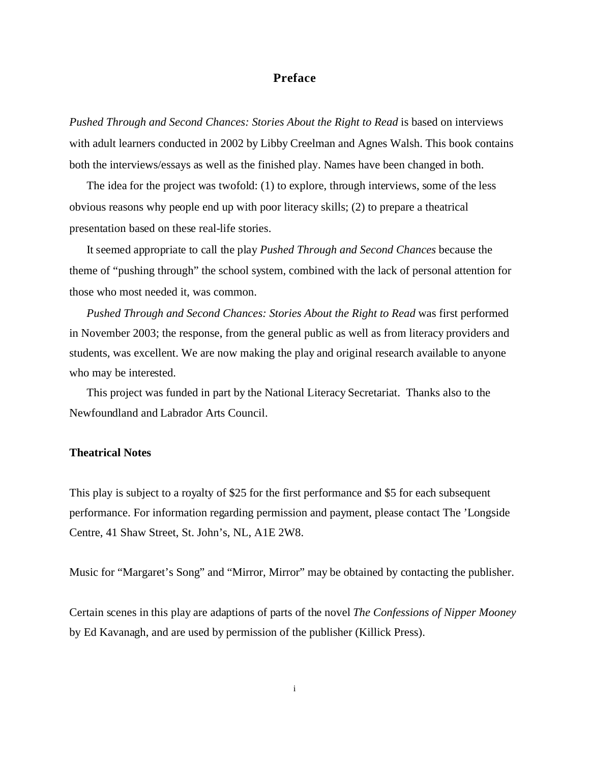# Preface

*Pushed Through and Second Chances: Stories About the Right to Read* is based on interviews with adult learners conducted in 2002 by Libby Creelman and Agnes Walsh. This book contains both the interviews/essays as well as the finished play. Names have been changed in both.

The idea for the project was twofold: (1) to explore, through interviews, some of the less obvious reasons why people end up with poor literacy skills; (2) to prepare a theatrical presentation based on these real-life stories.

It seemed appropriate to call the play *Pushed Through and Second Chances* because the theme of "pushing through" the school system, combined with the lack of personal attention for those who most needed it, was common.

*Pushed Through and Second Chances: Stories About the Right to Read* was first performed in November 2003; the response, from the general public as well as from literacy providers and students, was excellent. We are now making the play and original research available to anyone who may be interested.

This project was funded in part by the National Literacy Secretariat. Thanks also to the Newfoundland and Labrador Arts Council.

## Theatrical Notes

This play is subject to a royalty of $25 for the first performance and $5 for each subsequent performance. For information regarding permission and payment, please contact The 'Longside Centre, 41 Shaw Street, St. John's, NL, A1E 2W8.

Music for "Margaret's Song" and "Mirror, Mirror" may be obtained by contacting the publisher.

Certain scenes in this play are adaptions of parts of the novel *The Confessions of Nipper Mooney* by Ed Kavanagh, and are used by permission of the publisher (Killick Press).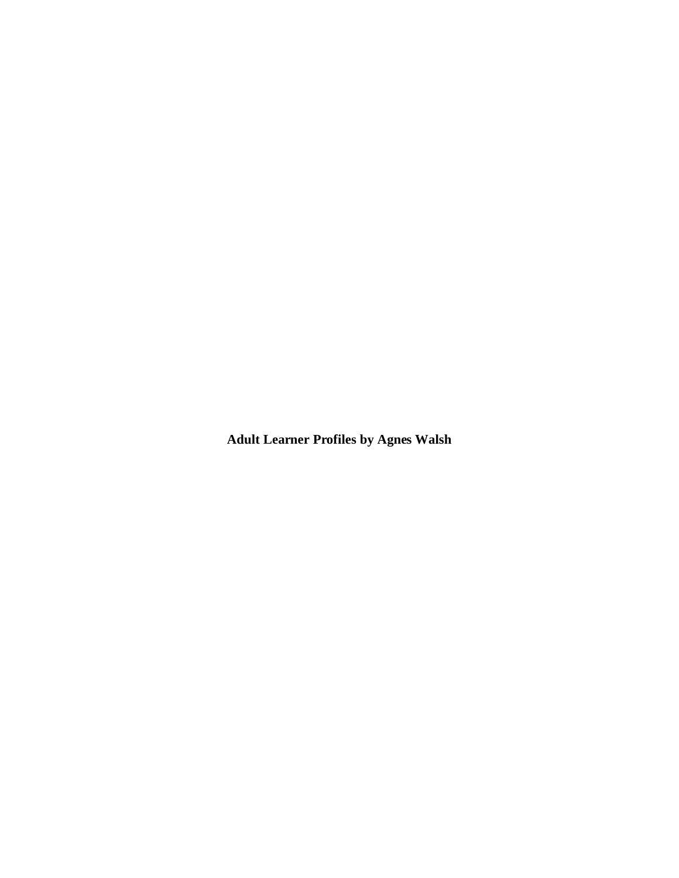**Adult Learner Profiles by Agnes Walsh**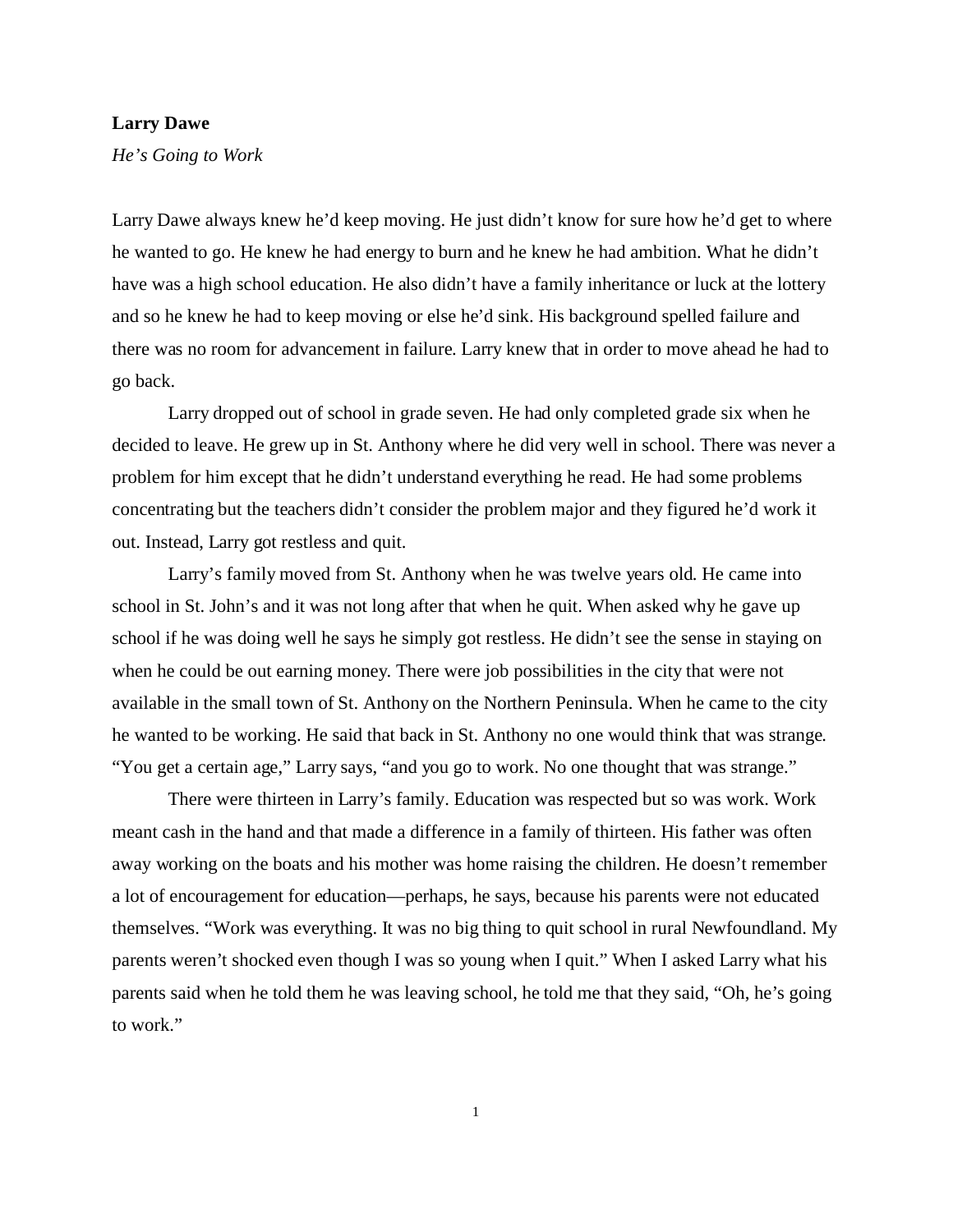**Larry Dawe**

*He's Going to Work*

Larry Dawe always knew he'd keep moving. He just didn't know for sure how he'd get to where he wanted to go. He knew he had energy to burn and he knew he had ambition. What he didn't have was a high school education. He also didn't have a family inheritance or luck at the lottery and so he knew he had to keep moving or else he'd sink. His background spelled failure and there was no room for advancement in failure. Larry knew that in order to move ahead he had to go back.

Larry dropped out of school in grade seven. He had only completed grade six when he decided to leave. He grew up in St. Anthony where he did very well in school. There was never a problem for him except that he didn't understand everything he read. He had some problems concentrating but the teachers didn't consider the problem major and they figured he'd work it out. Instead, Larry got restless and quit.

Larry's family moved from St. Anthony when he was twelve years old. He came into school in St. John's and it was not long after that when he quit. When asked why he gave up school if he was doing well he says he simply got restless. He didn't see the sense in staying on when he could be out earning money. There were job possibilities in the city that were not available in the small town of St. Anthony on the Northern Peninsula. When he came to the city he wanted to be working. He said that back in St. Anthony no one would think that was strange. "You get a certain age," Larry says, "and you go to work. No one thought that was strange."

There were thirteen in Larry's family. Education was respected but so was work. Work meant cash in the hand and that made a difference in a family of thirteen. His father was often away working on the boats and his mother was home raising the children. He doesn't remember a lot of encouragement for education—perhaps, he says, because his parents were not educated themselves. "Work was everything. It was no big thing to quit school in rural Newfoundland. My parents weren't shocked even though I was so young when I quit." When I asked Larry what his parents said when he told them he was leaving school, he told me that they said, "Oh, he's going to work."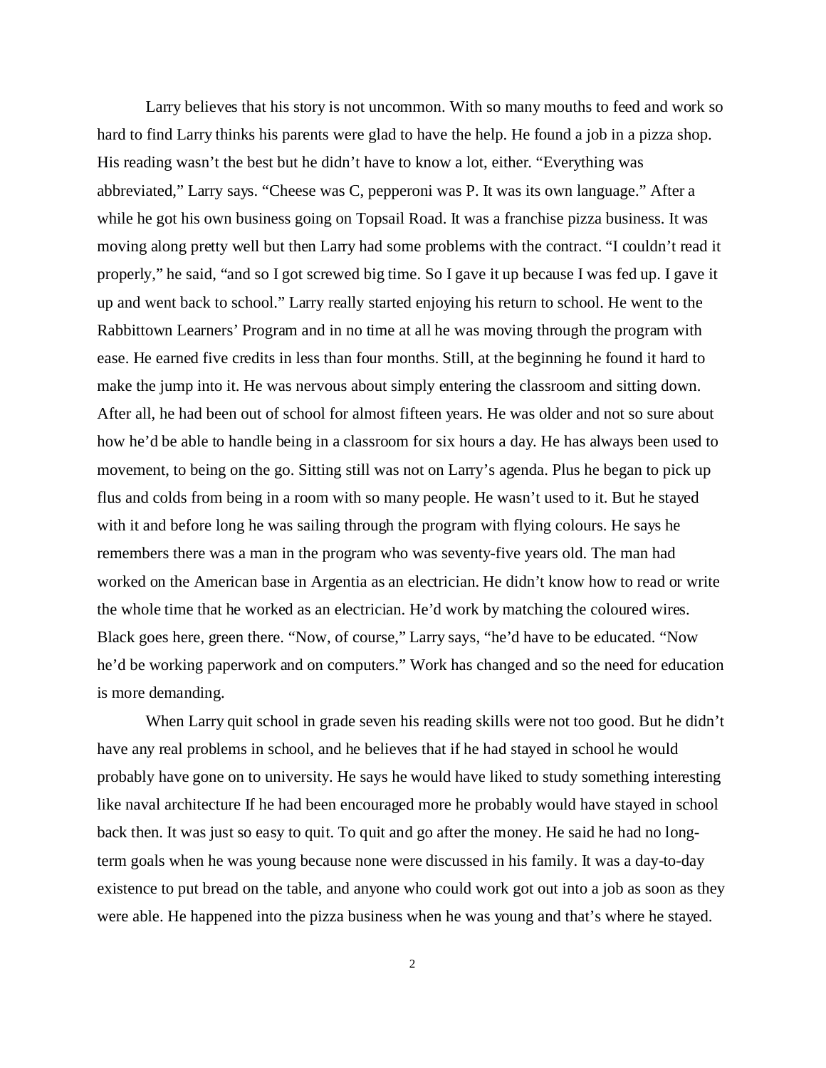Larry believes that his story is not uncommon. With so many mouths to feed and work so hard to find Larry thinks his parents were glad to have the help. He found a job in a pizza shop. His reading wasn't the best but he didn't have to know a lot, either. "Everything was abbreviated," Larry says. "Cheese was C, pepperoni was P. It was its own language." After a while he got his own business going on Topsail Road. It was a franchise pizza business. It was moving along pretty well but then Larry had some problems with the contract. "I couldn't read it properly," he said, "and so I got screwed big time. So I gave it up because I was fed up. I gave it up and went back to school." Larry really started enjoying his return to school. He went to the Rabbittown Learners' Program and in no time at all he was moving through the program with ease. He earned five credits in less than four months. Still, at the beginning he found it hard to make the jump into it. He was nervous about simply entering the classroom and sitting down. After all, he had been out of school for almost fifteen years. He was older and not so sure about how he'd be able to handle being in a classroom for six hours a day. He has always been used to movement, to being on the go. Sitting still was not on Larry's agenda. Plus he began to pick up flus and colds from being in a room with so many people. He wasn't used to it. But he stayed with it and before long he was sailing through the program with flying colours. He says he remembers there was a man in the program who was seventy-five years old. The man had worked on the American base in Argentia as an electrician. He didn't know how to read or write the whole time that he worked as an electrician. He'd work by matching the coloured wires. Black goes here, green there. "Now, of course," Larry says, "he'd have to be educated. "Now he'd be working paperwork and on computers." Work has changed and so the need for education is more demanding.

When Larry quit school in grade seven his reading skills were not too good. But he didn't have any real problems in school, and he believes that if he had stayed in school he would probably have gone on to university. He says he would have liked to study something interesting like naval architecture If he had been encouraged more he probably would have stayed in school back then. It was just so easy to quit. To quit and go after the money. He said he had no long-term goals when he was young because none were discussed in his family. It was a day-to-day existence to put bread on the table, and anyone who could work got out into a job as soon as they were able. He happened into the pizza business when he was young and that's where he stayed.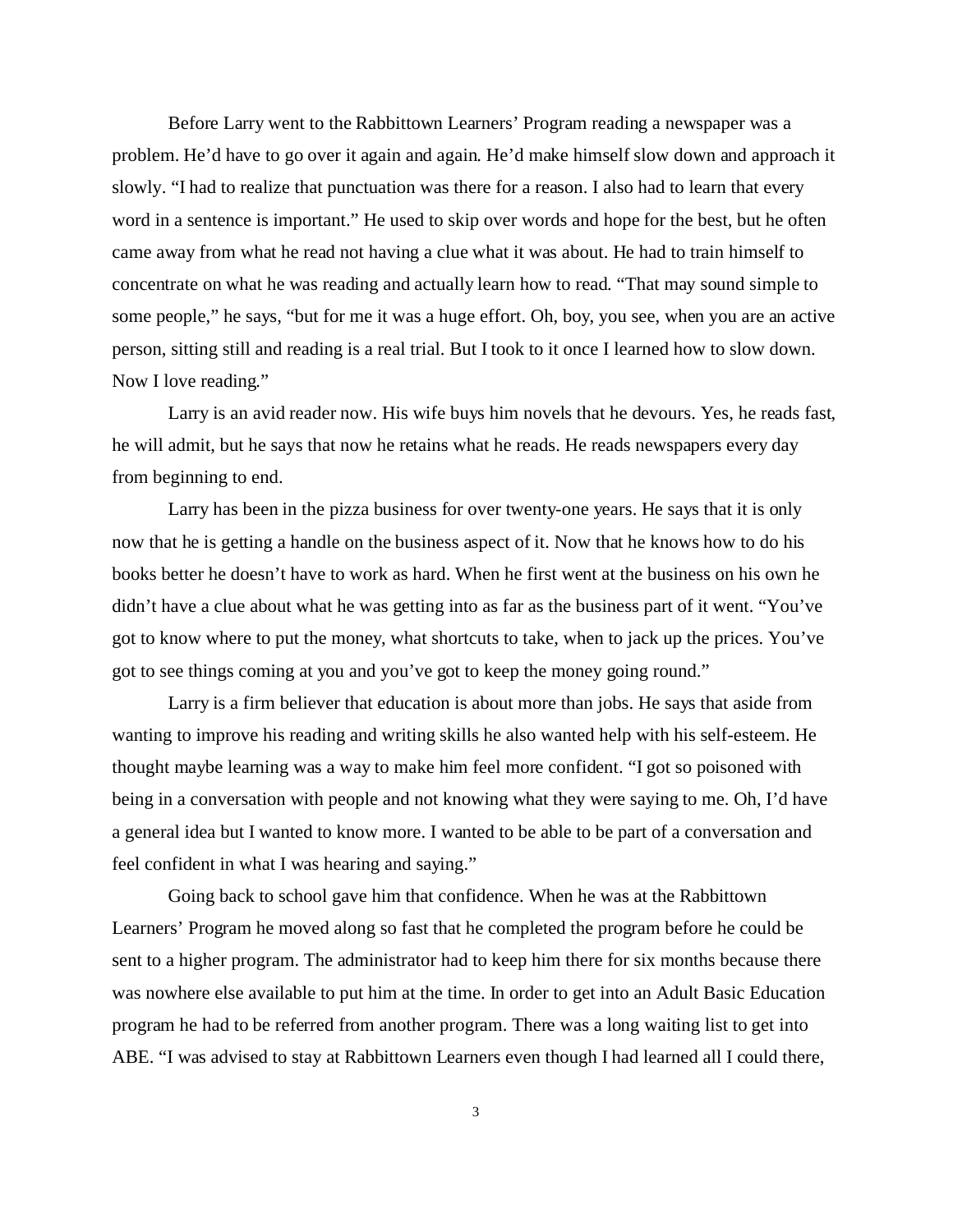Before Larry went to the Rabbittown Learners' Program reading a newspaper was a problem. He'd have to go over it again and again. He'd make himself slow down and approach it slowly. "I had to realize that punctuation was there for a reason. I also had to learn that every word in a sentence is important." He used to skip over words and hope for the best, but he often came away from what he read not having a clue what it was about. He had to train himself to concentrate on what he was reading and actually learn how to read. "That may sound simple to some people," he says, "but for me it was a huge effort. Oh, boy, you see, when you are an active person, sitting still and reading is a real trial. But I took to it once I learned how to slow down. Now I love reading."

Larry is an avid reader now. His wife buys him novels that he devours. Yes, he reads fast, he will admit, but he says that now he retains what he reads. He reads newspapers every day from beginning to end.

Larry has been in the pizza business for over twenty-one years. He says that it is only now that he is getting a handle on the business aspect of it. Now that he knows how to do his books better he doesn't have to work as hard. When he first went at the business on his own he didn't have a clue about what he was getting into as far as the business part of it went. "You've got to know where to put the money, what shortcuts to take, when to jack up the prices. You've got to see things coming at you and you've got to keep the money going round."

Larry is a firm believer that education is about more than jobs. He says that aside from wanting to improve his reading and writing skills he also wanted help with his self-esteem. He thought maybe learning was a way to make him feel more confident. "I got so poisoned with being in a conversation with people and not knowing what they were saying to me. Oh, I'd have a general idea but I wanted to know more. I wanted to be able to be part of a conversation and feel confident in what I was hearing and saying."

Going back to school gave him that confidence. When he was at the Rabbittown Learners' Program he moved along so fast that he completed the program before he could be sent to a higher program. The administrator had to keep him there for six months because there was nowhere else available to put him at the time. In order to get into an Adult Basic Education program he had to be referred from another program. There was a long waiting list to get into ABE. "I was advised to stay at Rabbittown Learners even though I had learned all I could there,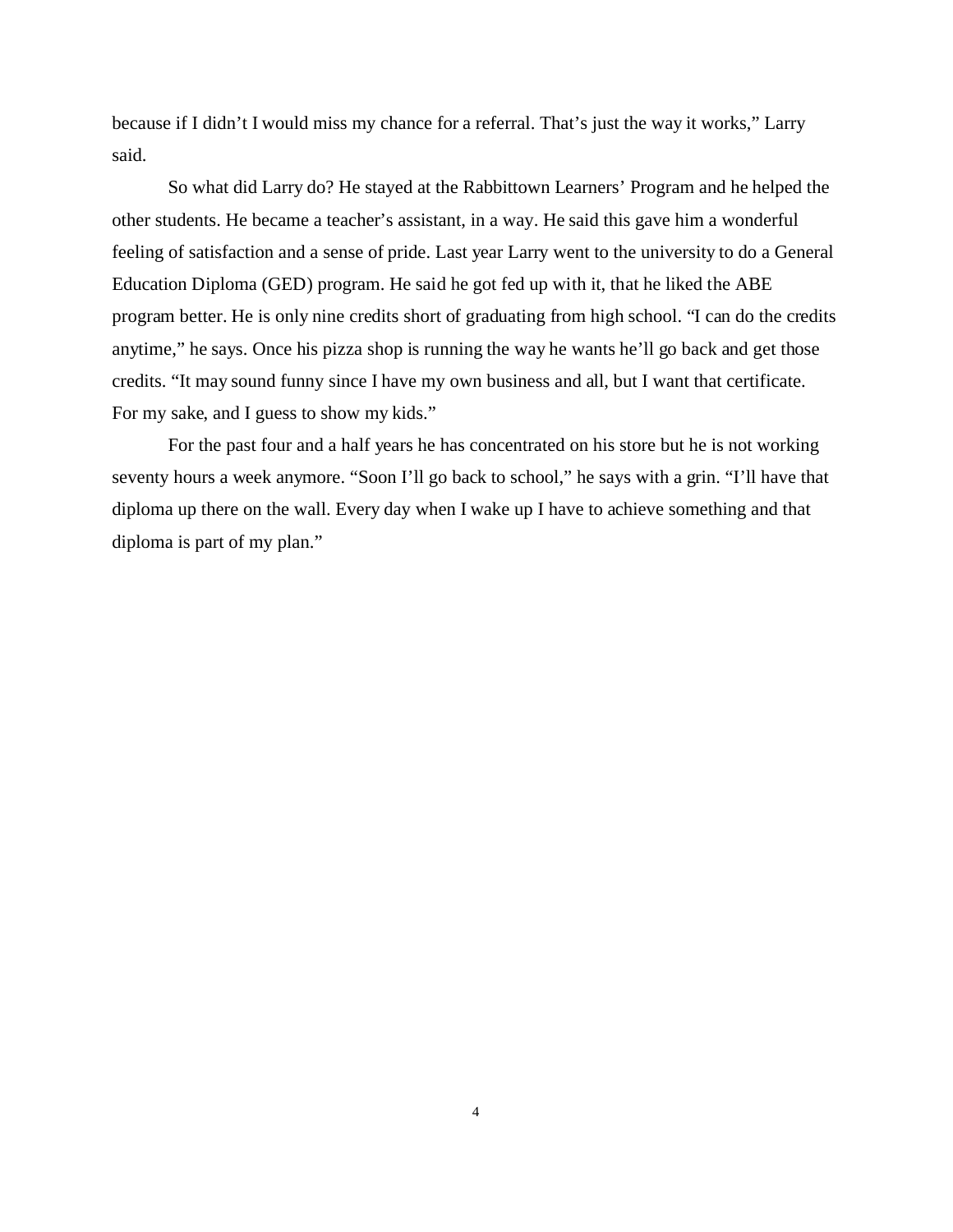because if I didn't I would miss my chance for a referral. That's just the way it works," Larry said.

So what did Larry do? He stayed at the Rabbittown Learners' Program and he helped the other students. He became a teacher's assistant, in a way. He said this gave him a wonderful feeling of satisfaction and a sense of pride. Last year Larry went to the university to do a General Education Diploma (GED) program. He said he got fed up with it, that he liked the ABE program better. He is only nine credits short of graduating from high school. "I can do the credits anytime," he says. Once his pizza shop is running the way he wants he'll go back and get those credits. "It may sound funny since I have my own business and all, but I want that certificate. For my sake, and I guess to show my kids."

For the past four and a half years he has concentrated on his store but he is not working seventy hours a week anymore. "Soon I'll go back to school," he says with a grin. "I'll have that diploma up there on the wall. Every day when I wake up I have to achieve something and that diploma is part of my plan."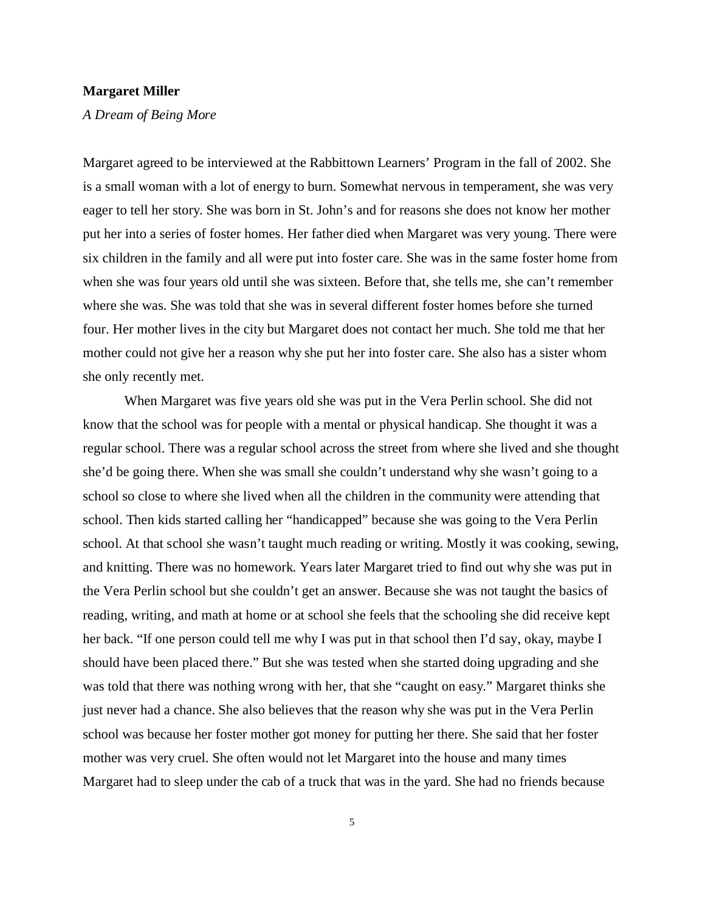**Margaret Miller**

*A Dream of Being More*

Margaret agreed to be interviewed at the Rabbittown Learners' Program in the fall of 2002. She is a small woman with a lot of energy to burn. Somewhat nervous in temperament, she was very eager to tell her story. She was born in St. John's and for reasons she does not know her mother put her into a series of foster homes. Her father died when Margaret was very young. There were six children in the family and all were put into foster care. She was in the same foster home from when she was four years old until she was sixteen. Before that, she tells me, she can't remember where she was. She was told that she was in several different foster homes before she turned four. Her mother lives in the city but Margaret does not contact her much. She told me that her mother could not give her a reason why she put her into foster care. She also has a sister whom she only recently met.

When Margaret was five years old she was put in the Vera Perlin school. She did not know that the school was for people with a mental or physical handicap. She thought it was a regular school. There was a regular school across the street from where she lived and she thought she'd be going there. When she was small she couldn't understand why she wasn't going to a school so close to where she lived when all the children in the community were attending that school. Then kids started calling her "handicapped" because she was going to the Vera Perlin school. At that school she wasn't taught much reading or writing. Mostly it was cooking, sewing, and knitting. There was no homework. Years later Margaret tried to find out why she was put in the Vera Perlin school but she couldn't get an answer. Because she was not taught the basics of reading, writing, and math at home or at school she feels that the schooling she did receive kept her back. "If one person could tell me why I was put in that school then I'd say, okay, maybe I should have been placed there." But she was tested when she started doing upgrading and she was told that there was nothing wrong with her, that she "caught on easy." Margaret thinks she just never had a chance. She also believes that the reason why she was put in the Vera Perlin school was because her foster mother got money for putting her there. She said that her foster mother was very cruel. She often would not let Margaret into the house and many times Margaret had to sleep under the cab of a truck that was in the yard. She had no friends because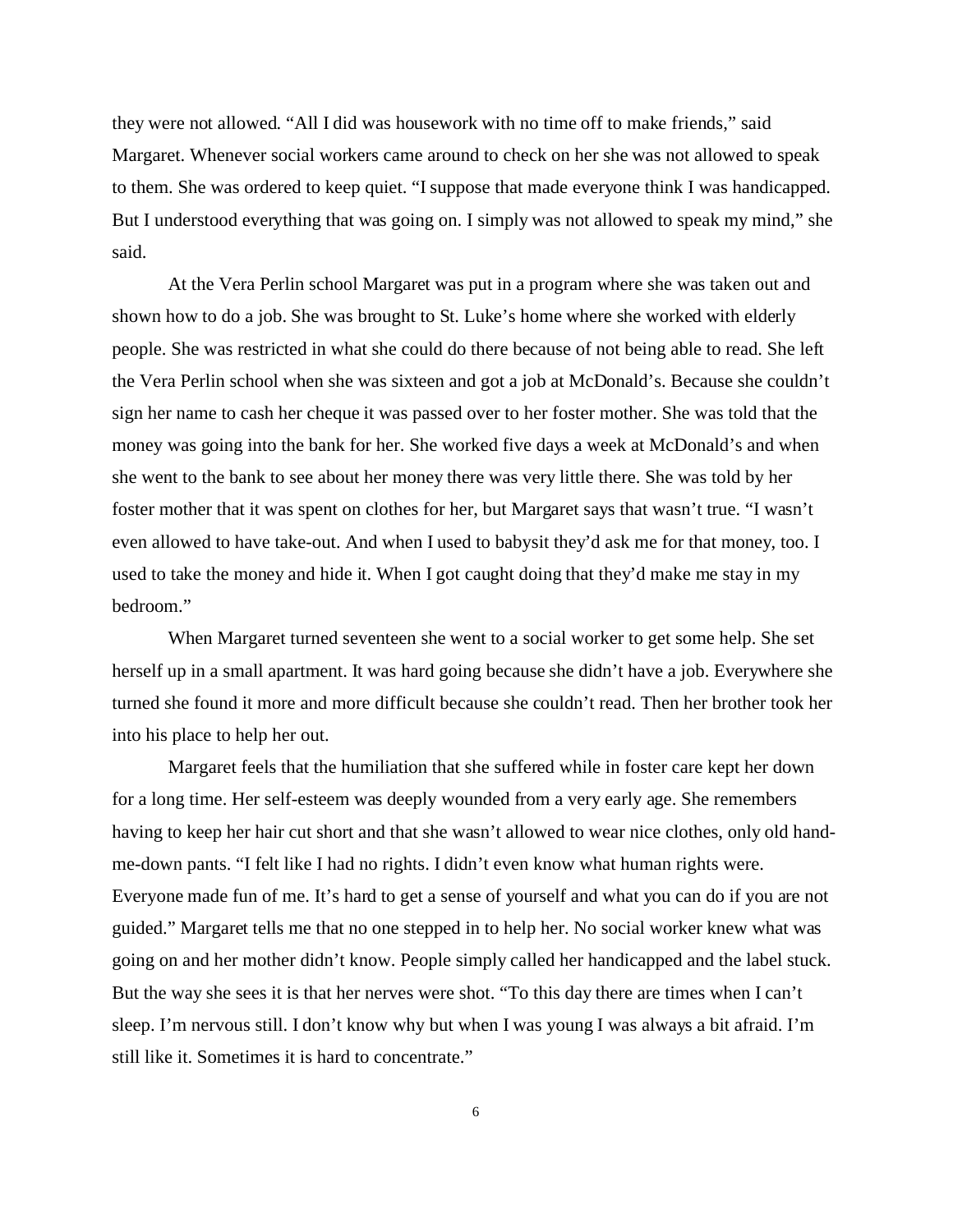they were not allowed. "All I did was housework with no time off to make friends," said Margaret. Whenever social workers came around to check on her she was not allowed to speak to them. She was ordered to keep quiet. "I suppose that made everyone think I was handicapped. But I understood everything that was going on. I simply was not allowed to speak my mind," she said.

At the Vera Perlin school Margaret was put in a program where she was taken out and shown how to do a job. She was brought to St. Luke's home where she worked with elderly people. She was restricted in what she could do there because of not being able to read. She left the Vera Perlin school when she was sixteen and got a job at McDonald's. Because she couldn't sign her name to cash her cheque it was passed over to her foster mother. She was told that the money was going into the bank for her. She worked five days a week at McDonald's and when she went to the bank to see about her money there was very little there. She was told by her foster mother that it was spent on clothes for her, but Margaret says that wasn't true. "I wasn't even allowed to have take-out. And when I used to babysit they'd ask me for that money, too. I used to take the money and hide it. When I got caught doing that they'd make me stay in my bedroom."

When Margaret turned seventeen she went to a social worker to get some help. She set herself up in a small apartment. It was hard going because she didn't have a job. Everywhere she turned she found it more and more difficult because she couldn't read. Then her brother took her into his place to help her out.

Margaret feels that the humiliation that she suffered while in foster care kept her down for a long time. Her self-esteem was deeply wounded from a very early age. She remembers having to keep her hair cut short and that she wasn't allowed to wear nice clothes, only old hand-me-down pants. "I felt like I had no rights. I didn't even know what human rights were. Everyone made fun of me. It's hard to get a sense of yourself and what you can do if you are not guided." Margaret tells me that no one stepped in to help her. No social worker knew what was going on and her mother didn't know. People simply called her handicapped and the label stuck. But the way she sees it is that her nerves were shot. "To this day there are times when I can't sleep. I'm nervous still. I don't know why but when I was young I was always a bit afraid. I'm still like it. Sometimes it is hard to concentrate."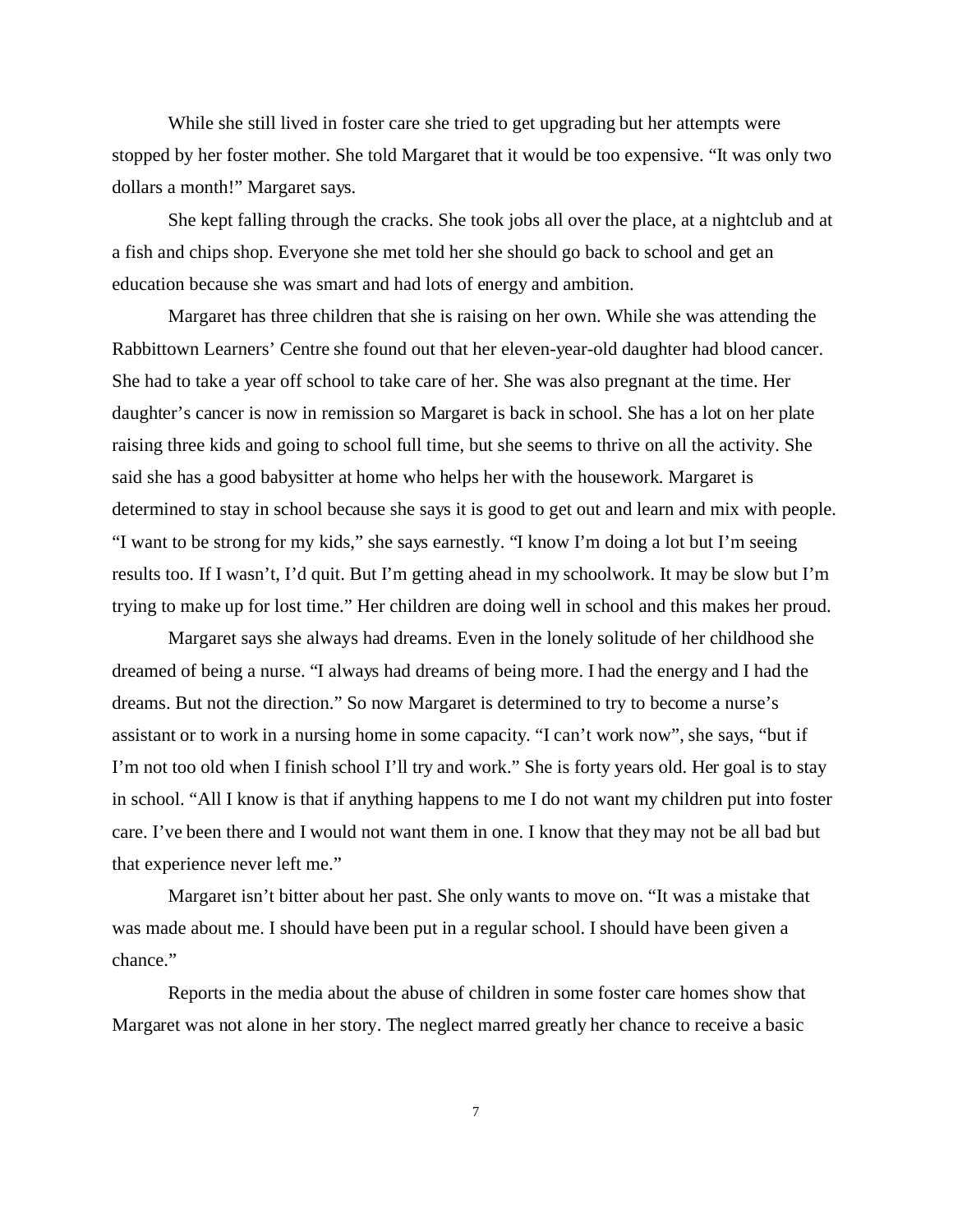While she still lived in foster care she tried to get upgrading but her attempts were stopped by her foster mother. She told Margaret that it would be too expensive. "It was only two dollars a month!" Margaret says.

She kept falling through the cracks. She took jobs all over the place, at a nightclub and at a fish and chips shop. Everyone she met told her she should go back to school and get an education because she was smart and had lots of energy and ambition.

Margaret has three children that she is raising on her own. While she was attending the Rabbittown Learners' Centre she found out that her eleven-year-old daughter had blood cancer. She had to take a year off school to take care of her. She was also pregnant at the time. Her daughter's cancer is now in remission so Margaret is back in school. She has a lot on her plate raising three kids and going to school full time, but she seems to thrive on all the activity. She said she has a good babysitter at home who helps her with the housework. Margaret is determined to stay in school because she says it is good to get out and learn and mix with people. "I want to be strong for my kids," she says earnestly. "I know I'm doing a lot but I'm seeing results too. If I wasn't, I'd quit. But I'm getting ahead in my schoolwork. It may be slow but I'm trying to make up for lost time." Her children are doing well in school and this makes her proud.

Margaret says she always had dreams. Even in the lonely solitude of her childhood she dreamed of being a nurse. "I always had dreams of being more. I had the energy and I had the dreams. But not the direction." So now Margaret is determined to try to become a nurse's assistant or to work in a nursing home in some capacity. "I can't work now", she says, "but if I'm not too old when I finish school I'll try and work." She is forty years old. Her goal is to stay in school. "All I know is that if anything happens to me I do not want my children put into foster care. I've been there and I would not want them in one. I know that they may not be all bad but that experience never left me."

Margaret isn't bitter about her past. She only wants to move on. "It was a mistake that was made about me. I should have been put in a regular school. I should have been given a chance."

Reports in the media about the abuse of children in some foster care homes show that Margaret was not alone in her story. The neglect marred greatly her chance to receive a basic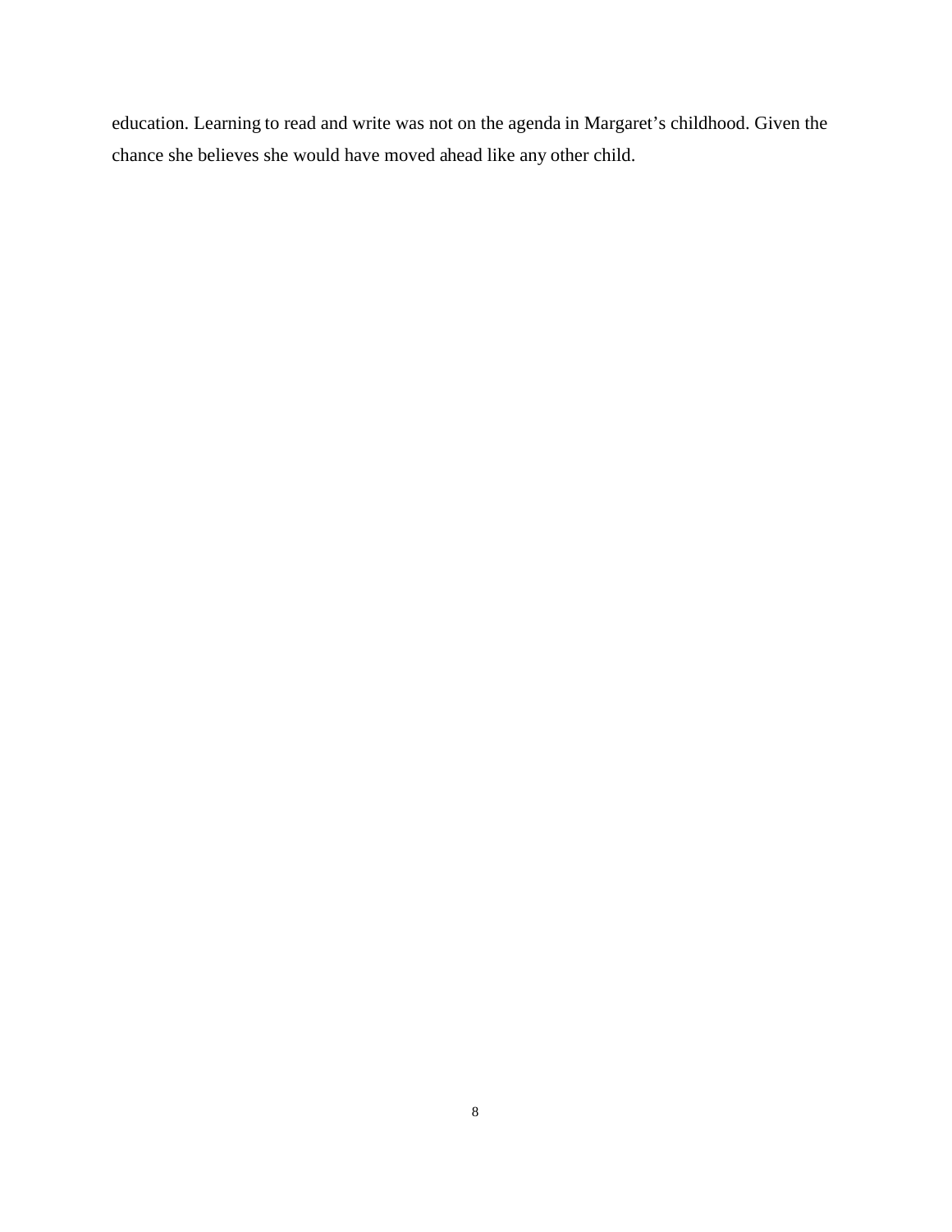education. Learning to read and write was not on the agenda in Margaret’s childhood. Given the chance she believes she would have moved ahead like any other child.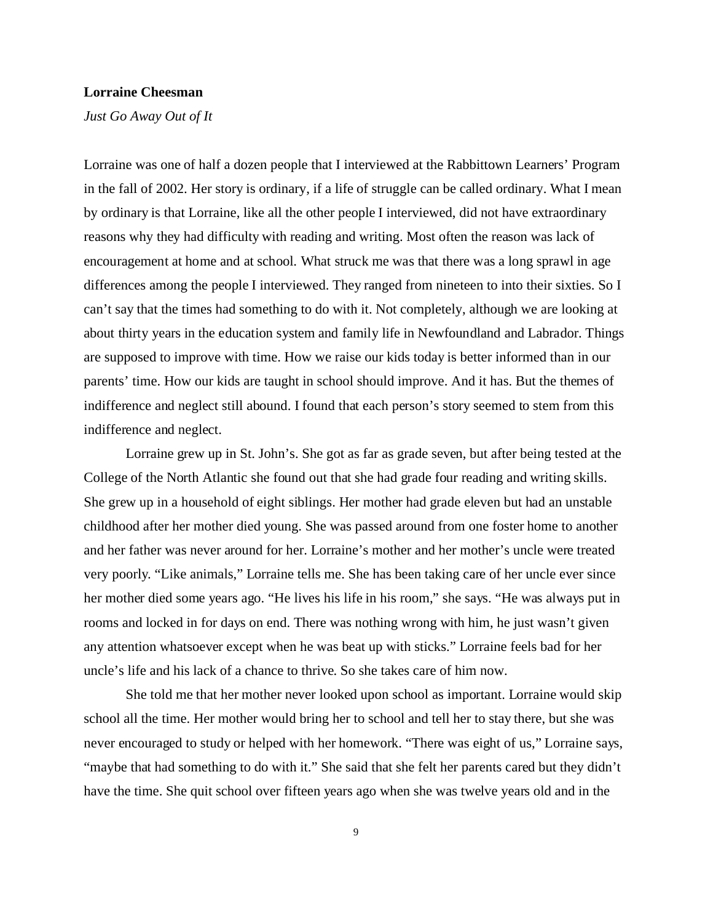**Lorraine Cheesman**

*Just Go Away Out of It*

Lorraine was one of half a dozen people that I interviewed at the Rabbittown Learners' Program in the fall of 2002. Her story is ordinary, if a life of struggle can be called ordinary. What I mean by ordinary is that Lorraine, like all the other people I interviewed, did not have extraordinary reasons why they had difficulty with reading and writing. Most often the reason was lack of encouragement at home and at school. What struck me was that there was a long sprawl in age differences among the people I interviewed. They ranged from nineteen to into their sixties. So I can't say that the times had something to do with it. Not completely, although we are looking at about thirty years in the education system and family life in Newfoundland and Labrador. Things are supposed to improve with time. How we raise our kids today is better informed than in our parents' time. How our kids are taught in school should improve. And it has. But the themes of indifference and neglect still abound. I found that each person's story seemed to stem from this indifference and neglect.

Lorraine grew up in St. John's. She got as far as grade seven, but after being tested at the College of the North Atlantic she found out that she had grade four reading and writing skills. She grew up in a household of eight siblings. Her mother had grade eleven but had an unstable childhood after her mother died young. She was passed around from one foster home to another and her father was never around for her. Lorraine's mother and her mother's uncle were treated very poorly. "Like animals," Lorraine tells me. She has been taking care of her uncle ever since her mother died some years ago. "He lives his life in his room," she says. "He was always put in rooms and locked in for days on end. There was nothing wrong with him, he just wasn't given any attention whatsoever except when he was beat up with sticks." Lorraine feels bad for her uncle's life and his lack of a chance to thrive. So she takes care of him now.

She told me that her mother never looked upon school as important. Lorraine would skip school all the time. Her mother would bring her to school and tell her to stay there, but she was never encouraged to study or helped with her homework. "There was eight of us," Lorraine says, "maybe that had something to do with it." She said that she felt her parents cared but they didn't have the time. She quit school over fifteen years ago when she was twelve years old and in the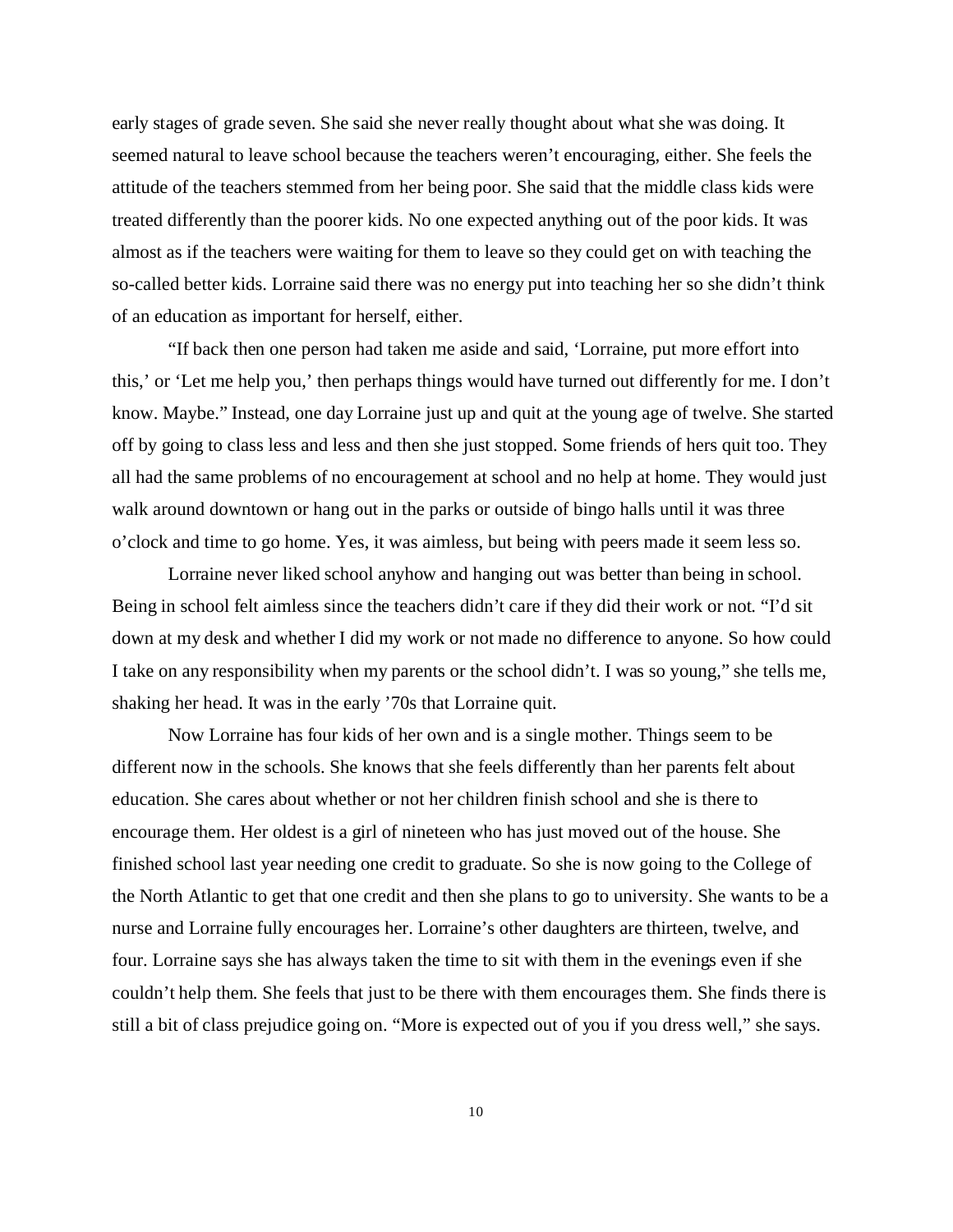early stages of grade seven. She said she never really thought about what she was doing. It seemed natural to leave school because the teachers weren't encouraging, either. She feels the attitude of the teachers stemmed from her being poor. She said that the middle class kids were treated differently than the poorer kids. No one expected anything out of the poor kids. It was almost as if the teachers were waiting for them to leave so they could get on with teaching the so-called better kids. Lorraine said there was no energy put into teaching her so she didn't think of an education as important for herself, either.

"If back then one person had taken me aside and said, 'Lorraine, put more effort into this,' or 'Let me help you,' then perhaps things would have turned out differently for me. I don't know. Maybe." Instead, one day Lorraine just up and quit at the young age of twelve. She started off by going to class less and less and then she just stopped. Some friends of hers quit too. They all had the same problems of no encouragement at school and no help at home. They would just walk around downtown or hang out in the parks or outside of bingo halls until it was three o'clock and time to go home. Yes, it was aimless, but being with peers made it seem less so.

Lorraine never liked school anyhow and hanging out was better than being in school. Being in school felt aimless since the teachers didn't care if they did their work or not. "I'd sit down at my desk and whether I did my work or not made no difference to anyone. So how could I take on any responsibility when my parents or the school didn't. I was so young," she tells me, shaking her head. It was in the early '70s that Lorraine quit.

Now Lorraine has four kids of her own and is a single mother. Things seem to be different now in the schools. She knows that she feels differently than her parents felt about education. She cares about whether or not her children finish school and she is there to encourage them. Her oldest is a girl of nineteen who has just moved out of the house. She finished school last year needing one credit to graduate. So she is now going to the College of the North Atlantic to get that one credit and then she plans to go to university. She wants to be a nurse and Lorraine fully encourages her. Lorraine's other daughters are thirteen, twelve, and four. Lorraine says she has always taken the time to sit with them in the evenings even if she couldn't help them. She feels that just to be there with them encourages them. She finds there is still a bit of class prejudice going on. "More is expected out of you if you dress well," she says.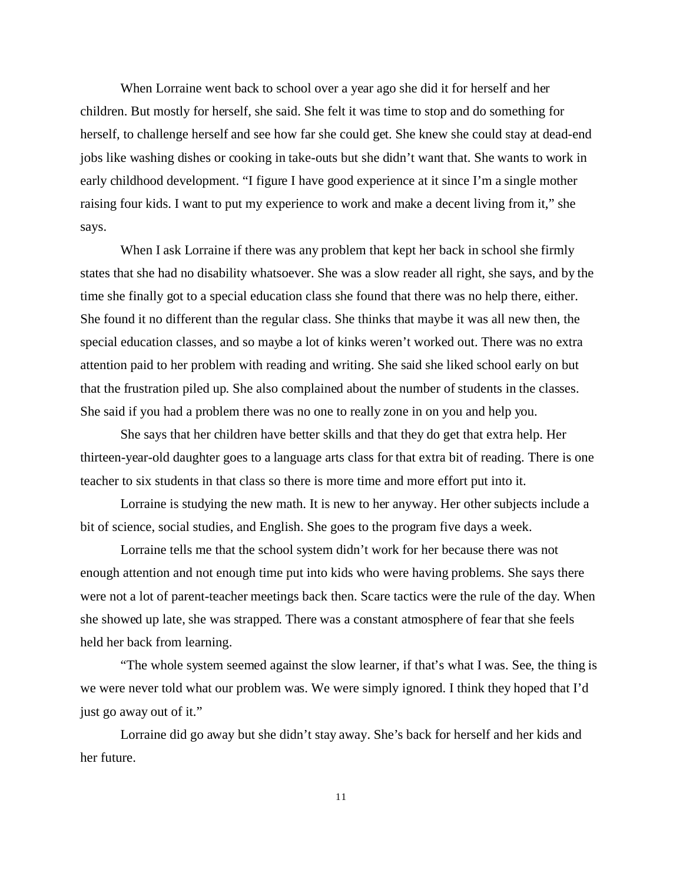When Lorraine went back to school over a year ago she did it for herself and her children. But mostly for herself, she said. She felt it was time to stop and do something for herself, to challenge herself and see how far she could get. She knew she could stay at dead-end jobs like washing dishes or cooking in take-outs but she didn't want that. She wants to work in early childhood development. "I figure I have good experience at it since I'm a single mother raising four kids. I want to put my experience to work and make a decent living from it," she says.

When I ask Lorraine if there was any problem that kept her back in school she firmly states that she had no disability whatsoever. She was a slow reader all right, she says, and by the time she finally got to a special education class she found that there was no help there, either. She found it no different than the regular class. She thinks that maybe it was all new then, the special education classes, and so maybe a lot of kinks weren't worked out. There was no extra attention paid to her problem with reading and writing. She said she liked school early on but that the frustration piled up. She also complained about the number of students in the classes. She said if you had a problem there was no one to really zone in on you and help you.

She says that her children have better skills and that they do get that extra help. Her thirteen-year-old daughter goes to a language arts class for that extra bit of reading. There is one teacher to six students in that class so there is more time and more effort put into it.

Lorraine is studying the new math. It is new to her anyway. Her other subjects include a bit of science, social studies, and English. She goes to the program five days a week.

Lorraine tells me that the school system didn't work for her because there was not enough attention and not enough time put into kids who were having problems. She says there were not a lot of parent-teacher meetings back then. Scare tactics were the rule of the day. When she showed up late, she was strapped. There was a constant atmosphere of fear that she feels held her back from learning.

"The whole system seemed against the slow learner, if that's what I was. See, the thing is we were never told what our problem was. We were simply ignored. I think they hoped that I'd just go away out of it."

Lorraine did go away but she didn't stay away. She's back for herself and her kids and her future.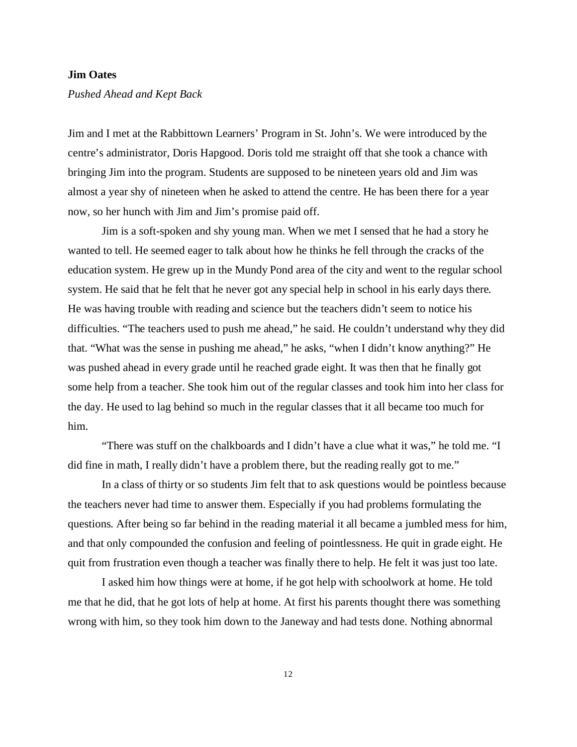**Jim Oates**

*Pushed Ahead and Kept Back*

Jim and I met at the Rabbittown Learners' Program in St. John's. We were introduced by the centre's administrator, Doris Hapgood. Doris told me straight off that she took a chance with bringing Jim into the program. Students are supposed to be nineteen years old and Jim was almost a year shy of nineteen when he asked to attend the centre. He has been there for a year now, so her hunch with Jim and Jim's promise paid off.

Jim is a soft-spoken and shy young man. When we met I sensed that he had a story he wanted to tell. He seemed eager to talk about how he thinks he fell through the cracks of the education system. He grew up in the Mundy Pond area of the city and went to the regular school system. He said that he felt that he never got any special help in school in his early days there. He was having trouble with reading and science but the teachers didn't seem to notice his difficulties. "The teachers used to push me ahead," he said. He couldn't understand why they did that. "What was the sense in pushing me ahead," he asks, "when I didn't know anything?" He was pushed ahead in every grade until he reached grade eight. It was then that he finally got some help from a teacher. She took him out of the regular classes and took him into her class for the day. He used to lag behind so much in the regular classes that it all became too much for him.

"There was stuff on the chalkboards and I didn't have a clue what it was," he told me. "I did fine in math, I really didn't have a problem there, but the reading really got to me."

In a class of thirty or so students Jim felt that to ask questions would be pointless because the teachers never had time to answer them. Especially if you had problems formulating the questions. After being so far behind in the reading material it all became a jumbled mess for him, and that only compounded the confusion and feeling of pointlessness. He quit in grade eight. He quit from frustration even though a teacher was finally there to help. He felt it was just too late.

I asked him how things were at home, if he got help with schoolwork at home. He told me that he did, that he got lots of help at home. At first his parents thought there was something wrong with him, so they took him down to the Janeway and had tests done. Nothing abnormal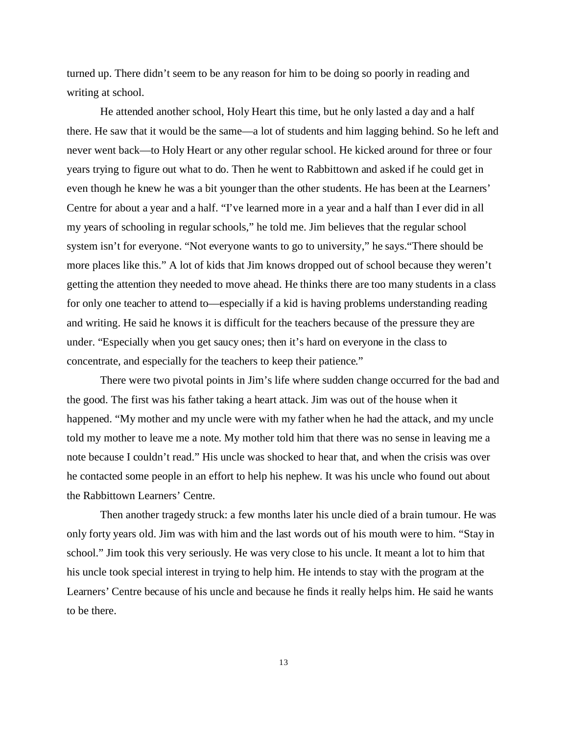turned up. There didn't seem to be any reason for him to be doing so poorly in reading and writing at school.

He attended another school, Holy Heart this time, but he only lasted a day and a half there. He saw that it would be the same—a lot of students and him lagging behind. So he left and never went back—to Holy Heart or any other regular school. He kicked around for three or four years trying to figure out what to do. Then he went to Rabbittown and asked if he could get in even though he knew he was a bit younger than the other students. He has been at the Learners' Centre for about a year and a half. "I've learned more in a year and a half than I ever did in all my years of schooling in regular schools," he told me. Jim believes that the regular school system isn't for everyone. "Not everyone wants to go to university," he says."There should be more places like this." A lot of kids that Jim knows dropped out of school because they weren't getting the attention they needed to move ahead. He thinks there are too many students in a class for only one teacher to attend to—especially if a kid is having problems understanding reading and writing. He said he knows it is difficult for the teachers because of the pressure they are under. "Especially when you get saucy ones; then it's hard on everyone in the class to concentrate, and especially for the teachers to keep their patience."

There were two pivotal points in Jim's life where sudden change occurred for the bad and the good. The first was his father taking a heart attack. Jim was out of the house when it happened. "My mother and my uncle were with my father when he had the attack, and my uncle told my mother to leave me a note. My mother told him that there was no sense in leaving me a note because I couldn't read." His uncle was shocked to hear that, and when the crisis was over he contacted some people in an effort to help his nephew. It was his uncle who found out about the Rabbittown Learners' Centre.

Then another tragedy struck: a few months later his uncle died of a brain tumour. He was only forty years old. Jim was with him and the last words out of his mouth were to him. "Stay in school." Jim took this very seriously. He was very close to his uncle. It meant a lot to him that his uncle took special interest in trying to help him. He intends to stay with the program at the Learners' Centre because of his uncle and because he finds it really helps him. He said he wants to be there.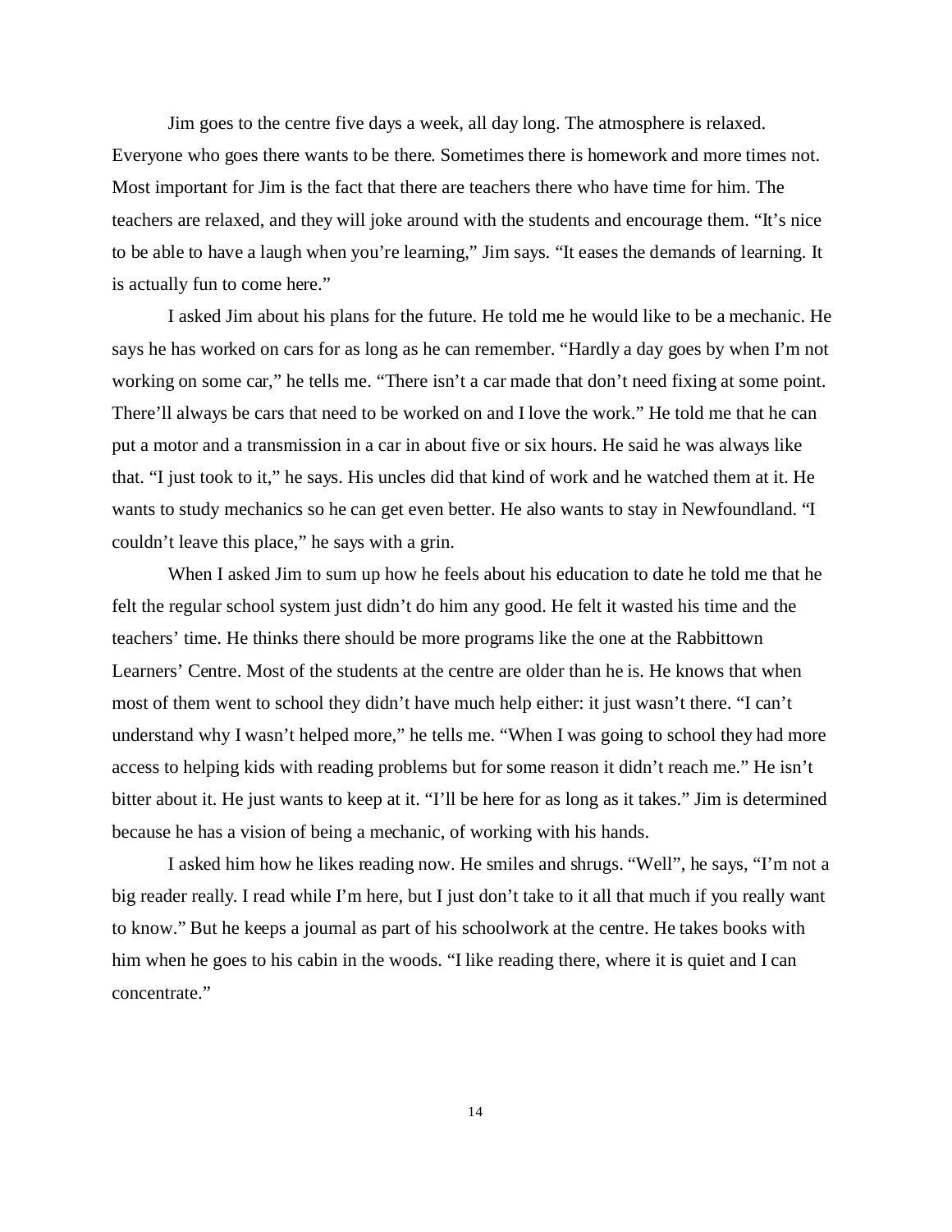Jim goes to the centre five days a week, all day long. The atmosphere is relaxed. Everyone who goes there wants to be there. Sometimes there is homework and more times not. Most important for Jim is the fact that there are teachers there who have time for him. The teachers are relaxed, and they will joke around with the students and encourage them. "It's nice to be able to have a laugh when you're learning," Jim says. "It eases the demands of learning. It is actually fun to come here."

I asked Jim about his plans for the future. He told me he would like to be a mechanic. He says he has worked on cars for as long as he can remember. "Hardly a day goes by when I'm not working on some car," he tells me. "There isn't a car made that don't need fixing at some point. There'll always be cars that need to be worked on and I love the work." He told me that he can put a motor and a transmission in a car in about five or six hours. He said he was always like that. "I just took to it," he says. His uncles did that kind of work and he watched them at it. He wants to study mechanics so he can get even better. He also wants to stay in Newfoundland. "I couldn't leave this place," he says with a grin.

When I asked Jim to sum up how he feels about his education to date he told me that he felt the regular school system just didn't do him any good. He felt it wasted his time and the teachers' time. He thinks there should be more programs like the one at the Rabbittown Learners' Centre. Most of the students at the centre are older than he is. He knows that when most of them went to school they didn't have much help either: it just wasn't there. "I can't understand why I wasn't helped more," he tells me. "When I was going to school they had more access to helping kids with reading problems but for some reason it didn't reach me." He isn't bitter about it. He just wants to keep at it. "I'll be here for as long as it takes." Jim is determined because he has a vision of being a mechanic, of working with his hands.

I asked him how he likes reading now. He smiles and shrugs. "Well", he says, "I'm not a big reader really. I read while I'm here, but I just don't take to it all that much if you really want to know." But he keeps a journal as part of his schoolwork at the centre. He takes books with him when he goes to his cabin in the woods. "I like reading there, where it is quiet and I can concentrate."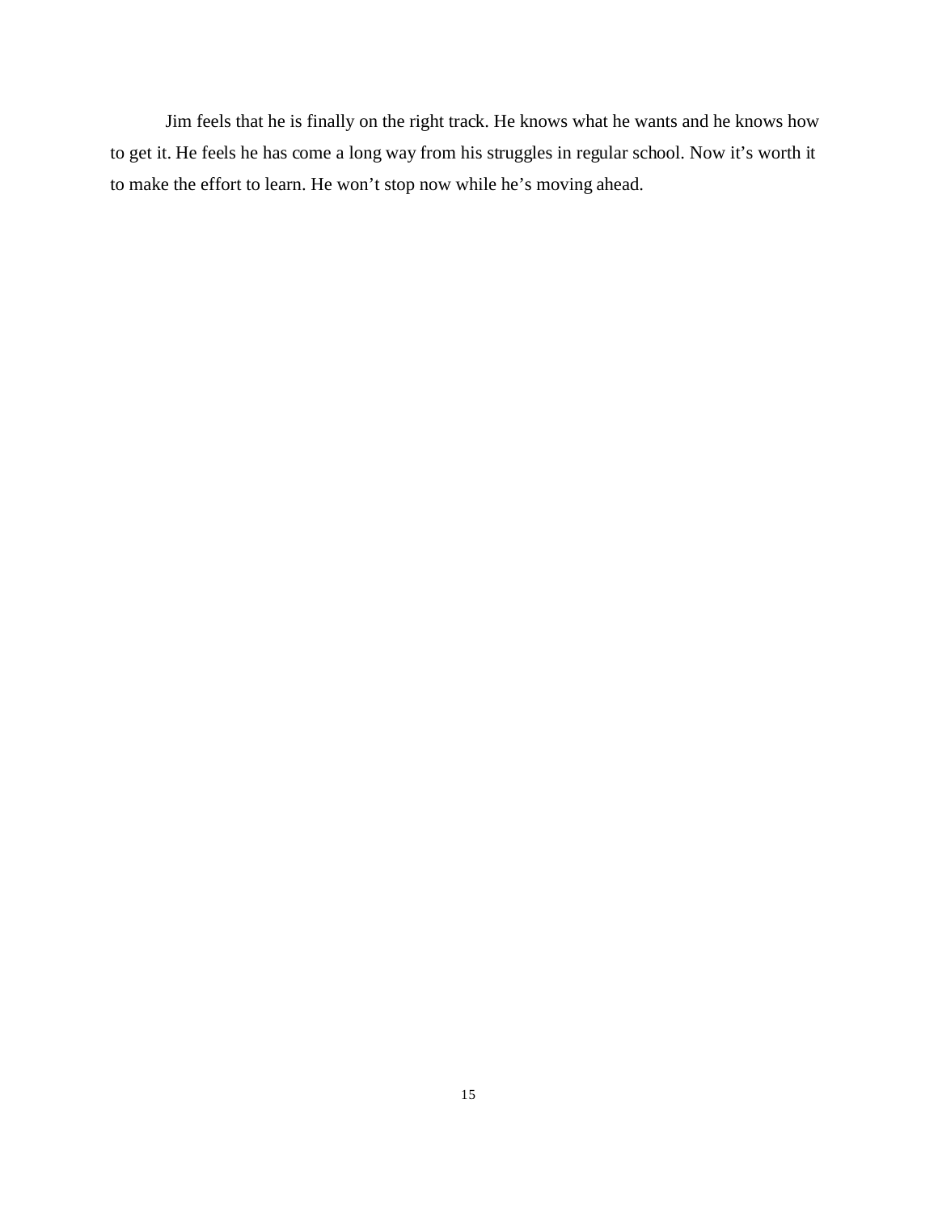Jim feels that he is finally on the right track. He knows what he wants and he knows how to get it. He feels he has come a long way from his struggles in regular school. Now it's worth it to make the effort to learn. He won't stop now while he's moving ahead.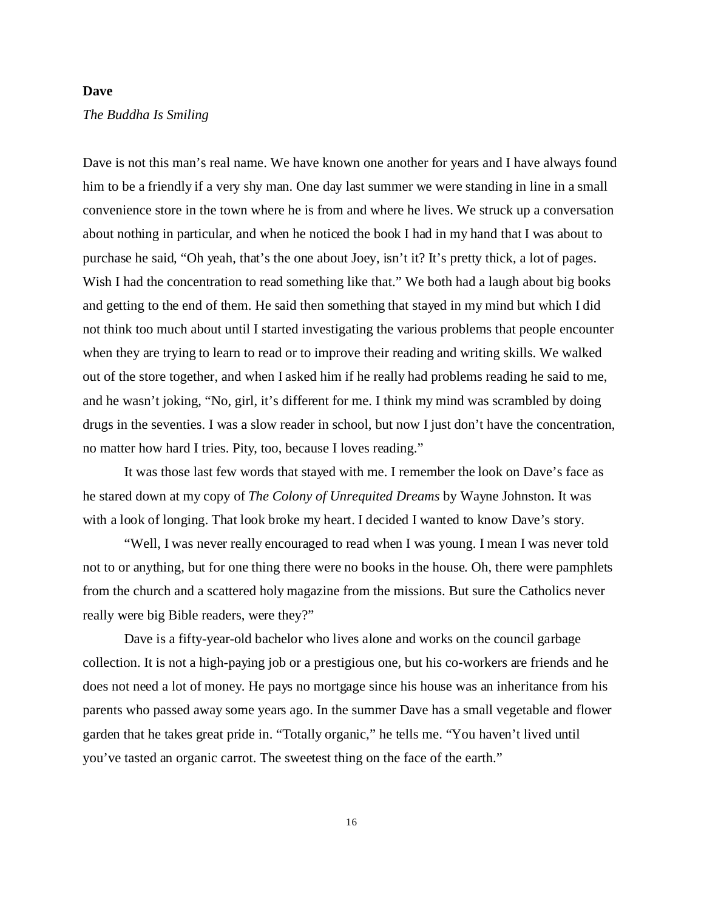**Dave**

*The Buddha Is Smiling*

Dave is not this man's real name. We have known one another for years and I have always found him to be a friendly if a very shy man. One day last summer we were standing in line in a small convenience store in the town where he is from and where he lives. We struck up a conversation about nothing in particular, and when he noticed the book I had in my hand that I was about to purchase he said, "Oh yeah, that's the one about Joey, isn't it? It's pretty thick, a lot of pages. Wish I had the concentration to read something like that." We both had a laugh about big books and getting to the end of them. He said then something that stayed in my mind but which I did not think too much about until I started investigating the various problems that people encounter when they are trying to learn to read or to improve their reading and writing skills. We walked out of the store together, and when I asked him if he really had problems reading he said to me, and he wasn't joking, "No, girl, it's different for me. I think my mind was scrambled by doing drugs in the seventies. I was a slow reader in school, but now I just don't have the concentration, no matter how hard I tries. Pity, too, because I loves reading."

It was those last few words that stayed with me. I remember the look on Dave's face as he stared down at my copy of *The Colony of Unrequited Dreams* by Wayne Johnston. It was with a look of longing. That look broke my heart. I decided I wanted to know Dave's story.

"Well, I was never really encouraged to read when I was young. I mean I was never told not to or anything, but for one thing there were no books in the house. Oh, there were pamphlets from the church and a scattered holy magazine from the missions. But sure the Catholics never really were big Bible readers, were they?"

Dave is a fifty-year-old bachelor who lives alone and works on the council garbage collection. It is not a high-paying job or a prestigious one, but his co-workers are friends and he does not need a lot of money. He pays no mortgage since his house was an inheritance from his parents who passed away some years ago. In the summer Dave has a small vegetable and flower garden that he takes great pride in. "Totally organic," he tells me. "You haven't lived until you've tasted an organic carrot. The sweetest thing on the face of the earth."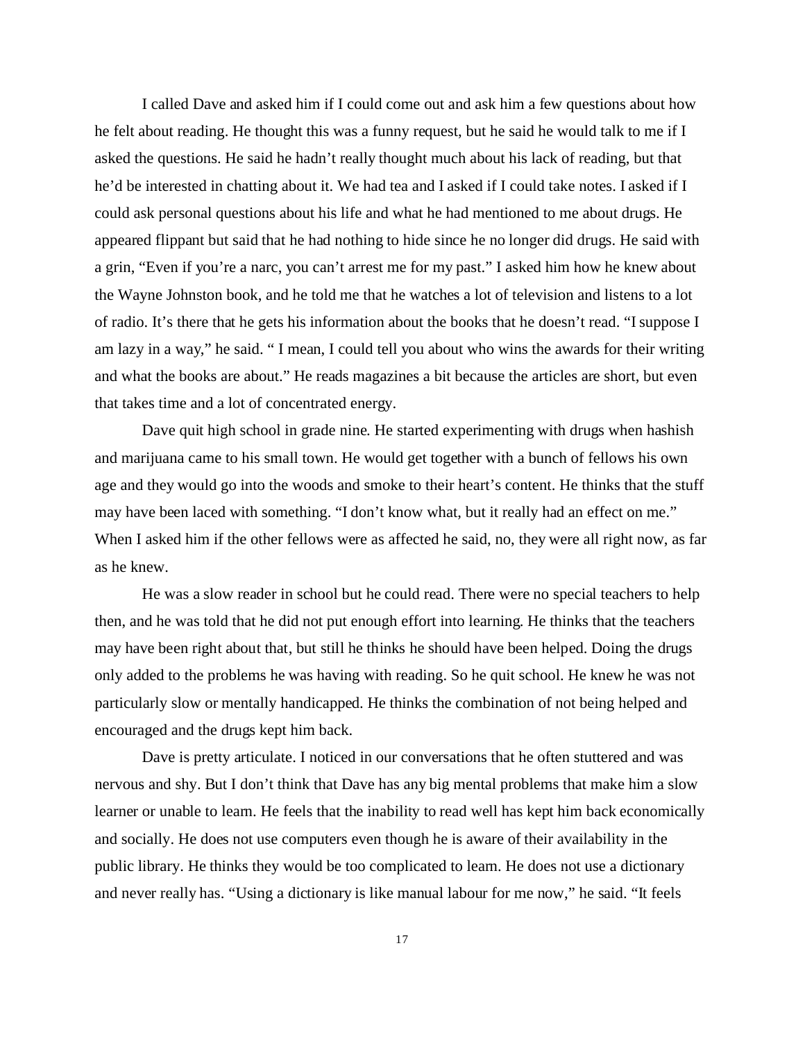I called Dave and asked him if I could come out and ask him a few questions about how he felt about reading. He thought this was a funny request, but he said he would talk to me if I asked the questions. He said he hadn't really thought much about his lack of reading, but that he'd be interested in chatting about it. We had tea and I asked if I could take notes. I asked if I could ask personal questions about his life and what he had mentioned to me about drugs. He appeared flippant but said that he had nothing to hide since he no longer did drugs. He said with a grin, "Even if you're a narc, you can't arrest me for my past." I asked him how he knew about the Wayne Johnston book, and he told me that he watches a lot of television and listens to a lot of radio. It's there that he gets his information about the books that he doesn't read. "I suppose I am lazy in a way," he said. " I mean, I could tell you about who wins the awards for their writing and what the books are about." He reads magazines a bit because the articles are short, but even that takes time and a lot of concentrated energy.

Dave quit high school in grade nine. He started experimenting with drugs when hashish and marijuana came to his small town. He would get together with a bunch of fellows his own age and they would go into the woods and smoke to their heart's content. He thinks that the stuff may have been laced with something. "I don't know what, but it really had an effect on me." When I asked him if the other fellows were as affected he said, no, they were all right now, as far as he knew.

He was a slow reader in school but he could read. There were no special teachers to help then, and he was told that he did not put enough effort into learning. He thinks that the teachers may have been right about that, but still he thinks he should have been helped. Doing the drugs only added to the problems he was having with reading. So he quit school. He knew he was not particularly slow or mentally handicapped. He thinks the combination of not being helped and encouraged and the drugs kept him back.

Dave is pretty articulate. I noticed in our conversations that he often stuttered and was nervous and shy. But I don't think that Dave has any big mental problems that make him a slow learner or unable to learn. He feels that the inability to read well has kept him back economically and socially. He does not use computers even though he is aware of their availability in the public library. He thinks they would be too complicated to learn. He does not use a dictionary and never really has. "Using a dictionary is like manual labour for me now," he said. "It feels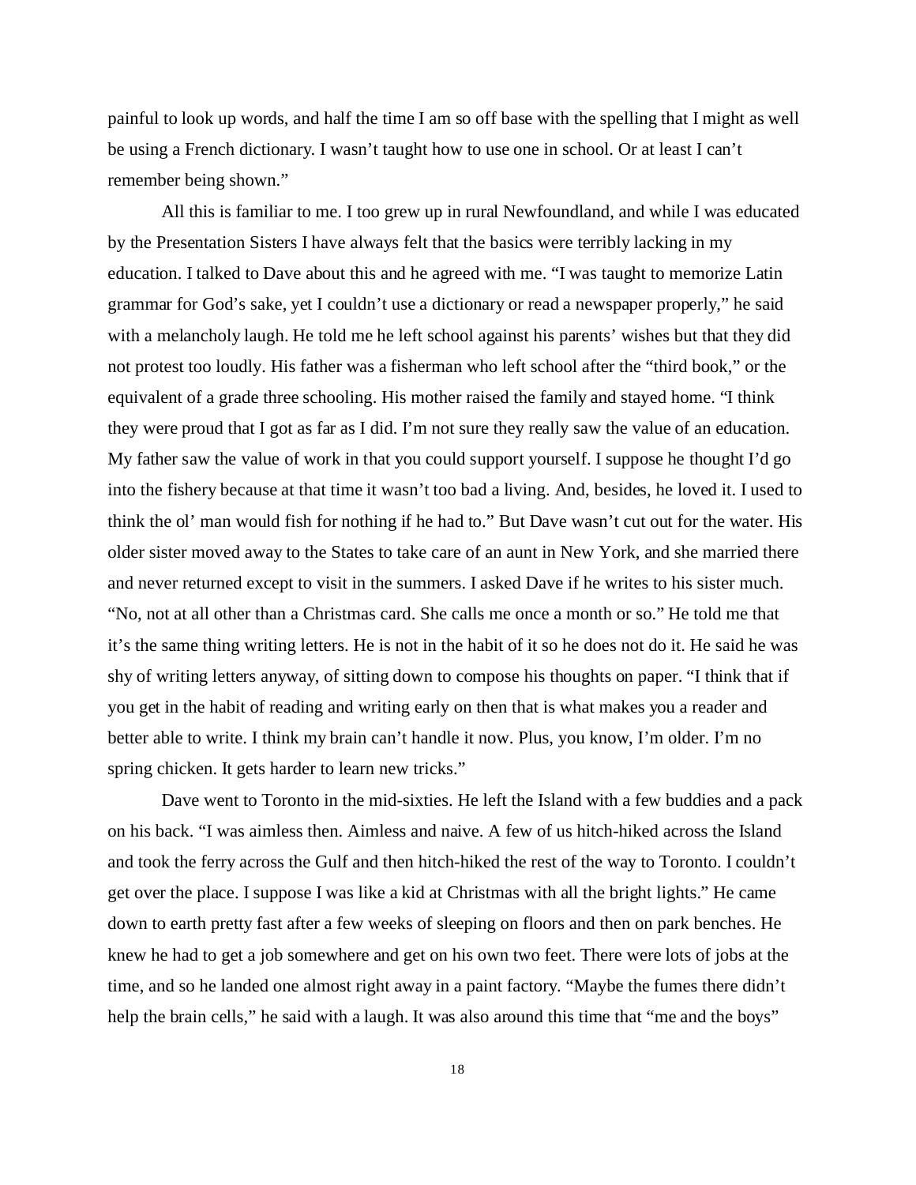painful to look up words, and half the time I am so off base with the spelling that I might as well be using a French dictionary. I wasn't taught how to use one in school. Or at least I can't remember being shown."

All this is familiar to me. I too grew up in rural Newfoundland, and while I was educated by the Presentation Sisters I have always felt that the basics were terribly lacking in my education. I talked to Dave about this and he agreed with me. "I was taught to memorize Latin grammar for God's sake, yet I couldn't use a dictionary or read a newspaper properly," he said with a melancholy laugh. He told me he left school against his parents' wishes but that they did not protest too loudly. His father was a fisherman who left school after the "third book," or the equivalent of a grade three schooling. His mother raised the family and stayed home. "I think they were proud that I got as far as I did. I'm not sure they really saw the value of an education. My father saw the value of work in that you could support yourself. I suppose he thought I'd go into the fishery because at that time it wasn't too bad a living. And, besides, he loved it. I used to think the ol' man would fish for nothing if he had to." But Dave wasn't cut out for the water. His older sister moved away to the States to take care of an aunt in New York, and she married there and never returned except to visit in the summers. I asked Dave if he writes to his sister much. "No, not at all other than a Christmas card. She calls me once a month or so." He told me that it's the same thing writing letters. He is not in the habit of it so he does not do it. He said he was shy of writing letters anyway, of sitting down to compose his thoughts on paper. "I think that if you get in the habit of reading and writing early on then that is what makes you a reader and better able to write. I think my brain can't handle it now. Plus, you know, I'm older. I'm no spring chicken. It gets harder to learn new tricks."

Dave went to Toronto in the mid-sixties. He left the Island with a few buddies and a pack on his back. "I was aimless then. Aimless and naive. A few of us hitch-hiked across the Island and took the ferry across the Gulf and then hitch-hiked the rest of the way to Toronto. I couldn't get over the place. I suppose I was like a kid at Christmas with all the bright lights." He came down to earth pretty fast after a few weeks of sleeping on floors and then on park benches. He knew he had to get a job somewhere and get on his own two feet. There were lots of jobs at the time, and so he landed one almost right away in a paint factory. "Maybe the fumes there didn't help the brain cells," he said with a laugh. It was also around this time that "me and the boys"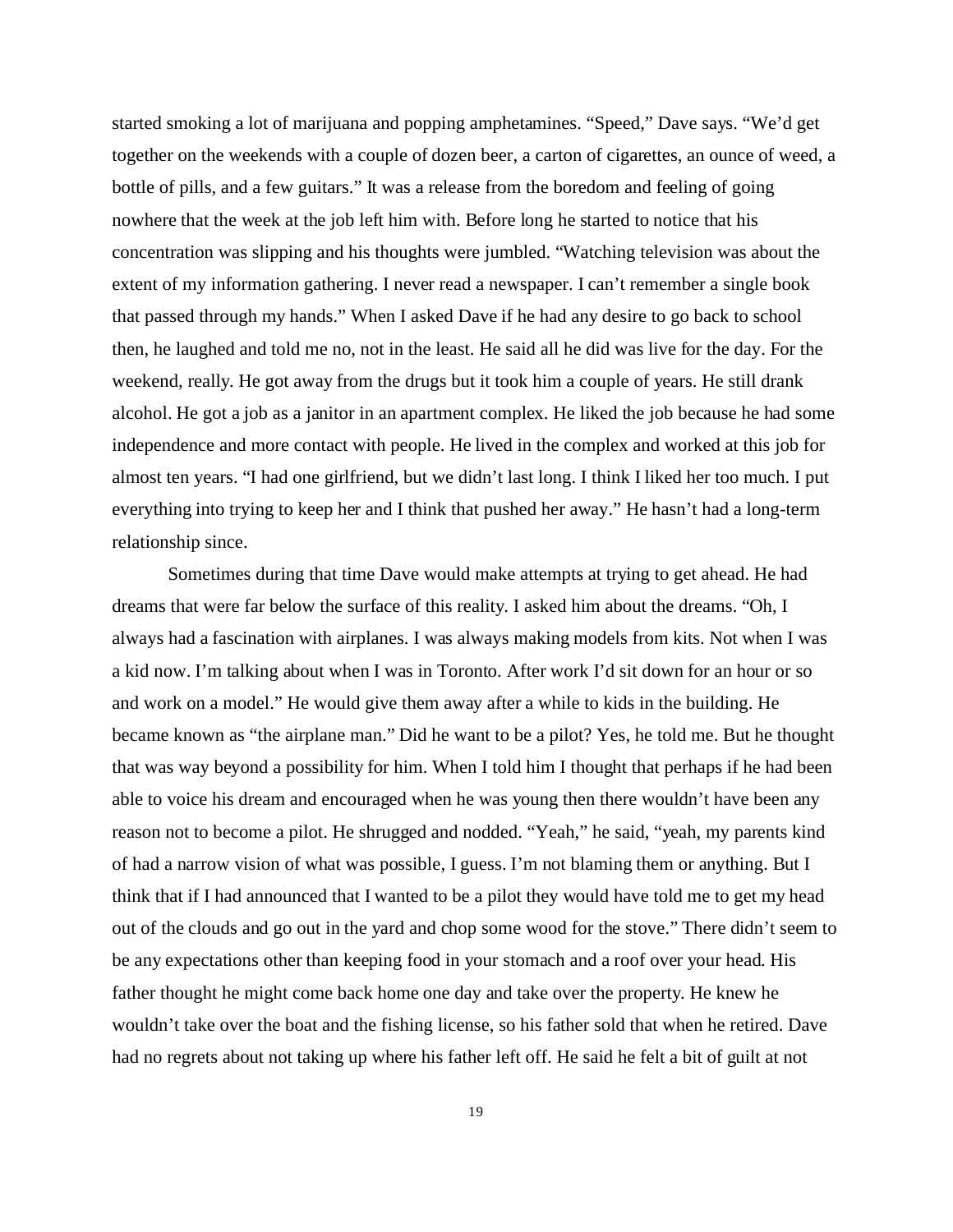started smoking a lot of marijuana and popping amphetamines. "Speed," Dave says. "We'd get together on the weekends with a couple of dozen beer, a carton of cigarettes, an ounce of weed, a bottle of pills, and a few guitars." It was a release from the boredom and feeling of going nowhere that the week at the job left him with. Before long he started to notice that his concentration was slipping and his thoughts were jumbled. "Watching television was about the extent of my information gathering. I never read a newspaper. I can't remember a single book that passed through my hands." When I asked Dave if he had any desire to go back to school then, he laughed and told me no, not in the least. He said all he did was live for the day. For the weekend, really. He got away from the drugs but it took him a couple of years. He still drank alcohol. He got a job as a janitor in an apartment complex. He liked the job because he had some independence and more contact with people. He lived in the complex and worked at this job for almost ten years. "I had one girlfriend, but we didn't last long. I think I liked her too much. I put everything into trying to keep her and I think that pushed her away." He hasn't had a long-term relationship since.

Sometimes during that time Dave would make attempts at trying to get ahead. He had dreams that were far below the surface of this reality. I asked him about the dreams. "Oh, I always had a fascination with airplanes. I was always making models from kits. Not when I was a kid now. I'm talking about when I was in Toronto. After work I'd sit down for an hour or so and work on a model." He would give them away after a while to kids in the building. He became known as "the airplane man." Did he want to be a pilot? Yes, he told me. But he thought that was way beyond a possibility for him. When I told him I thought that perhaps if he had been able to voice his dream and encouraged when he was young then there wouldn't have been any reason not to become a pilot. He shrugged and nodded. "Yeah," he said, "yeah, my parents kind of had a narrow vision of what was possible, I guess. I'm not blaming them or anything. But I think that if I had announced that I wanted to be a pilot they would have told me to get my head out of the clouds and go out in the yard and chop some wood for the stove." There didn't seem to be any expectations other than keeping food in your stomach and a roof over your head. His father thought he might come back home one day and take over the property. He knew he wouldn't take over the boat and the fishing license, so his father sold that when he retired. Dave had no regrets about not taking up where his father left off. He said he felt a bit of guilt at not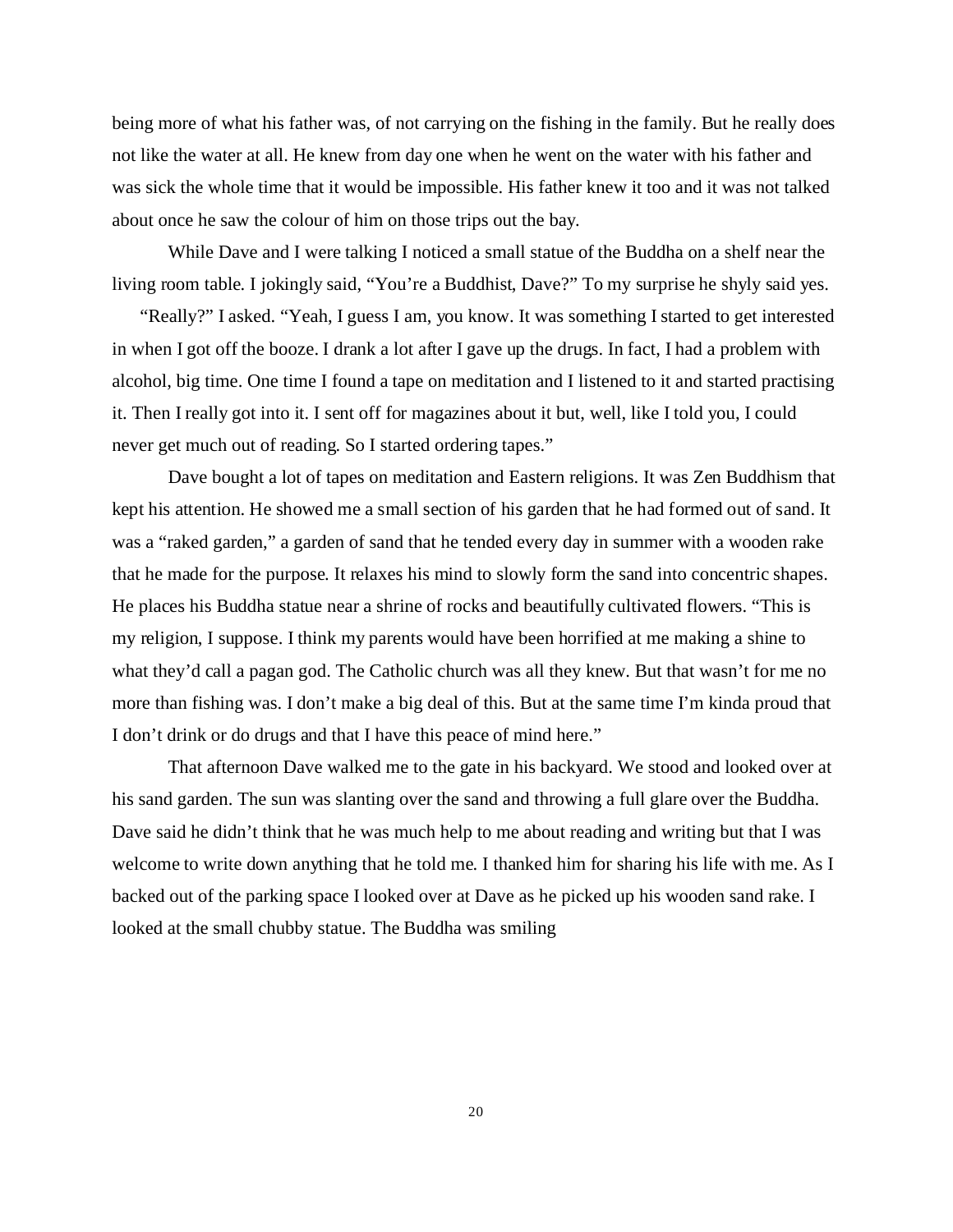being more of what his father was, of not carrying on the fishing in the family. But he really does not like the water at all. He knew from day one when he went on the water with his father and was sick the whole time that it would be impossible. His father knew it too and it was not talked about once he saw the colour of him on those trips out the bay.

While Dave and I were talking I noticed a small statue of the Buddha on a shelf near the living room table. I jokingly said, "You're a Buddhist, Dave?" To my surprise he shyly said yes.

"Really?" I asked. "Yeah, I guess I am, you know. It was something I started to get interested in when I got off the booze. I drank a lot after I gave up the drugs. In fact, I had a problem with alcohol, big time. One time I found a tape on meditation and I listened to it and started practising it. Then I really got into it. I sent off for magazines about it but, well, like I told you, I could never get much out of reading. So I started ordering tapes."

Dave bought a lot of tapes on meditation and Eastern religions. It was Zen Buddhism that kept his attention. He showed me a small section of his garden that he had formed out of sand. It was a "raked garden," a garden of sand that he tended every day in summer with a wooden rake that he made for the purpose. It relaxes his mind to slowly form the sand into concentric shapes. He places his Buddha statue near a shrine of rocks and beautifully cultivated flowers. "This is my religion, I suppose. I think my parents would have been horrified at me making a shine to what they'd call a pagan god. The Catholic church was all they knew. But that wasn't for me no more than fishing was. I don't make a big deal of this. But at the same time I'm kinda proud that I don't drink or do drugs and that I have this peace of mind here."

That afternoon Dave walked me to the gate in his backyard. We stood and looked over at his sand garden. The sun was slanting over the sand and throwing a full glare over the Buddha. Dave said he didn't think that he was much help to me about reading and writing but that I was welcome to write down anything that he told me. I thanked him for sharing his life with me. As I backed out of the parking space I looked over at Dave as he picked up his wooden sand rake. I looked at the small chubby statue. The Buddha was smiling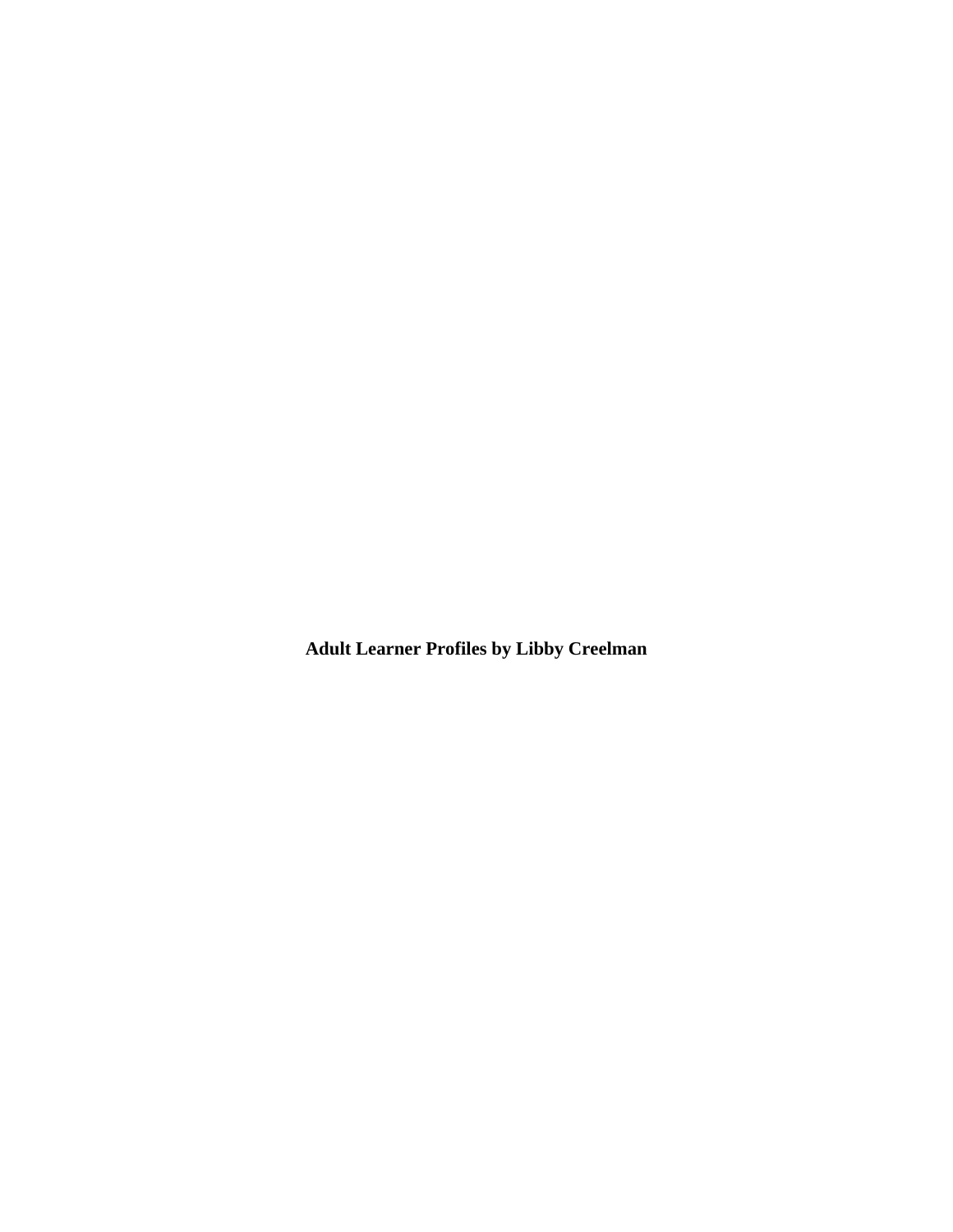**Adult Learner Profiles by Libby Creelman**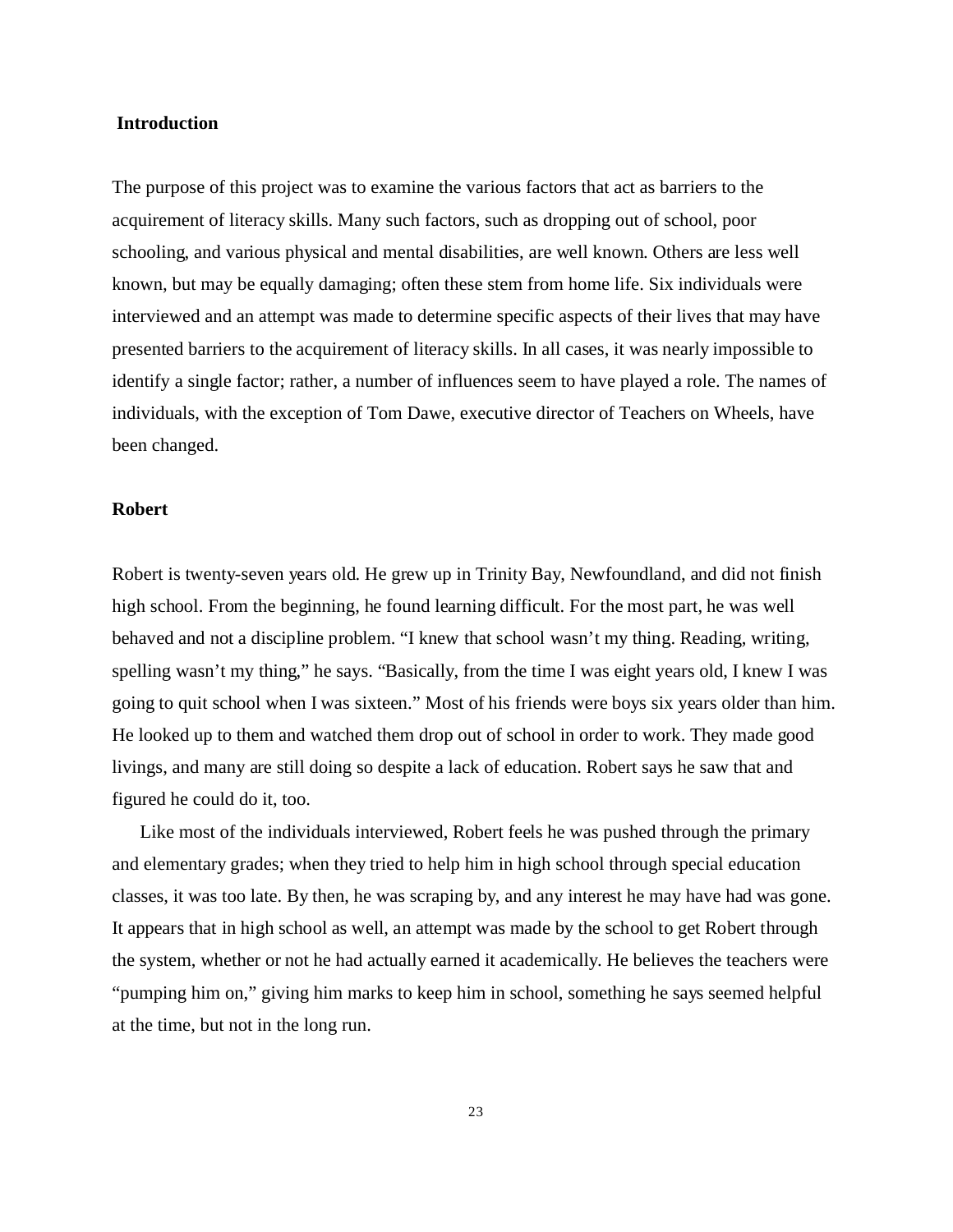## Introduction

The purpose of this project was to examine the various factors that act as barriers to the acquirement of literacy skills. Many such factors, such as dropping out of school, poor schooling, and various physical and mental disabilities, are well known. Others are less well known, but may be equally damaging; often these stem from home life. Six individuals were interviewed and an attempt was made to determine specific aspects of their lives that may have presented barriers to the acquirement of literacy skills. In all cases, it was nearly impossible to identify a single factor; rather, a number of influences seem to have played a role. The names of individuals, with the exception of Tom Dawe, executive director of Teachers on Wheels, have been changed.

## Robert

Robert is twenty-seven years old. He grew up in Trinity Bay, Newfoundland, and did not finish high school. From the beginning, he found learning difficult. For the most part, he was well behaved and not a discipline problem. "I knew that school wasn't my thing. Reading, writing, spelling wasn't my thing," he says. "Basically, from the time I was eight years old, I knew I was going to quit school when I was sixteen." Most of his friends were boys six years older than him. He looked up to them and watched them drop out of school in order to work. They made good livings, and many are still doing so despite a lack of education. Robert says he saw that and figured he could do it, too.

Like most of the individuals interviewed, Robert feels he was pushed through the primary and elementary grades; when they tried to help him in high school through special education classes, it was too late. By then, he was scraping by, and any interest he may have had was gone. It appears that in high school as well, an attempt was made by the school to get Robert through the system, whether or not he had actually earned it academically. He believes the teachers were "pumping him on," giving him marks to keep him in school, something he says seemed helpful at the time, but not in the long run.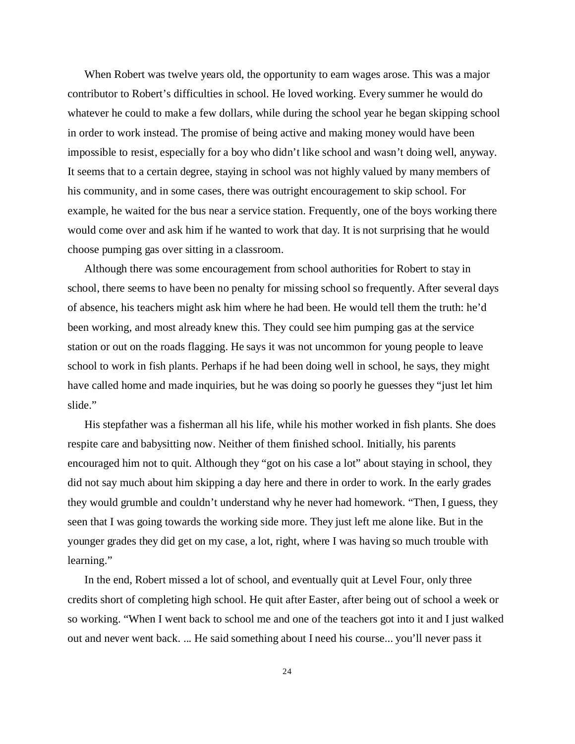When Robert was twelve years old, the opportunity to earn wages arose. This was a major contributor to Robert's difficulties in school. He loved working. Every summer he would do whatever he could to make a few dollars, while during the school year he began skipping school in order to work instead. The promise of being active and making money would have been impossible to resist, especially for a boy who didn't like school and wasn't doing well, anyway. It seems that to a certain degree, staying in school was not highly valued by many members of his community, and in some cases, there was outright encouragement to skip school. For example, he waited for the bus near a service station. Frequently, one of the boys working there would come over and ask him if he wanted to work that day. It is not surprising that he would choose pumping gas over sitting in a classroom.

Although there was some encouragement from school authorities for Robert to stay in school, there seems to have been no penalty for missing school so frequently. After several days of absence, his teachers might ask him where he had been. He would tell them the truth: he'd been working, and most already knew this. They could see him pumping gas at the service station or out on the roads flagging. He says it was not uncommon for young people to leave school to work in fish plants. Perhaps if he had been doing well in school, he says, they might have called home and made inquiries, but he was doing so poorly he guesses they "just let him slide."

His stepfather was a fisherman all his life, while his mother worked in fish plants. She does respite care and babysitting now. Neither of them finished school. Initially, his parents encouraged him not to quit. Although they "got on his case a lot" about staying in school, they did not say much about him skipping a day here and there in order to work. In the early grades they would grumble and couldn't understand why he never had homework. "Then, I guess, they seen that I was going towards the working side more. They just left me alone like. But in the younger grades they did get on my case, a lot, right, where I was having so much trouble with learning."

In the end, Robert missed a lot of school, and eventually quit at Level Four, only three credits short of completing high school. He quit after Easter, after being out of school a week or so working. "When I went back to school me and one of the teachers got into it and I just walked out and never went back. ... He said something about I need his course... you'll never pass it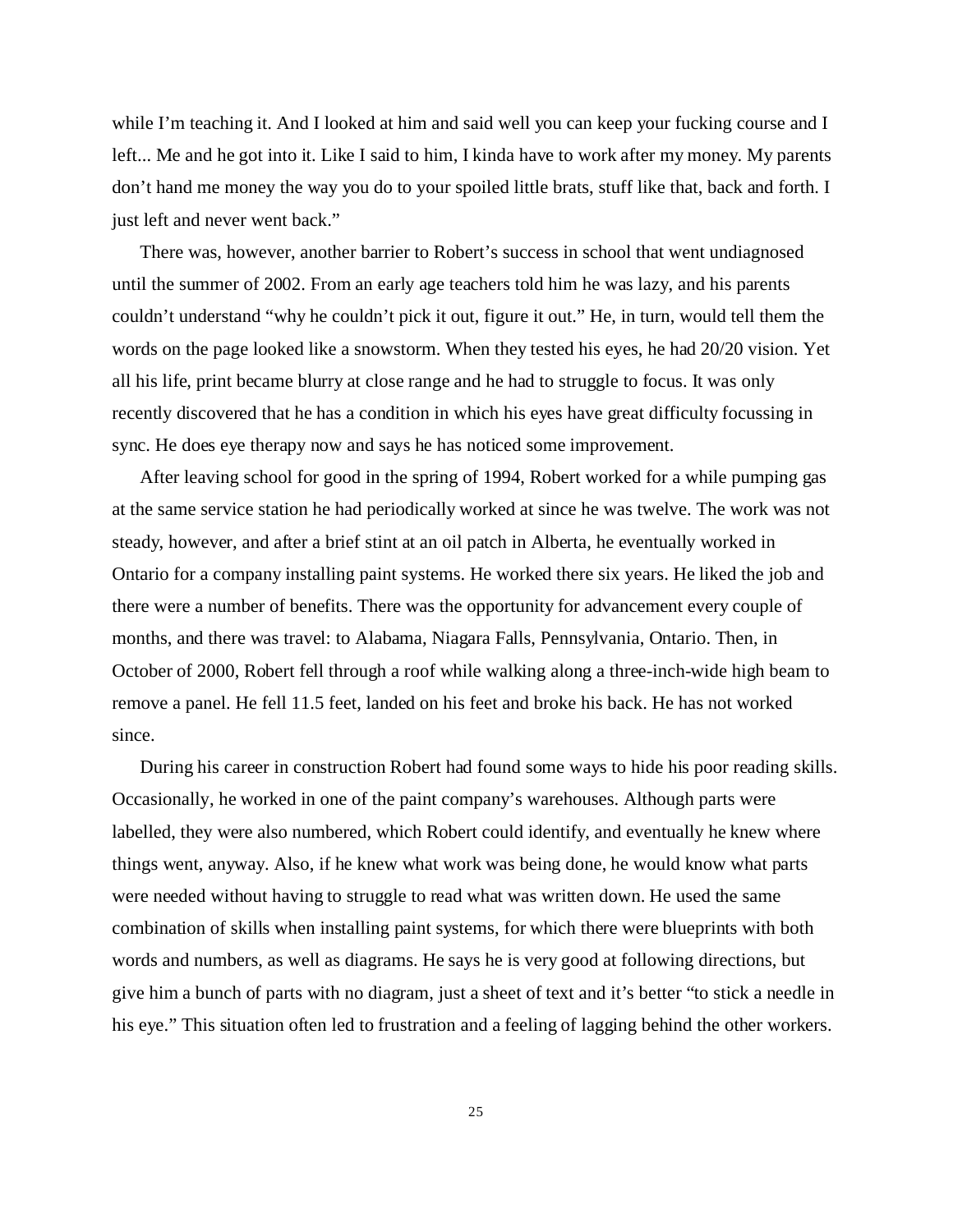while I'm teaching it. And I looked at him and said well you can keep your fucking course and I left... Me and he got into it. Like I said to him, I kinda have to work after my money. My parents don't hand me money the way you do to your spoiled little brats, stuff like that, back and forth. I just left and never went back."

There was, however, another barrier to Robert's success in school that went undiagnosed until the summer of 2002. From an early age teachers told him he was lazy, and his parents couldn't understand "why he couldn't pick it out, figure it out." He, in turn, would tell them the words on the page looked like a snowstorm. When they tested his eyes, he had 20/20 vision. Yet all his life, print became blurry at close range and he had to struggle to focus. It was only recently discovered that he has a condition in which his eyes have great difficulty focussing in sync. He does eye therapy now and says he has noticed some improvement.

After leaving school for good in the spring of 1994, Robert worked for a while pumping gas at the same service station he had periodically worked at since he was twelve. The work was not steady, however, and after a brief stint at an oil patch in Alberta, he eventually worked in Ontario for a company installing paint systems. He worked there six years. He liked the job and there were a number of benefits. There was the opportunity for advancement every couple of months, and there was travel: to Alabama, Niagara Falls, Pennsylvania, Ontario. Then, in October of 2000, Robert fell through a roof while walking along a three-inch-wide high beam to remove a panel. He fell 11.5 feet, landed on his feet and broke his back. He has not worked since.

During his career in construction Robert had found some ways to hide his poor reading skills. Occasionally, he worked in one of the paint company's warehouses. Although parts were labelled, they were also numbered, which Robert could identify, and eventually he knew where things went, anyway. Also, if he knew what work was being done, he would know what parts were needed without having to struggle to read what was written down. He used the same combination of skills when installing paint systems, for which there were blueprints with both words and numbers, as well as diagrams. He says he is very good at following directions, but give him a bunch of parts with no diagram, just a sheet of text and it's better "to stick a needle in his eye." This situation often led to frustration and a feeling of lagging behind the other workers.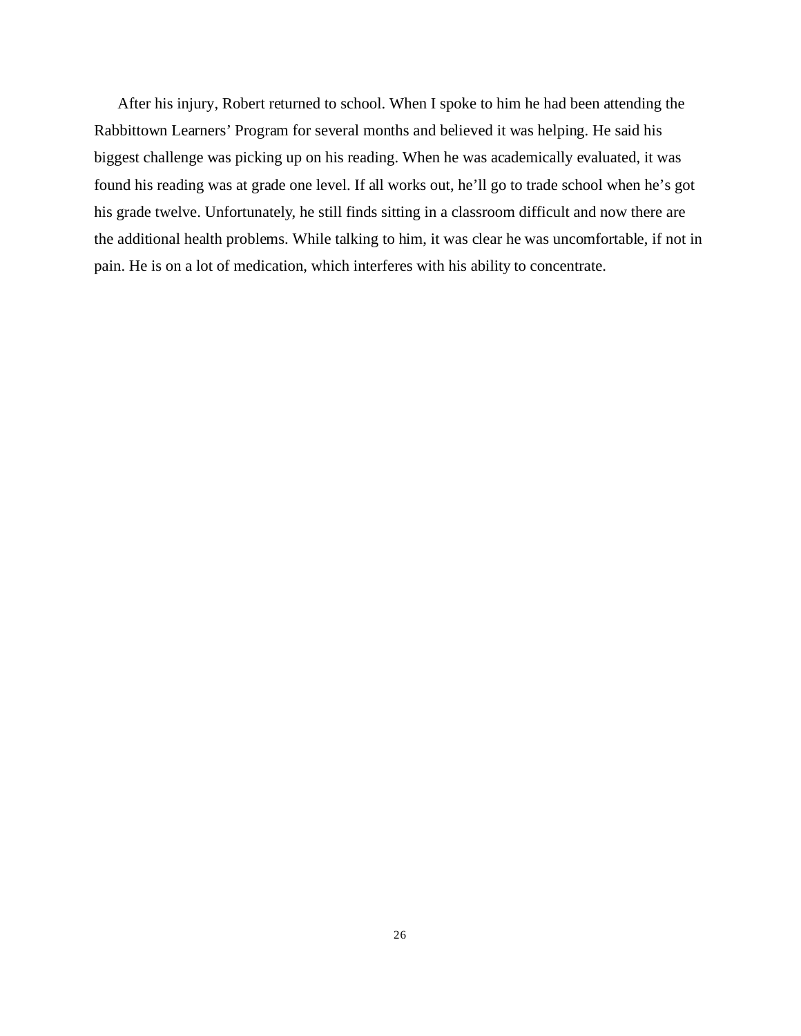After his injury, Robert returned to school. When I spoke to him he had been attending the Rabbittown Learners' Program for several months and believed it was helping. He said his biggest challenge was picking up on his reading. When he was academically evaluated, it was found his reading was at grade one level. If all works out, he'll go to trade school when he's got his grade twelve. Unfortunately, he still finds sitting in a classroom difficult and now there are the additional health problems. While talking to him, it was clear he was uncomfortable, if not in pain. He is on a lot of medication, which interferes with his ability to concentrate.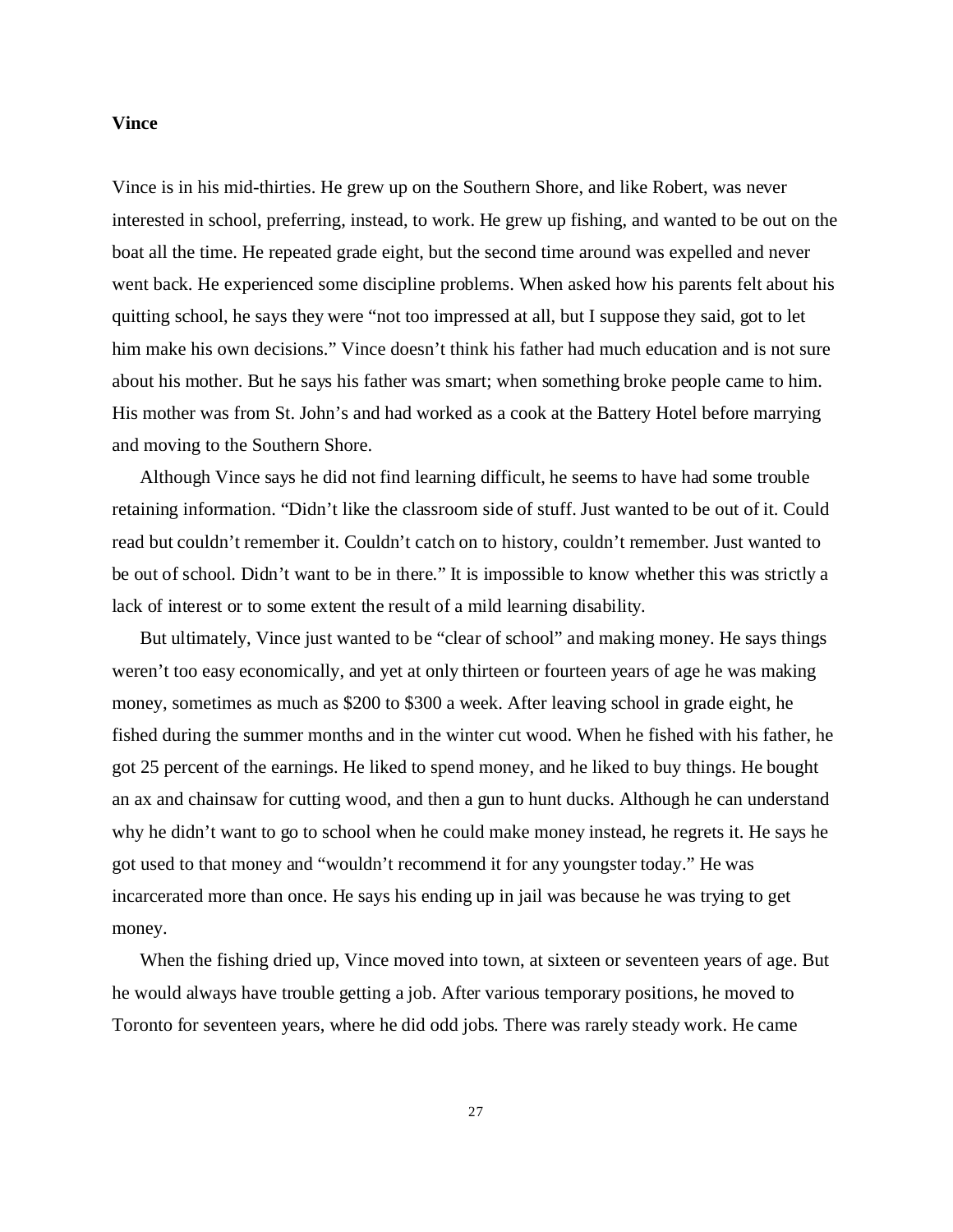**Vince**

Vince is in his mid-thirties. He grew up on the Southern Shore, and like Robert, was never interested in school, preferring, instead, to work. He grew up fishing, and wanted to be out on the boat all the time. He repeated grade eight, but the second time around was expelled and never went back. He experienced some discipline problems. When asked how his parents felt about his quitting school, he says they were "not too impressed at all, but I suppose they said, got to let him make his own decisions." Vince doesn't think his father had much education and is not sure about his mother. But he says his father was smart; when something broke people came to him. His mother was from St. John's and had worked as a cook at the Battery Hotel before marrying and moving to the Southern Shore.

Although Vince says he did not find learning difficult, he seems to have had some trouble retaining information. "Didn't like the classroom side of stuff. Just wanted to be out of it. Could read but couldn't remember it. Couldn't catch on to history, couldn't remember. Just wanted to be out of school. Didn't want to be in there." It is impossible to know whether this was strictly a lack of interest or to some extent the result of a mild learning disability.

But ultimately, Vince just wanted to be "clear of school" and making money. He says things weren't too easy economically, and yet at only thirteen or fourteen years of age he was making money, sometimes as much as $200 to $300 a week. After leaving school in grade eight, he fished during the summer months and in the winter cut wood. When he fished with his father, he got 25 percent of the earnings. He liked to spend money, and he liked to buy things. He bought an ax and chainsaw for cutting wood, and then a gun to hunt ducks. Although he can understand why he didn't want to go to school when he could make money instead, he regrets it. He says he got used to that money and "wouldn't recommend it for any youngster today." He was incarcerated more than once. He says his ending up in jail was because he was trying to get money.

When the fishing dried up, Vince moved into town, at sixteen or seventeen years of age. But he would always have trouble getting a job. After various temporary positions, he moved to Toronto for seventeen years, where he did odd jobs. There was rarely steady work. He came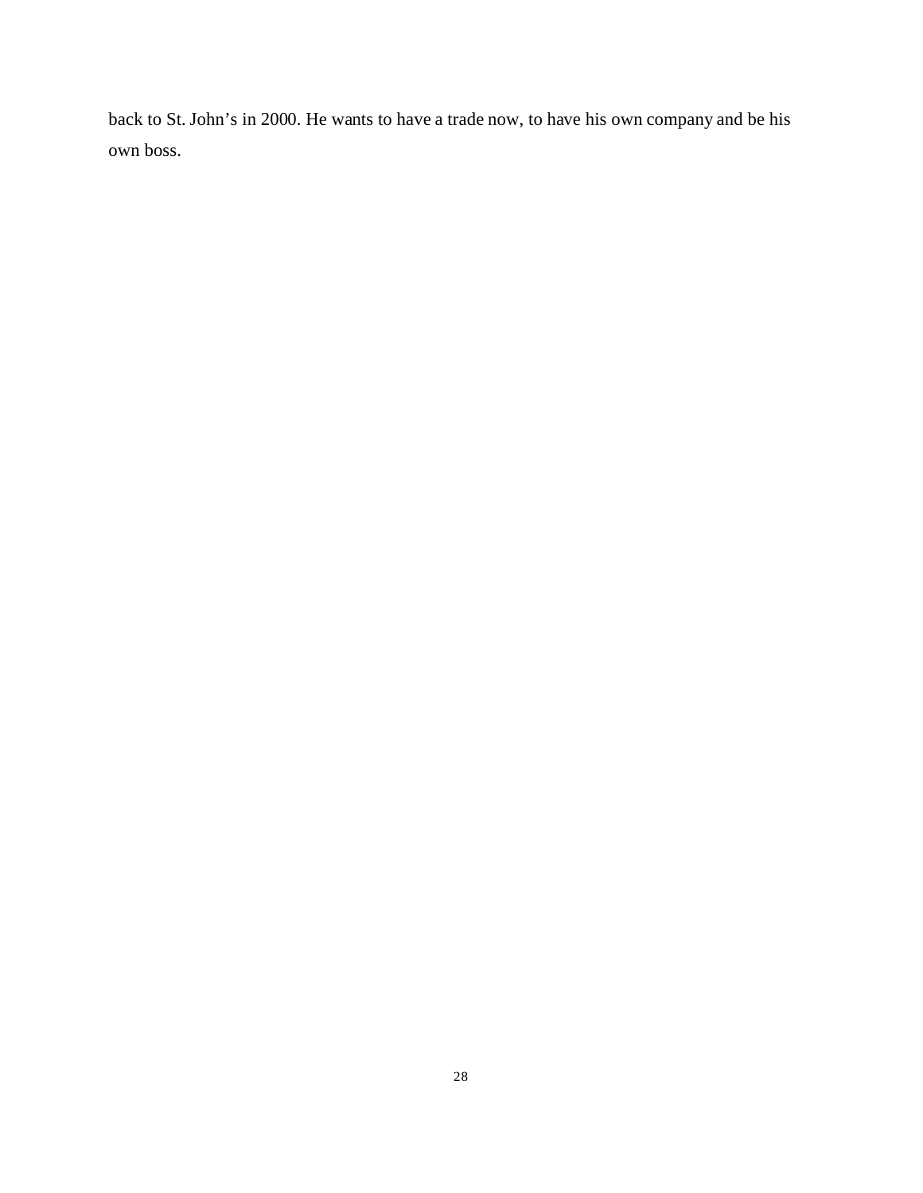back to St. John’s in 2000. He wants to have a trade now, to have his own company and be his own boss.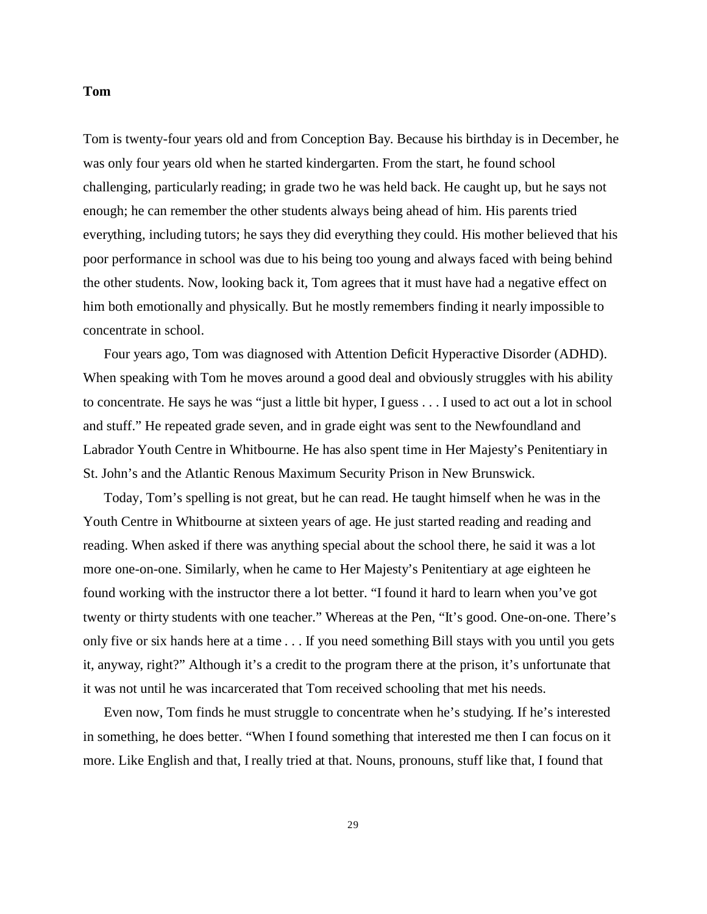**Tom**

Tom is twenty-four years old and from Conception Bay. Because his birthday is in December, he was only four years old when he started kindergarten. From the start, he found school challenging, particularly reading; in grade two he was held back. He caught up, but he says not enough; he can remember the other students always being ahead of him. His parents tried everything, including tutors; he says they did everything they could. His mother believed that his poor performance in school was due to his being too young and always faced with being behind the other students. Now, looking back it, Tom agrees that it must have had a negative effect on him both emotionally and physically. But he mostly remembers finding it nearly impossible to concentrate in school.

Four years ago, Tom was diagnosed with Attention Deficit Hyperactive Disorder (ADHD). When speaking with Tom he moves around a good deal and obviously struggles with his ability to concentrate. He says he was "just a little bit hyper, I guess . . . I used to act out a lot in school and stuff." He repeated grade seven, and in grade eight was sent to the Newfoundland and Labrador Youth Centre in Whitbourne. He has also spent time in Her Majesty's Penitentiary in St. John's and the Atlantic Renous Maximum Security Prison in New Brunswick.

Today, Tom's spelling is not great, but he can read. He taught himself when he was in the Youth Centre in Whitbourne at sixteen years of age. He just started reading and reading and reading. When asked if there was anything special about the school there, he said it was a lot more one-on-one. Similarly, when he came to Her Majesty's Penitentiary at age eighteen he found working with the instructor there a lot better. "I found it hard to learn when you've got twenty or thirty students with one teacher." Whereas at the Pen, "It's good. One-on-one. There's only five or six hands here at a time . . . If you need something Bill stays with you until you gets it, anyway, right?" Although it's a credit to the program there at the prison, it's unfortunate that it was not until he was incarcerated that Tom received schooling that met his needs.

Even now, Tom finds he must struggle to concentrate when he's studying. If he's interested in something, he does better. "When I found something that interested me then I can focus on it more. Like English and that, I really tried at that. Nouns, pronouns, stuff like that, I found that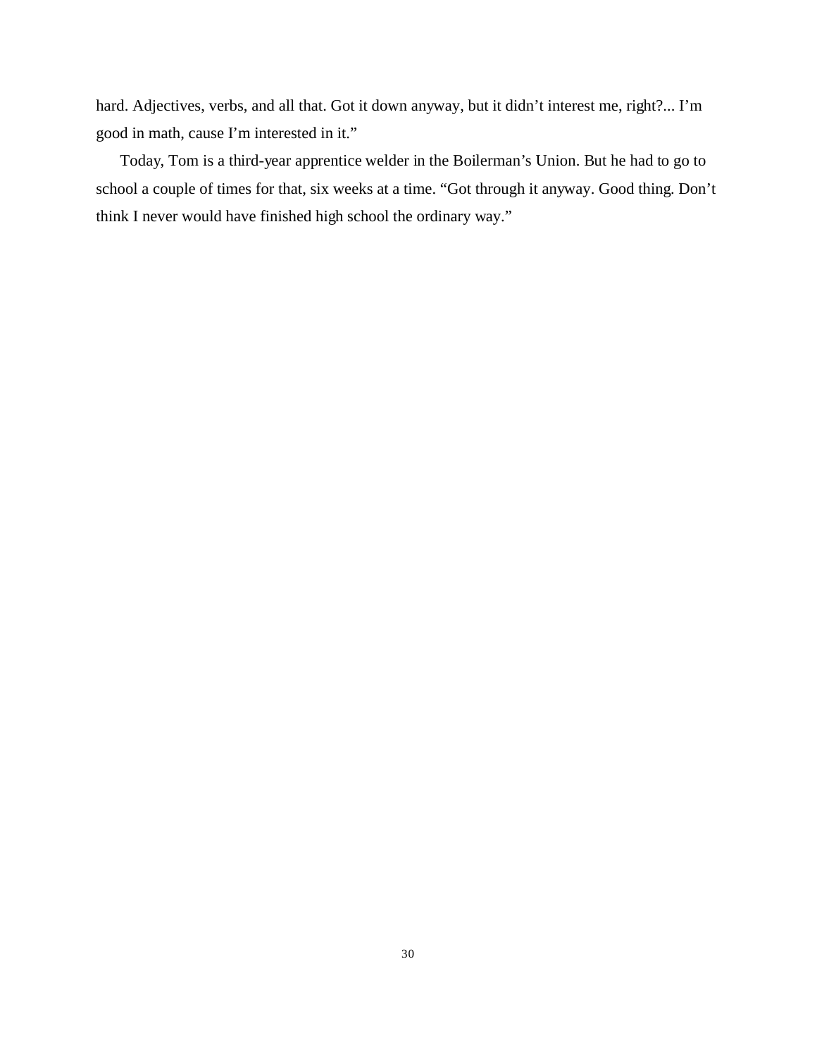hard. Adjectives, verbs, and all that. Got it down anyway, but it didn’t interest me, right?... I’m good in math, cause I’m interested in it.”

Today, Tom is a third-year apprentice welder in the Boilerman’s Union. But he had to go to school a couple of times for that, six weeks at a time. “Got through it anyway. Good thing. Don’t think I never would have finished high school the ordinary way.”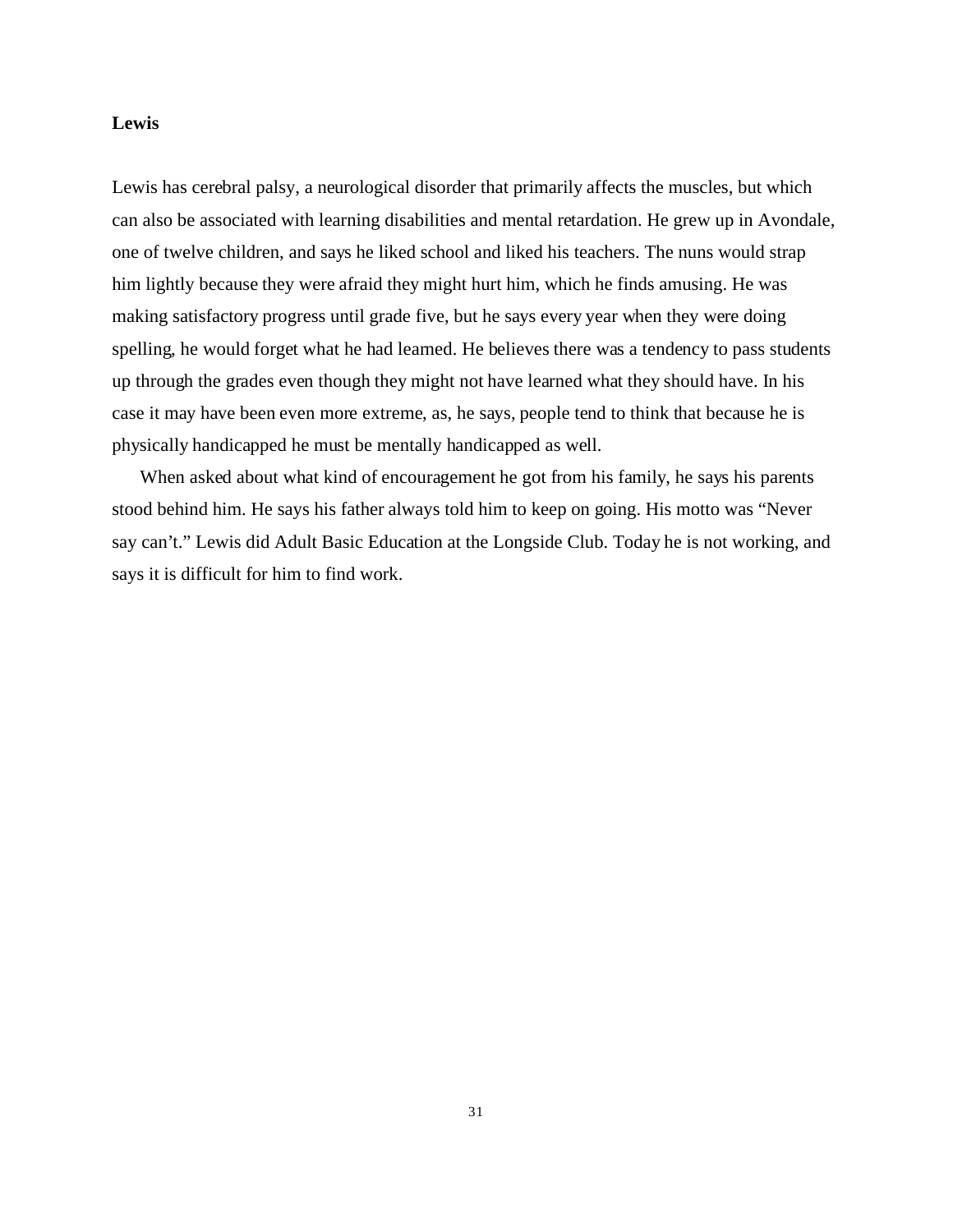**Lewis**

Lewis has cerebral palsy, a neurological disorder that primarily affects the muscles, but which can also be associated with learning disabilities and mental retardation. He grew up in Avondale, one of twelve children, and says he liked school and liked his teachers. The nuns would strap him lightly because they were afraid they might hurt him, which he finds amusing. He was making satisfactory progress until grade five, but he says every year when they were doing spelling, he would forget what he had learned. He believes there was a tendency to pass students up through the grades even though they might not have learned what they should have. In his case it may have been even more extreme, as, he says, people tend to think that because he is physically handicapped he must be mentally handicapped as well.

When asked about what kind of encouragement he got from his family, he says his parents stood behind him. He says his father always told him to keep on going. His motto was "Never say can't." Lewis did Adult Basic Education at the Longside Club. Today he is not working, and says it is difficult for him to find work.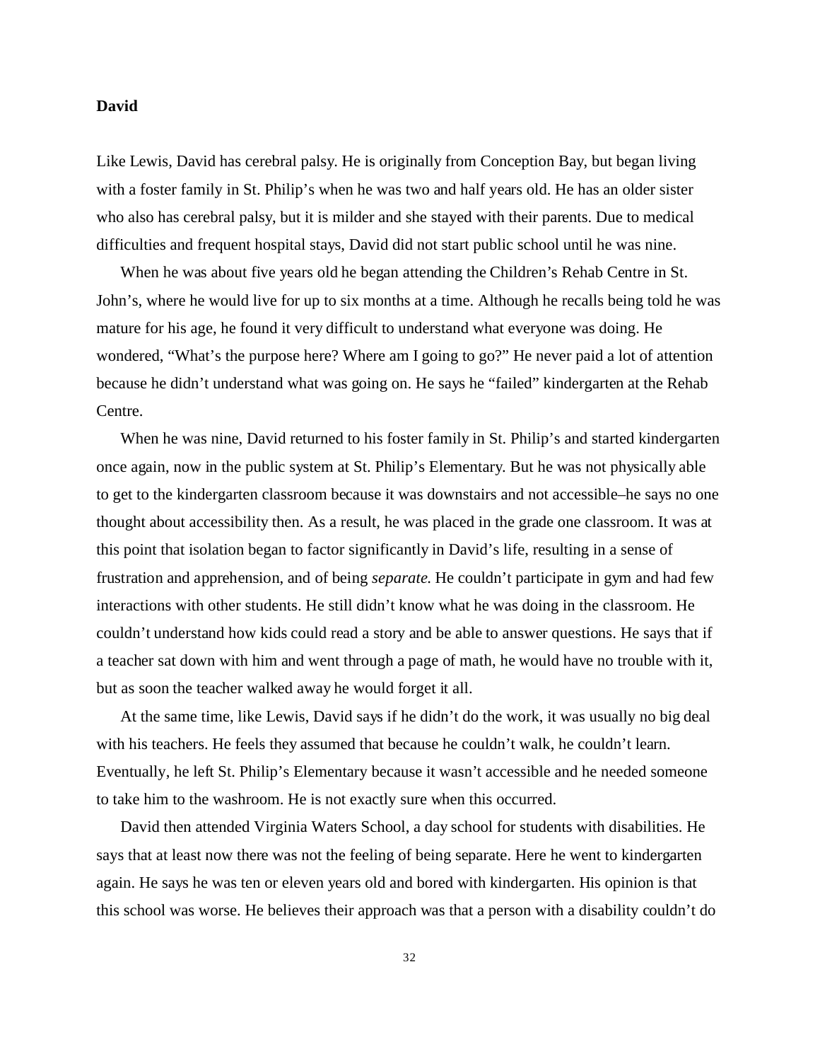**David**

Like Lewis, David has cerebral palsy. He is originally from Conception Bay, but began living with a foster family in St. Philip's when he was two and half years old. He has an older sister who also has cerebral palsy, but it is milder and she stayed with their parents. Due to medical difficulties and frequent hospital stays, David did not start public school until he was nine.

When he was about five years old he began attending the Children's Rehab Centre in St. John's, where he would live for up to six months at a time. Although he recalls being told he was mature for his age, he found it very difficult to understand what everyone was doing. He wondered, "What's the purpose here? Where am I going to go?" He never paid a lot of attention because he didn't understand what was going on. He says he "failed" kindergarten at the Rehab Centre.

When he was nine, David returned to his foster family in St. Philip's and started kindergarten once again, now in the public system at St. Philip's Elementary. But he was not physically able to get to the kindergarten classroom because it was downstairs and not accessible–he says no one thought about accessibility then. As a result, he was placed in the grade one classroom. It was at this point that isolation began to factor significantly in David's life, resulting in a sense of frustration and apprehension, and of being *separate*. He couldn't participate in gym and had few interactions with other students. He still didn't know what he was doing in the classroom. He couldn't understand how kids could read a story and be able to answer questions. He says that if a teacher sat down with him and went through a page of math, he would have no trouble with it, but as soon the teacher walked away he would forget it all.

At the same time, like Lewis, David says if he didn't do the work, it was usually no big deal with his teachers. He feels they assumed that because he couldn't walk, he couldn't learn. Eventually, he left St. Philip's Elementary because it wasn't accessible and he needed someone to take him to the washroom. He is not exactly sure when this occurred.

David then attended Virginia Waters School, a day school for students with disabilities. He says that at least now there was not the feeling of being separate. Here he went to kindergarten again. He says he was ten or eleven years old and bored with kindergarten. His opinion is that this school was worse. He believes their approach was that a person with a disability couldn't do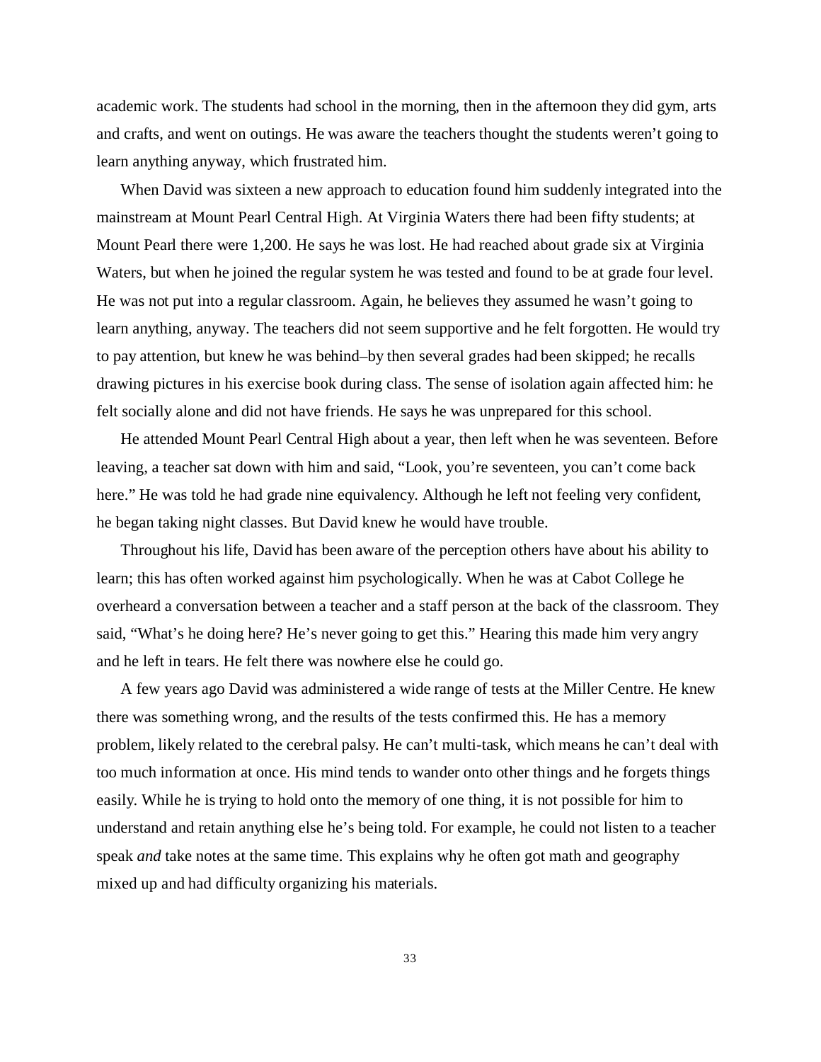academic work. The students had school in the morning, then in the afternoon they did gym, arts and crafts, and went on outings. He was aware the teachers thought the students weren't going to learn anything anyway, which frustrated him.

When David was sixteen a new approach to education found him suddenly integrated into the mainstream at Mount Pearl Central High. At Virginia Waters there had been fifty students; at Mount Pearl there were 1,200. He says he was lost. He had reached about grade six at Virginia Waters, but when he joined the regular system he was tested and found to be at grade four level. He was not put into a regular classroom. Again, he believes they assumed he wasn't going to learn anything, anyway. The teachers did not seem supportive and he felt forgotten. He would try to pay attention, but knew he was behind–by then several grades had been skipped; he recalls drawing pictures in his exercise book during class. The sense of isolation again affected him: he felt socially alone and did not have friends. He says he was unprepared for this school.

He attended Mount Pearl Central High about a year, then left when he was seventeen. Before leaving, a teacher sat down with him and said, "Look, you're seventeen, you can't come back here." He was told he had grade nine equivalency. Although he left not feeling very confident, he began taking night classes. But David knew he would have trouble.

Throughout his life, David has been aware of the perception others have about his ability to learn; this has often worked against him psychologically. When he was at Cabot College he overheard a conversation between a teacher and a staff person at the back of the classroom. They said, "What's he doing here? He's never going to get this." Hearing this made him very angry and he left in tears. He felt there was nowhere else he could go.

A few years ago David was administered a wide range of tests at the Miller Centre. He knew there was something wrong, and the results of the tests confirmed this. He has a memory problem, likely related to the cerebral palsy. He can't multi-task, which means he can't deal with too much information at once. His mind tends to wander onto other things and he forgets things easily. While he is trying to hold onto the memory of one thing, it is not possible for him to understand and retain anything else he's being told. For example, he could not listen to a teacher speak *and* take notes at the same time. This explains why he often got math and geography mixed up and had difficulty organizing his materials.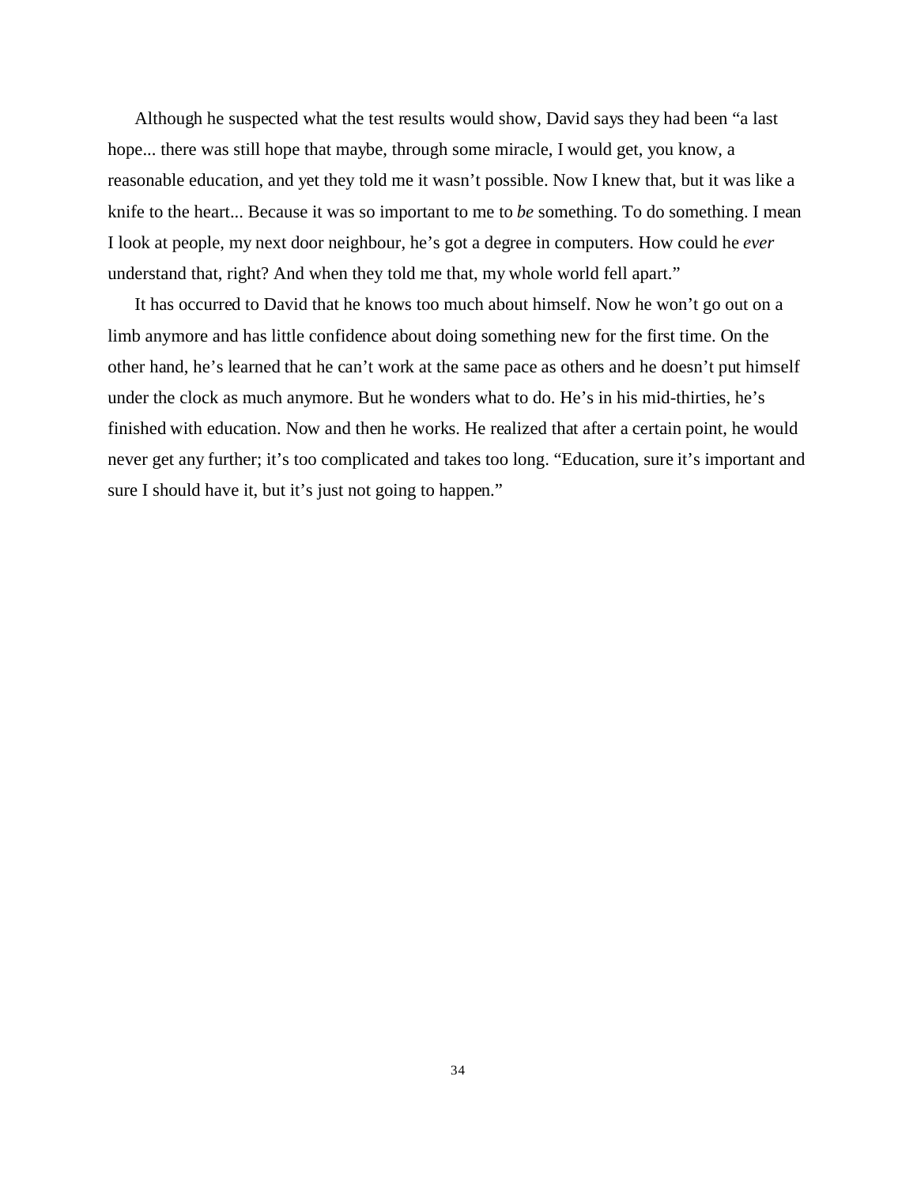Although he suspected what the test results would show, David says they had been "a last hope... there was still hope that maybe, through some miracle, I would get, you know, a reasonable education, and yet they told me it wasn't possible. Now I knew that, but it was like a knife to the heart... Because it was so important to me to *be* something. To do something. I mean I look at people, my next door neighbour, he's got a degree in computers. How could he *ever* understand that, right? And when they told me that, my whole world fell apart."

It has occurred to David that he knows too much about himself. Now he won't go out on a limb anymore and has little confidence about doing something new for the first time. On the other hand, he's learned that he can't work at the same pace as others and he doesn't put himself under the clock as much anymore. But he wonders what to do. He's in his mid-thirties, he's finished with education. Now and then he works. He realized that after a certain point, he would never get any further; it's too complicated and takes too long. "Education, sure it's important and sure I should have it, but it's just not going to happen."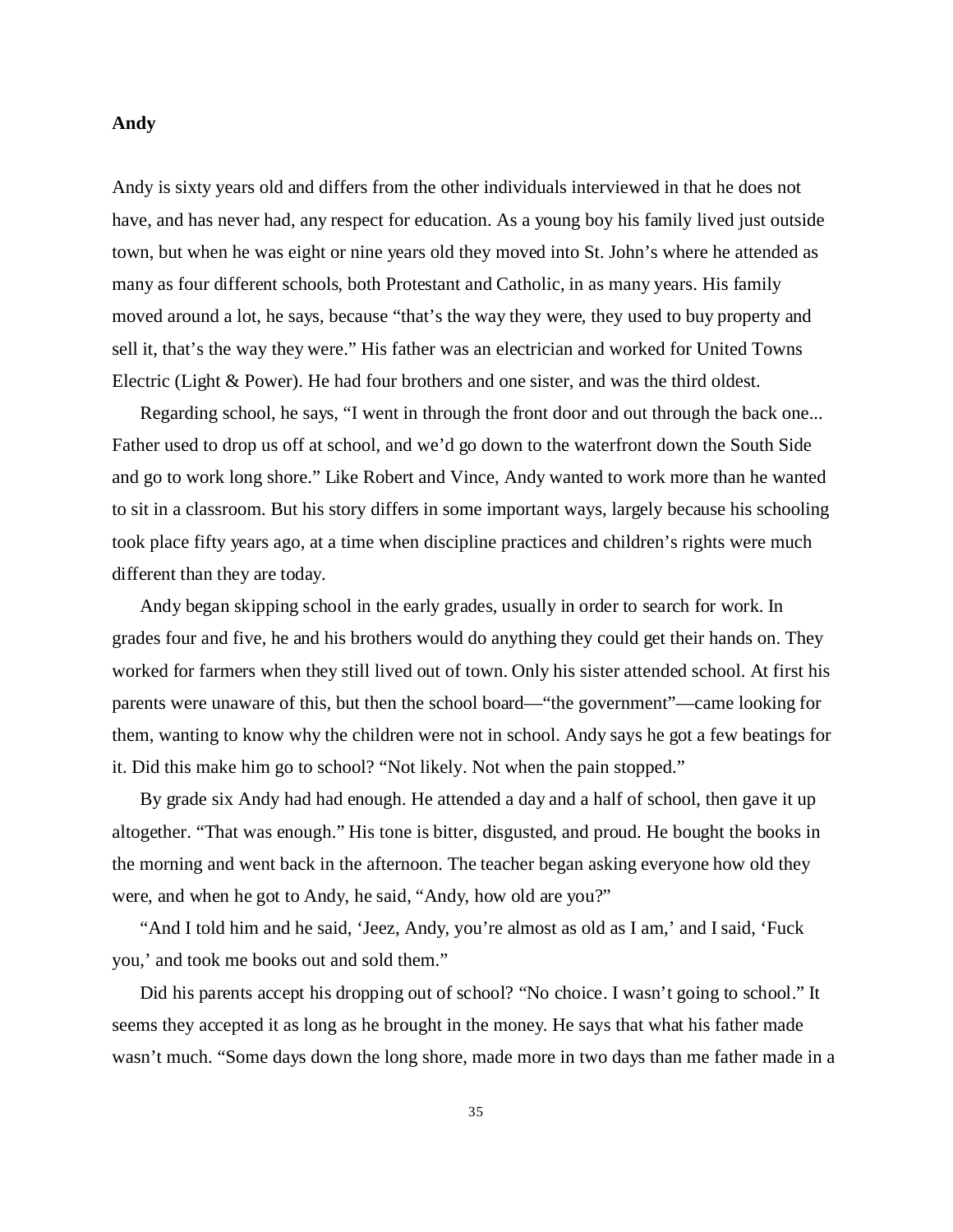**Andy**

Andy is sixty years old and differs from the other individuals interviewed in that he does not have, and has never had, any respect for education. As a young boy his family lived just outside town, but when he was eight or nine years old they moved into St. John's where he attended as many as four different schools, both Protestant and Catholic, in as many years. His family moved around a lot, he says, because "that's the way they were, they used to buy property and sell it, that's the way they were." His father was an electrician and worked for United Towns Electric (Light & Power). He had four brothers and one sister, and was the third oldest.

Regarding school, he says, "I went in through the front door and out through the back one... Father used to drop us off at school, and we'd go down to the waterfront down the South Side and go to work long shore." Like Robert and Vince, Andy wanted to work more than he wanted to sit in a classroom. But his story differs in some important ways, largely because his schooling took place fifty years ago, at a time when discipline practices and children's rights were much different than they are today.

Andy began skipping school in the early grades, usually in order to search for work. In grades four and five, he and his brothers would do anything they could get their hands on. They worked for farmers when they still lived out of town. Only his sister attended school. At first his parents were unaware of this, but then the school board—"the government"—came looking for them, wanting to know why the children were not in school. Andy says he got a few beatings for it. Did this make him go to school? "Not likely. Not when the pain stopped."

By grade six Andy had had enough. He attended a day and a half of school, then gave it up altogether. "That was enough." His tone is bitter, disgusted, and proud. He bought the books in the morning and went back in the afternoon. The teacher began asking everyone how old they were, and when he got to Andy, he said, "Andy, how old are you?"

"And I told him and he said, 'Jeez, Andy, you're almost as old as I am,' and I said, 'Fuck you,' and took me books out and sold them."

Did his parents accept his dropping out of school? "No choice. I wasn't going to school." It seems they accepted it as long as he brought in the money. He says that what his father made wasn't much. "Some days down the long shore, made more in two days than me father made in a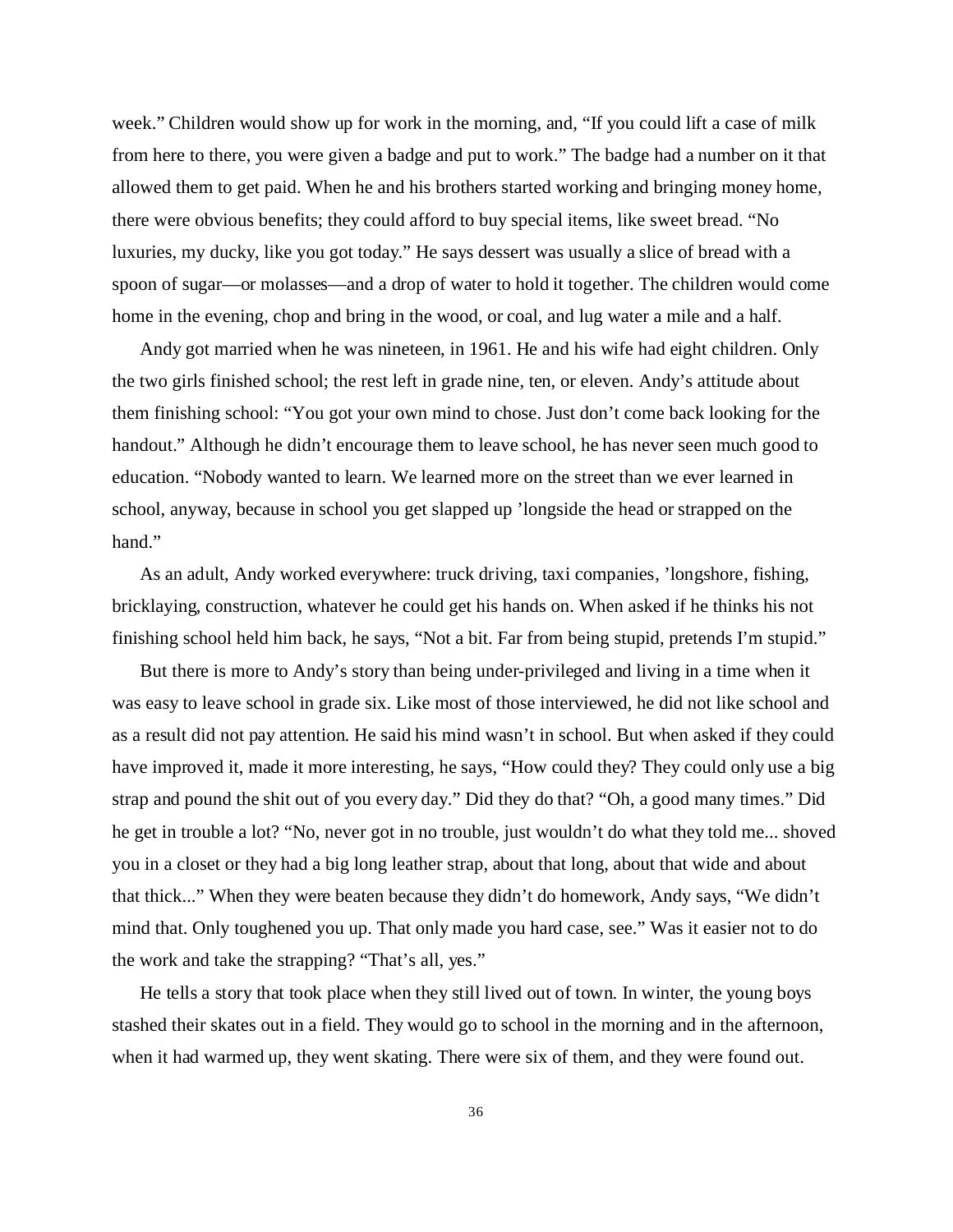week." Children would show up for work in the morning, and, "If you could lift a case of milk from here to there, you were given a badge and put to work." The badge had a number on it that allowed them to get paid. When he and his brothers started working and bringing money home, there were obvious benefits; they could afford to buy special items, like sweet bread. "No luxuries, my ducky, like you got today." He says dessert was usually a slice of bread with a spoon of sugar—or molasses—and a drop of water to hold it together. The children would come home in the evening, chop and bring in the wood, or coal, and lug water a mile and a half.

Andy got married when he was nineteen, in 1961. He and his wife had eight children. Only the two girls finished school; the rest left in grade nine, ten, or eleven. Andy's attitude about them finishing school: "You got your own mind to chose. Just don't come back looking for the handout." Although he didn't encourage them to leave school, he has never seen much good to education. "Nobody wanted to learn. We learned more on the street than we ever learned in school, anyway, because in school you get slapped up 'longside the head or strapped on the hand."

As an adult, Andy worked everywhere: truck driving, taxi companies, 'longshore, fishing, bricklaying, construction, whatever he could get his hands on. When asked if he thinks his not finishing school held him back, he says, "Not a bit. Far from being stupid, pretends I'm stupid."

But there is more to Andy's story than being under-privileged and living in a time when it was easy to leave school in grade six. Like most of those interviewed, he did not like school and as a result did not pay attention. He said his mind wasn't in school. But when asked if they could have improved it, made it more interesting, he says, "How could they? They could only use a big strap and pound the shit out of you every day." Did they do that? "Oh, a good many times." Did he get in trouble a lot? "No, never got in no trouble, just wouldn't do what they told me... shoved you in a closet or they had a big long leather strap, about that long, about that wide and about that thick..." When they were beaten because they didn't do homework, Andy says, "We didn't mind that. Only toughened you up. That only made you hard case, see." Was it easier not to do the work and take the strapping? "That's all, yes."

He tells a story that took place when they still lived out of town. In winter, the young boys stashed their skates out in a field. They would go to school in the morning and in the afternoon, when it had warmed up, they went skating. There were six of them, and they were found out.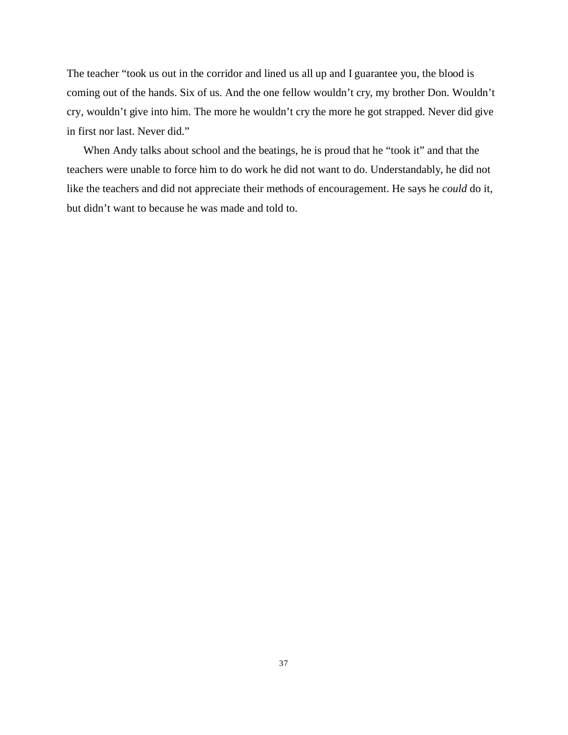The teacher "took us out in the corridor and lined us all up and I guarantee you, the blood is coming out of the hands. Six of us. And the one fellow wouldn't cry, my brother Don. Wouldn't cry, wouldn't give into him. The more he wouldn't cry the more he got strapped. Never did give in first nor last. Never did."

When Andy talks about school and the beatings, he is proud that he "took it" and that the teachers were unable to force him to do work he did not want to do. Understandably, he did not like the teachers and did not appreciate their methods of encouragement. He says he *could* do it, but didn't want to because he was made and told to.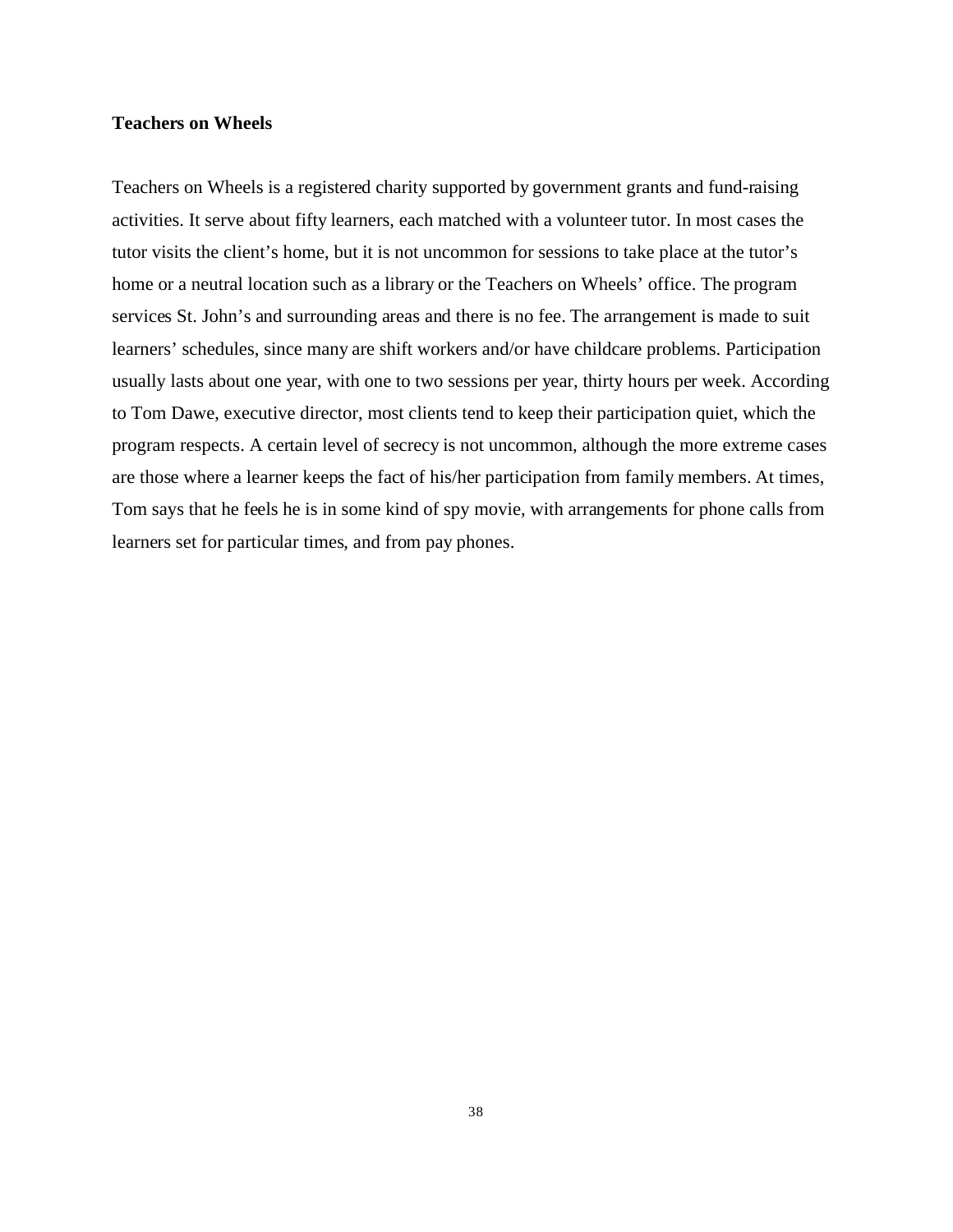**Teachers on Wheels**

Teachers on Wheels is a registered charity supported by government grants and fund-raising activities. It serve about fifty learners, each matched with a volunteer tutor. In most cases the tutor visits the client's home, but it is not uncommon for sessions to take place at the tutor's home or a neutral location such as a library or the Teachers on Wheels' office. The program services St. John's and surrounding areas and there is no fee. The arrangement is made to suit learners' schedules, since many are shift workers and/or have childcare problems. Participation usually lasts about one year, with one to two sessions per year, thirty hours per week. According to Tom Dawe, executive director, most clients tend to keep their participation quiet, which the program respects. A certain level of secrecy is not uncommon, although the more extreme cases are those where a learner keeps the fact of his/her participation from family members. At times, Tom says that he feels he is in some kind of spy movie, with arrangements for phone calls from learners set for particular times, and from pay phones.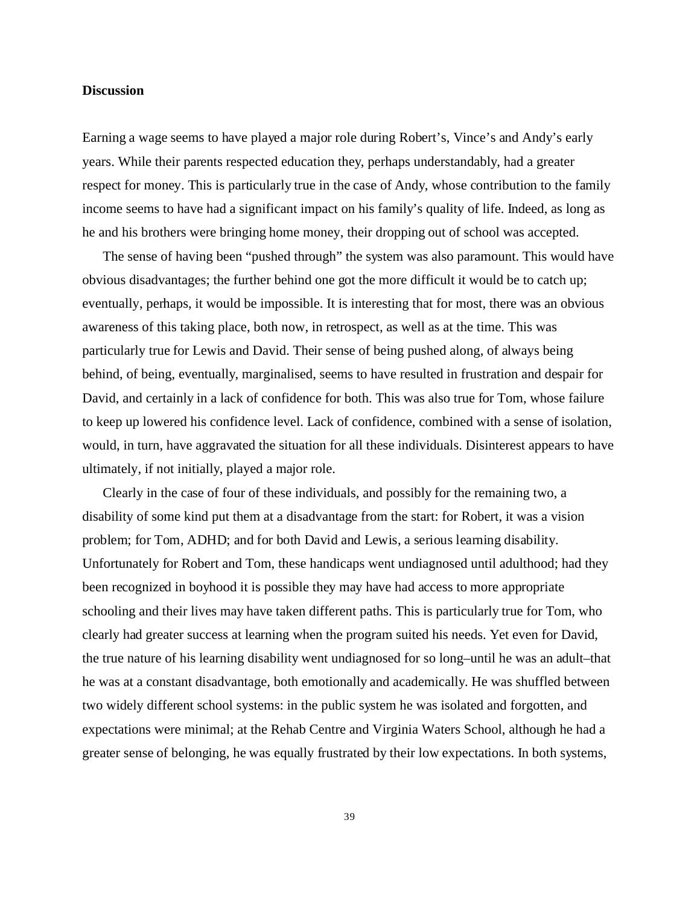**Discussion**

Earning a wage seems to have played a major role during Robert's, Vince's and Andy's early years. While their parents respected education they, perhaps understandably, had a greater respect for money. This is particularly true in the case of Andy, whose contribution to the family income seems to have had a significant impact on his family's quality of life. Indeed, as long as he and his brothers were bringing home money, their dropping out of school was accepted.

The sense of having been "pushed through" the system was also paramount. This would have obvious disadvantages; the further behind one got the more difficult it would be to catch up; eventually, perhaps, it would be impossible. It is interesting that for most, there was an obvious awareness of this taking place, both now, in retrospect, as well as at the time. This was particularly true for Lewis and David. Their sense of being pushed along, of always being behind, of being, eventually, marginalised, seems to have resulted in frustration and despair for David, and certainly in a lack of confidence for both. This was also true for Tom, whose failure to keep up lowered his confidence level. Lack of confidence, combined with a sense of isolation, would, in turn, have aggravated the situation for all these individuals. Disinterest appears to have ultimately, if not initially, played a major role.

Clearly in the case of four of these individuals, and possibly for the remaining two, a disability of some kind put them at a disadvantage from the start: for Robert, it was a vision problem; for Tom, ADHD; and for both David and Lewis, a serious learning disability. Unfortunately for Robert and Tom, these handicaps went undiagnosed until adulthood; had they been recognized in boyhood it is possible they may have had access to more appropriate schooling and their lives may have taken different paths. This is particularly true for Tom, who clearly had greater success at learning when the program suited his needs. Yet even for David, the true nature of his learning disability went undiagnosed for so long–until he was an adult–that he was at a constant disadvantage, both emotionally and academically. He was shuffled between two widely different school systems: in the public system he was isolated and forgotten, and expectations were minimal; at the Rehab Centre and Virginia Waters School, although he had a greater sense of belonging, he was equally frustrated by their low expectations. In both systems,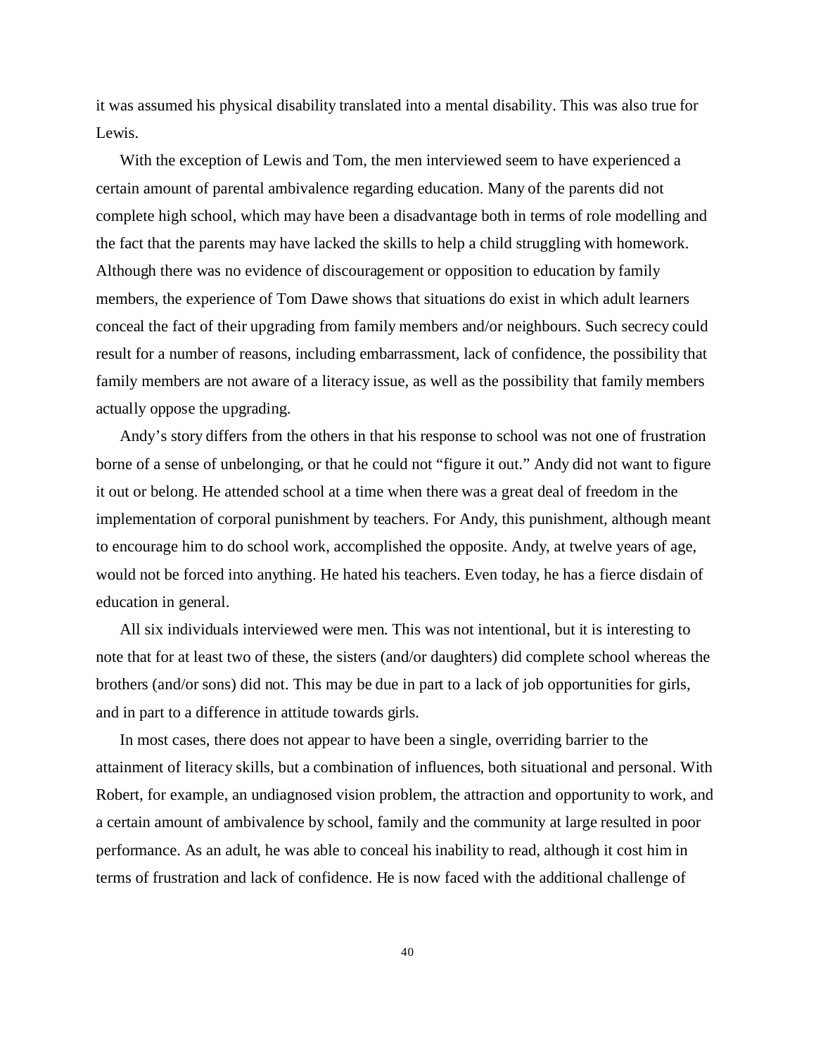it was assumed his physical disability translated into a mental disability. This was also true for Lewis.

With the exception of Lewis and Tom, the men interviewed seem to have experienced a certain amount of parental ambivalence regarding education. Many of the parents did not complete high school, which may have been a disadvantage both in terms of role modelling and the fact that the parents may have lacked the skills to help a child struggling with homework. Although there was no evidence of discouragement or opposition to education by family members, the experience of Tom Dawe shows that situations do exist in which adult learners conceal the fact of their upgrading from family members and/or neighbours. Such secrecy could result for a number of reasons, including embarrassment, lack of confidence, the possibility that family members are not aware of a literacy issue, as well as the possibility that family members actually oppose the upgrading.

Andy's story differs from the others in that his response to school was not one of frustration borne of a sense of unbelonging, or that he could not "figure it out." Andy did not want to figure it out or belong. He attended school at a time when there was a great deal of freedom in the implementation of corporal punishment by teachers. For Andy, this punishment, although meant to encourage him to do school work, accomplished the opposite. Andy, at twelve years of age, would not be forced into anything. He hated his teachers. Even today, he has a fierce disdain of education in general.

All six individuals interviewed were men. This was not intentional, but it is interesting to note that for at least two of these, the sisters (and/or daughters) did complete school whereas the brothers (and/or sons) did not. This may be due in part to a lack of job opportunities for girls, and in part to a difference in attitude towards girls.

In most cases, there does not appear to have been a single, overriding barrier to the attainment of literacy skills, but a combination of influences, both situational and personal. With Robert, for example, an undiagnosed vision problem, the attraction and opportunity to work, and a certain amount of ambivalence by school, family and the community at large resulted in poor performance. As an adult, he was able to conceal his inability to read, although it cost him in terms of frustration and lack of confidence. He is now faced with the additional challenge of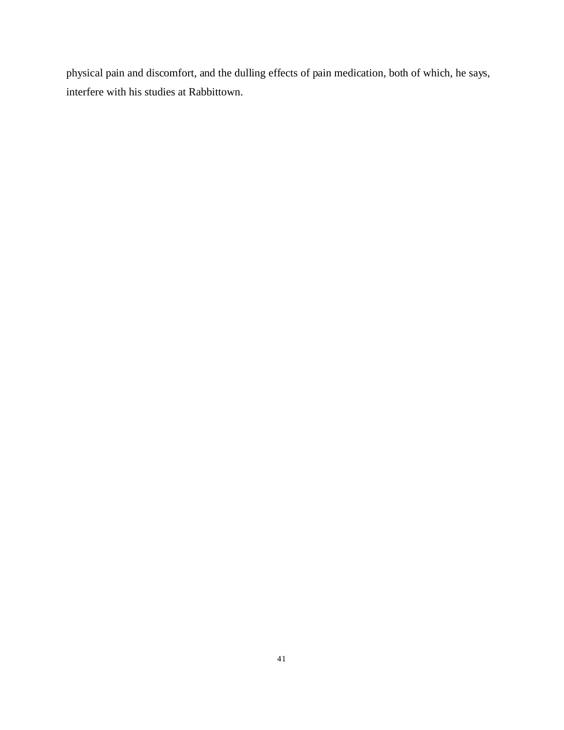physical pain and discomfort, and the dulling effects of pain medication, both of which, he says, interfere with his studies at Rabbittown.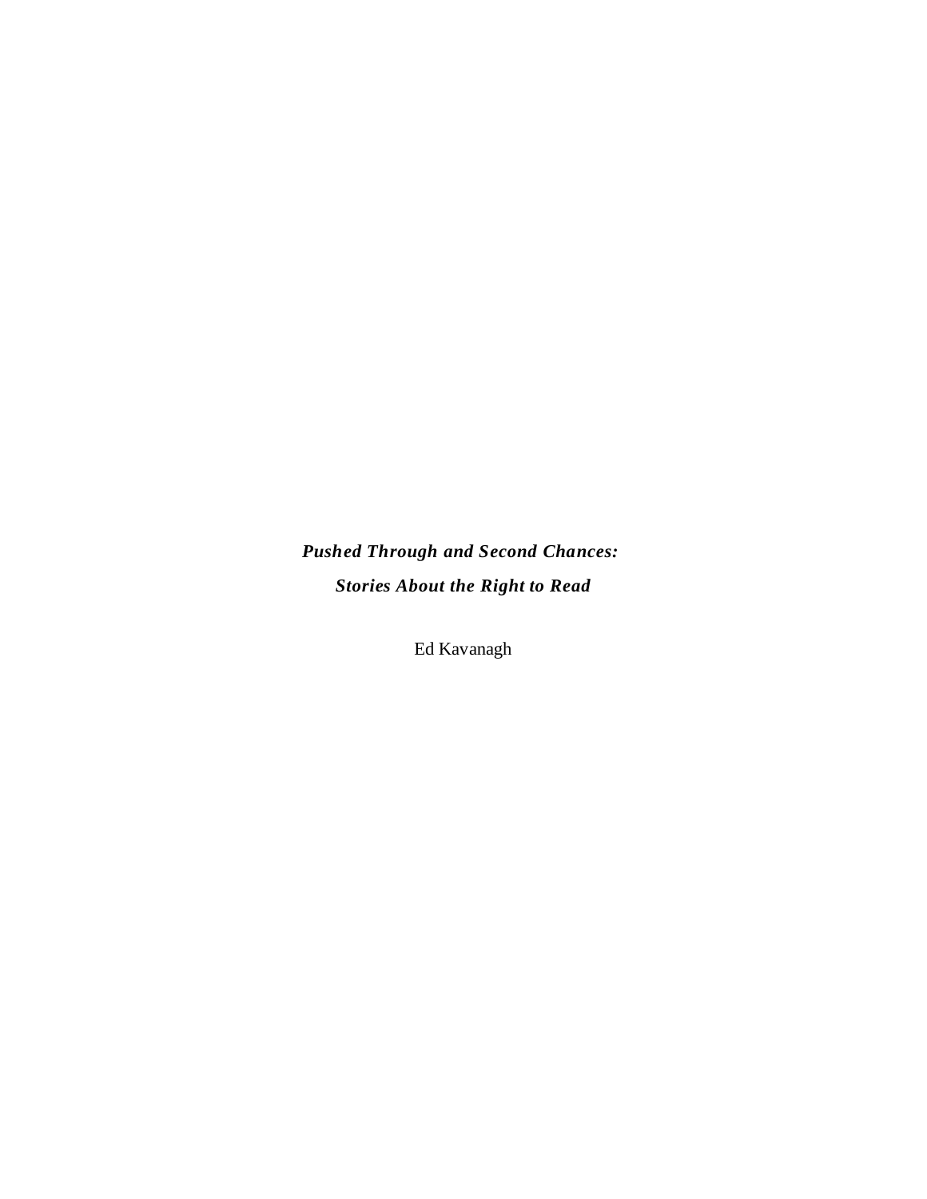***Pushed Through and Second Chances: Stories About the Right to Read***

Ed Kavanagh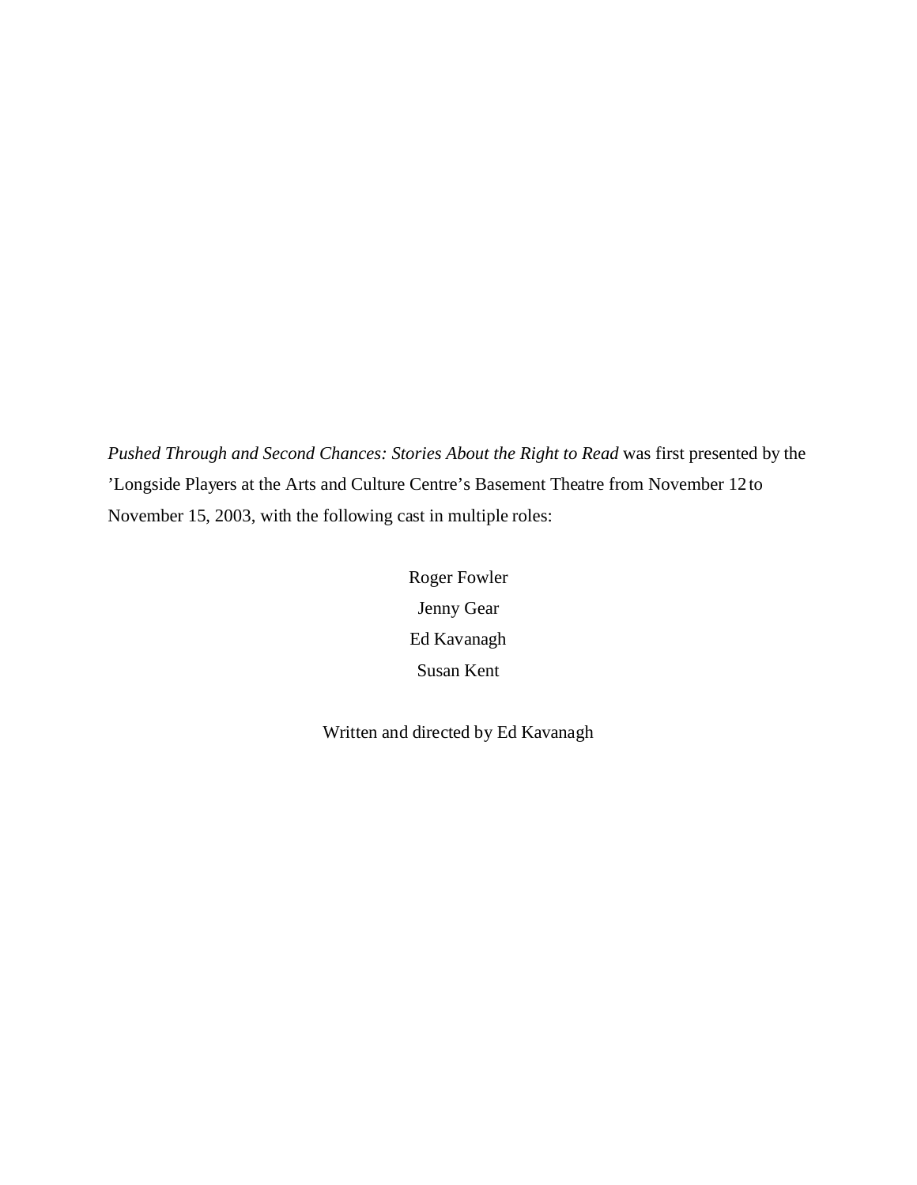*Pushed Through and Second Chances: Stories About the Right to Read* was first presented by the ’Longside Players at the Arts and Culture Centre’s Basement Theatre from November 12 to November 15, 2003, with the following cast in multiple roles:

Roger Fowler  
Jenny Gear  
Ed Kavanagh  
Susan Kent

Written and directed by Ed Kavanagh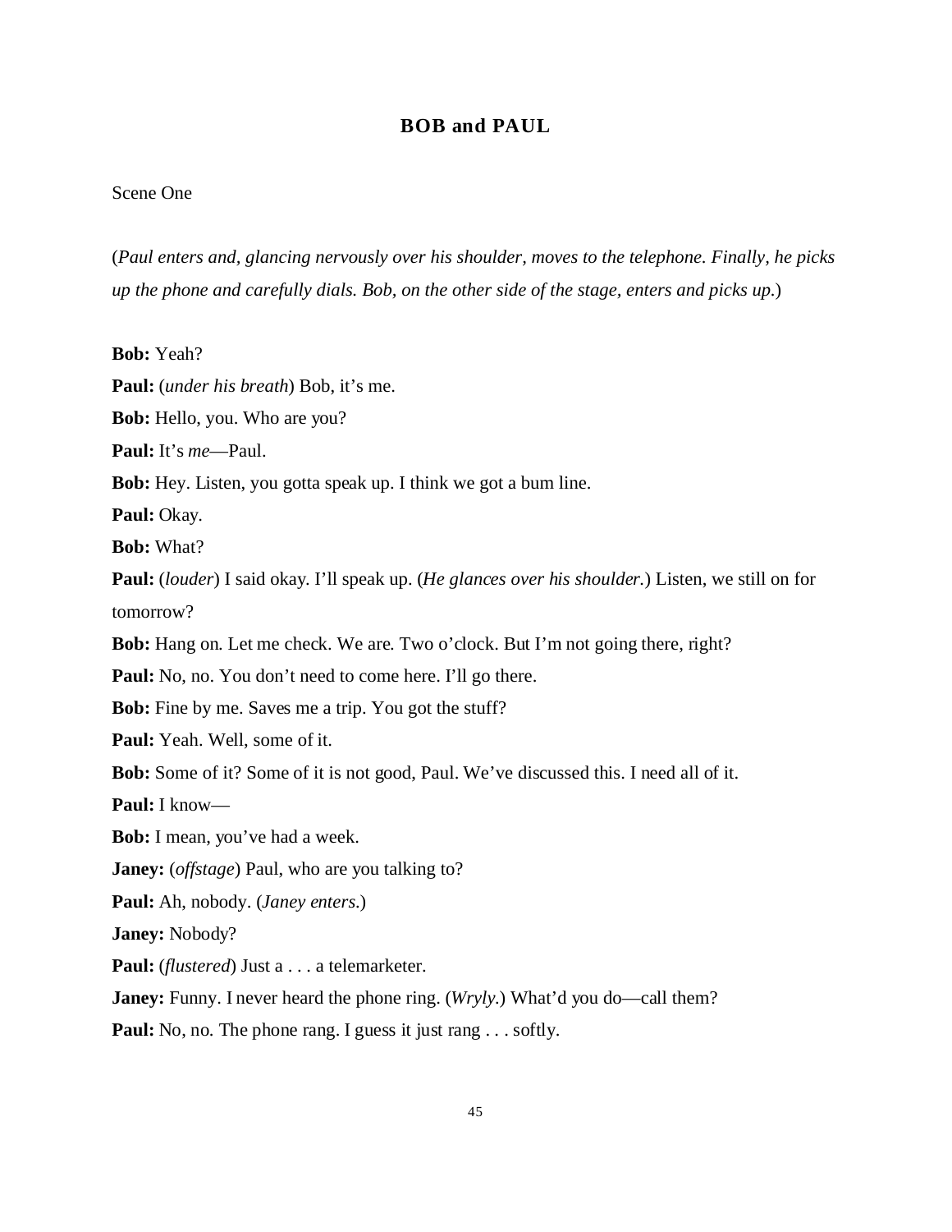## BOB and PAUL

Scene One

(*Paul enters and, glancing nervously over his shoulder, moves to the telephone. Finally, he picks up the phone and carefully dials. Bob, on the other side of the stage, enters and picks up.*)

**Bob:** Yeah?

**Paul:** (*under his breath*) Bob, it's me.

**Bob:** Hello, you. Who are you?

**Paul:** It's *me*—Paul.

**Bob:** Hey. Listen, you gotta speak up. I think we got a bum line.

**Paul:** Okay.

**Bob:** What?

**Paul:** (*louder*) I said okay. I'll speak up. (*He glances over his shoulder.*) Listen, we still on for tomorrow?

**Bob:** Hang on. Let me check. We are. Two o'clock. But I'm not going there, right?

**Paul:** No, no. You don't need to come here. I'll go there.

**Bob:** Fine by me. Saves me a trip. You got the stuff?

**Paul:** Yeah. Well, some of it.

**Bob:** Some of it? Some of it is not good, Paul. We've discussed this. I need all of it.

**Paul:** I know—

**Bob:** I mean, you've had a week.

**Janey:** (*offstage*) Paul, who are you talking to?

**Paul:** Ah, nobody. (*Janey enters.*)

**Janey:** Nobody?

**Paul:** (*flustered*) Just a . . . a telemarketer.

**Janey:** Funny. I never heard the phone ring. (*Wryly.*) What'd you do—call them?

**Paul:** No, no. The phone rang. I guess it just rang . . . softly.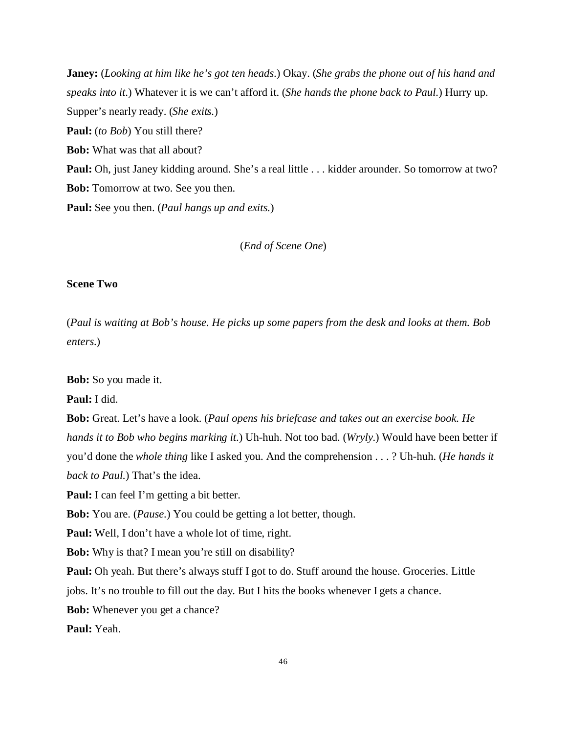**Janey:** (*Looking at him like he's got ten heads*.) Okay. (*She grabs the phone out of his hand and speaks into it*.) Whatever it is we can't afford it. (*She hands the phone back to Paul*.) Hurry up. Supper's nearly ready. (*She exits.*)

**Paul:** (*to Bob*) You still there?

**Bob:** What was that all about?

**Paul:** Oh, just Janey kidding around. She's a real little . . . kidder arounder. So tomorrow at two?

**Bob:** Tomorrow at two. See you then.

**Paul:** See you then. (*Paul hangs up and exits.*)

(*End of Scene One*)

**Scene Two**

(*Paul is waiting at Bob's house. He picks up some papers from the desk and looks at them. Bob enters.*)

**Bob:** So you made it.

**Paul:** I did.

**Bob:** Great. Let's have a look. (*Paul opens his briefcase and takes out an exercise book. He hands it to Bob who begins marking it*.) Uh-huh. Not too bad. (*Wryly*.) Would have been better if you'd done the *whole thing* like I asked you. And the comprehension . . . ? Uh-huh. (*He hands it back to Paul*.) That's the idea.

**Paul:** I can feel I'm getting a bit better.

**Bob:** You are. (*Pause*.) You could be getting a lot better, though.

**Paul:** Well, I don't have a whole lot of time, right.

**Bob:** Why is that? I mean you're still on disability?

**Paul:** Oh yeah. But there's always stuff I got to do. Stuff around the house. Groceries. Little jobs. It's no trouble to fill out the day. But I hits the books whenever I gets a chance.

**Bob:** Whenever you get a chance?

**Paul:** Yeah.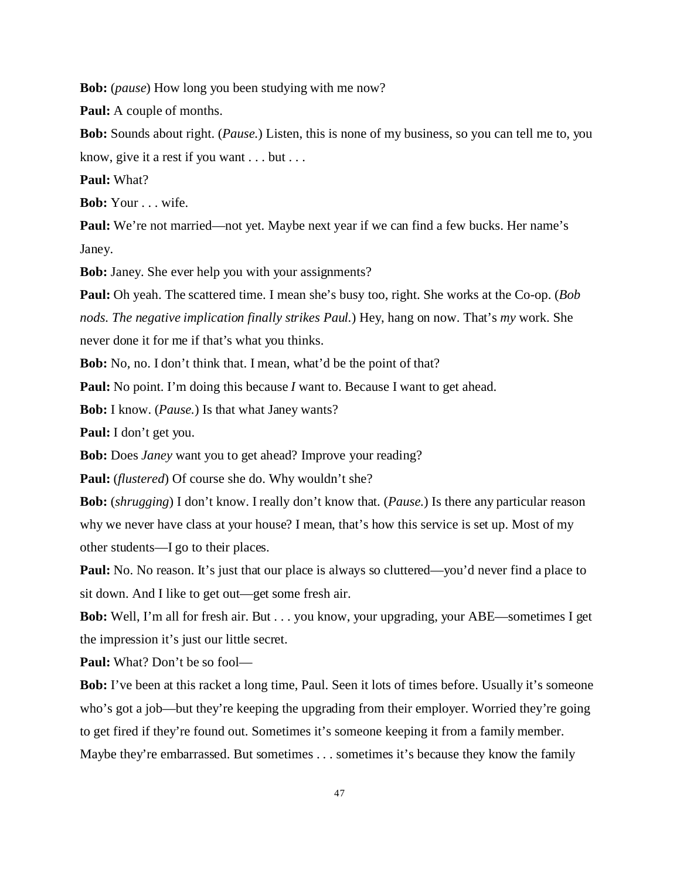**Bob:** (*pause*) How long you been studying with me now?

**Paul:** A couple of months.

**Bob:** Sounds about right. (*Pause.*) Listen, this is none of my business, so you can tell me to, you know, give it a rest if you want . . . but . . .

**Paul:** What?

**Bob:** Your . . . wife.

**Paul:** We're not married—not yet. Maybe next year if we can find a few bucks. Her name's Janey.

**Bob:** Janey. She ever help you with your assignments?

**Paul:** Oh yeah. The scattered time. I mean she's busy too, right. She works at the Co-op. (*Bob nods. The negative implication finally strikes Paul.*) Hey, hang on now. That's *my* work. She never done it for me if that's what you thinks.

**Bob:** No, no. I don't think that. I mean, what'd be the point of that?

**Paul:** No point. I'm doing this because *I* want to. Because I want to get ahead.

**Bob:** I know. (*Pause.*) Is that what Janey wants?

**Paul:** I don't get you.

**Bob:** Does *Janey* want you to get ahead? Improve your reading?

**Paul:** (*flustered*) Of course she do. Why wouldn't she?

**Bob:** (*shrugging*) I don't know. I really don't know that. (*Pause.*) Is there any particular reason why we never have class at your house? I mean, that's how this service is set up. Most of my other students—I go to their places.

**Paul:** No. No reason. It's just that our place is always so cluttered—you'd never find a place to sit down. And I like to get out—get some fresh air.

**Bob:** Well, I'm all for fresh air. But . . . you know, your upgrading, your ABE—sometimes I get the impression it's just our little secret.

**Paul:** What? Don't be so fool—

**Bob:** I've been at this racket a long time, Paul. Seen it lots of times before. Usually it's someone who's got a job—but they're keeping the upgrading from their employer. Worried they're going to get fired if they're found out. Sometimes it's someone keeping it from a family member. Maybe they're embarrassed. But sometimes . . . sometimes it's because they know the family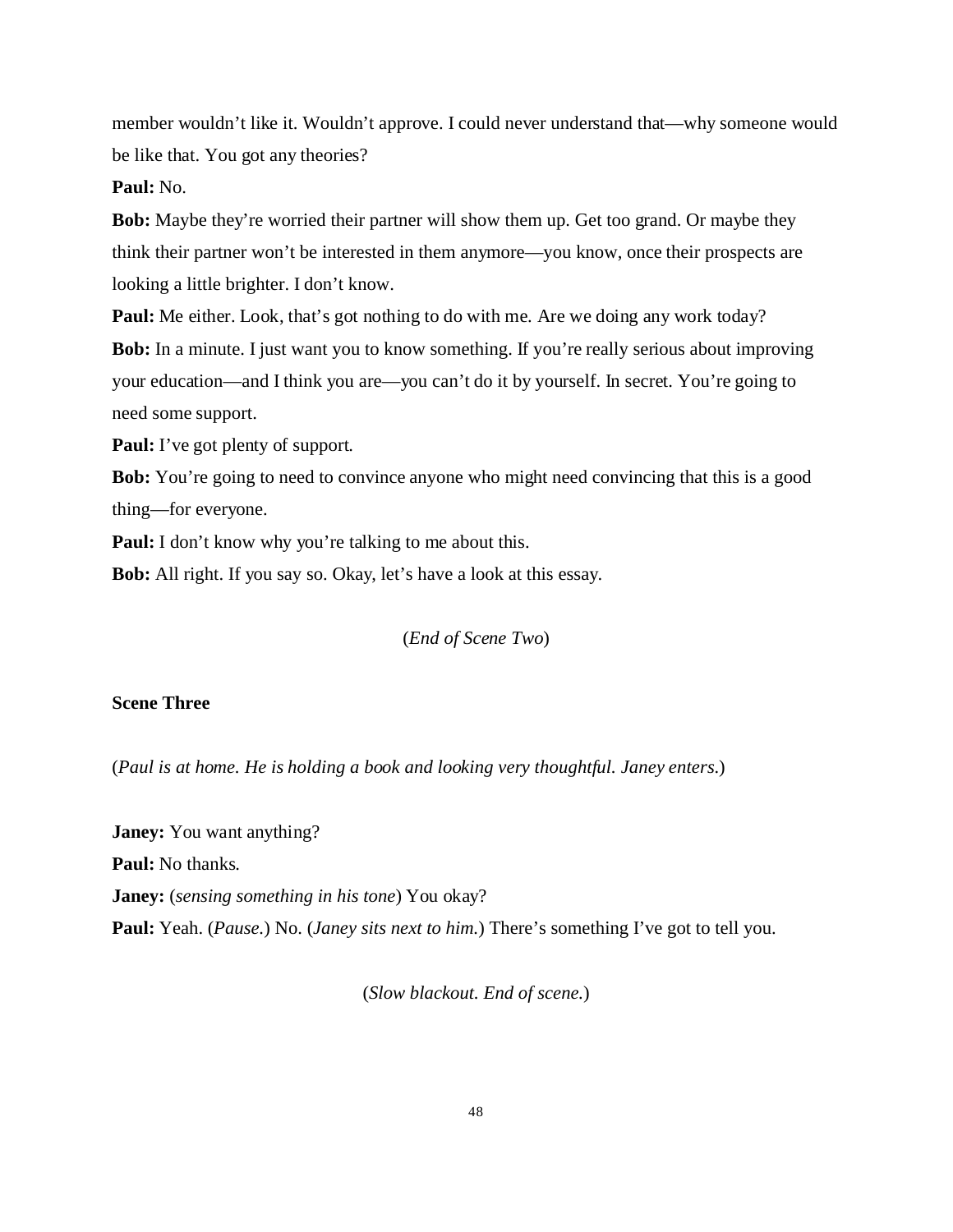member wouldn't like it. Wouldn't approve. I could never understand that—why someone would be like that. You got any theories?

**Paul:** No.

**Bob:** Maybe they're worried their partner will show them up. Get too grand. Or maybe they think their partner won't be interested in them anymore—you know, once their prospects are looking a little brighter. I don't know.

**Paul:** Me either. Look, that's got nothing to do with me. Are we doing any work today?

**Bob:** In a minute. I just want you to know something. If you're really serious about improving your education—and I think you are—you can't do it by yourself. In secret. You're going to need some support.

**Paul:** I've got plenty of support.

**Bob:** You're going to need to convince anyone who might need convincing that this is a good thing—for everyone.

**Paul:** I don't know why you're talking to me about this.

**Bob:** All right. If you say so. Okay, let's have a look at this essay.

(*End of Scene Two*)

**Scene Three**

(*Paul is at home. He is holding a book and looking very thoughtful. Janey enters.*)

**Janey:** You want anything?

**Paul:** No thanks.

**Janey:** (*sensing something in his tone*) You okay?

**Paul:** Yeah. (*Pause.*) No. (*Janey sits next to him.*) There's something I've got to tell you.

(*Slow blackout. End of scene.*)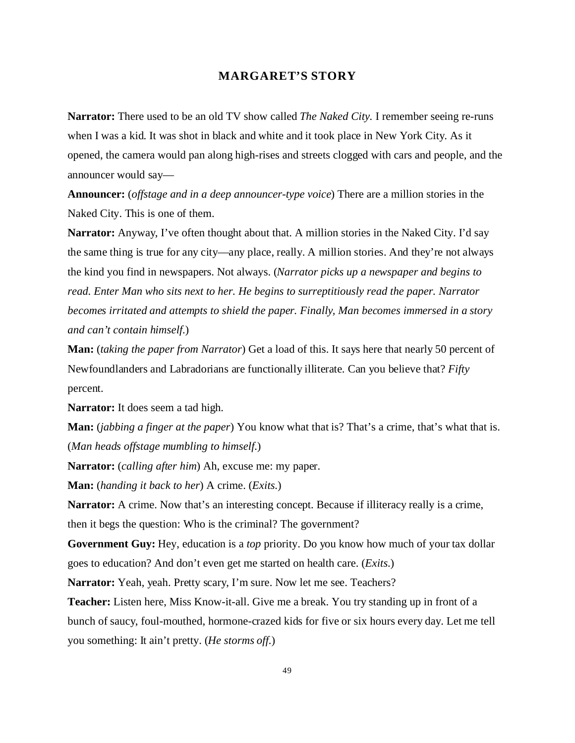## MARGARET'S STORY

**Narrator:** There used to be an old TV show called *The Naked City.* I remember seeing re-runs when I was a kid. It was shot in black and white and it took place in New York City. As it opened, the camera would pan along high-rises and streets clogged with cars and people, and the announcer would say—

**Announcer:** (*offstage and in a deep announcer-type voice*) There are a million stories in the Naked City. This is one of them.

**Narrator:** Anyway, I've often thought about that. A million stories in the Naked City. I'd say the same thing is true for any city—any place, really. A million stories. And they're not always the kind you find in newspapers. Not always. (*Narrator picks up a newspaper and begins to read. Enter Man who sits next to her. He begins to surreptitiously read the paper. Narrator becomes irritated and attempts to shield the paper. Finally, Man becomes immersed in a story and can't contain himself.*)

**Man:** (*taking the paper from Narrator*) Get a load of this. It says here that nearly 50 percent of Newfoundlanders and Labradorians are functionally illiterate. Can you believe that? *Fifty* percent.

**Narrator:** It does seem a tad high.

**Man:** (*jabbing a finger at the paper*) You know what that is? That's a crime, that's what that is. (*Man heads offstage mumbling to himself.*)

**Narrator:** (*calling after him*) Ah, excuse me: my paper.

**Man:** (*handing it back to her*) A crime. (*Exits.*)

**Narrator:** A crime. Now that's an interesting concept. Because if illiteracy really is a crime, then it begs the question: Who is the criminal? The government?

**Government Guy:** Hey, education is a *top* priority. Do you know how much of your tax dollar goes to education? And don't even get me started on health care. (*Exits.*)

**Narrator:** Yeah, yeah. Pretty scary, I'm sure. Now let me see. Teachers?

**Teacher:** Listen here, Miss Know-it-all. Give me a break. You try standing up in front of a bunch of saucy, foul-mouthed, hormone-crazed kids for five or six hours every day. Let me tell you something: It ain't pretty. (*He storms off.*)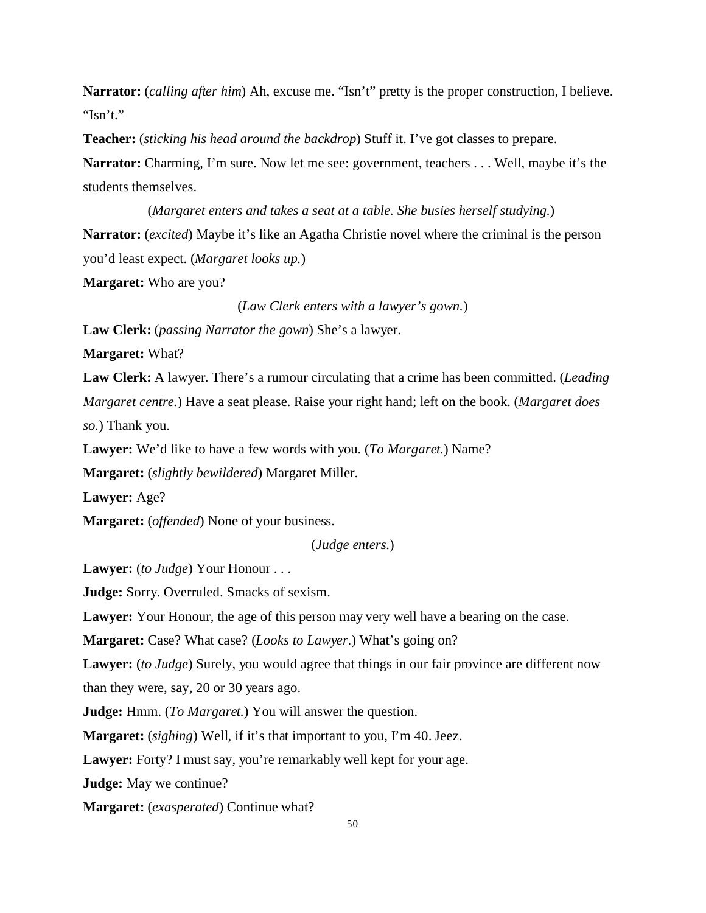**Narrator:** (*calling after him*) Ah, excuse me. "Isn't" pretty is the proper construction, I believe. "Isn't."

**Teacher:** (*sticking his head around the backdrop*) Stuff it. I've got classes to prepare.

**Narrator:** Charming, I'm sure. Now let me see: government, teachers . . . Well, maybe it's the students themselves.

(*Margaret enters and takes a seat at a table. She busies herself studying.*)

**Narrator:** (*excited*) Maybe it's like an Agatha Christie novel where the criminal is the person you'd least expect. (*Margaret looks up.*)

**Margaret:** Who are you?

(*Law Clerk enters with a lawyer's gown.*)

**Law Clerk:** (*passing Narrator the gown*) She's a lawyer.

**Margaret:** What?

**Law Clerk:** A lawyer. There's a rumour circulating that a crime has been committed. (*Leading Margaret centre.*) Have a seat please. Raise your right hand; left on the book. (*Margaret does so.*) Thank you.

**Lawyer:** We'd like to have a few words with you. (*To Margaret.*) Name?

**Margaret:** (*slightly bewildered*) Margaret Miller.

**Lawyer:** Age?

**Margaret:** (*offended*) None of your business.

(*Judge enters.*)

**Lawyer:** (*to Judge*) Your Honour . . .

**Judge:** Sorry. Overruled. Smacks of sexism.

**Lawyer:** Your Honour, the age of this person may very well have a bearing on the case.

**Margaret:** Case? What case? (*Looks to Lawyer.*) What's going on?

**Lawyer:** (*to Judge*) Surely, you would agree that things in our fair province are different now than they were, say, 20 or 30 years ago.

**Judge:** Hmm. (*To Margaret.*) You will answer the question.

**Margaret:** (*sighing*) Well, if it's that important to you, I'm 40. Jeez.

**Lawyer:** Forty? I must say, you're remarkably well kept for your age.

**Judge:** May we continue?

**Margaret:** (*exasperated*) Continue what?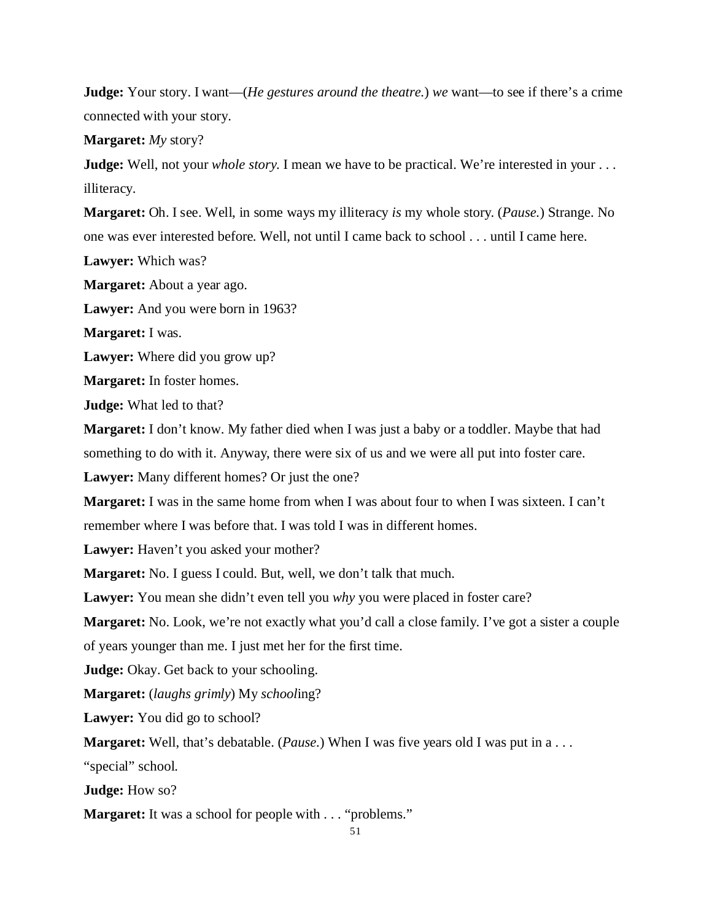**Judge:** Your story. I want—(*He gestures around the theatre.*) *we* want—to see if there's a crime connected with your story.

**Margaret:** *My* story?

**Judge:** Well, not your *whole story*. I mean we have to be practical. We're interested in your . . . illiteracy.

**Margaret:** Oh. I see. Well, in some ways my illiteracy *is* my whole story. (*Pause.*) Strange. No one was ever interested before. Well, not until I came back to school . . . until I came here.

**Lawyer:** Which was?

**Margaret:** About a year ago.

**Lawyer:** And you were born in 1963?

**Margaret:** I was.

**Lawyer:** Where did you grow up?

**Margaret:** In foster homes.

**Judge:** What led to that?

**Margaret:** I don't know. My father died when I was just a baby or a toddler. Maybe that had something to do with it. Anyway, there were six of us and we were all put into foster care.

**Lawyer:** Many different homes? Or just the one?

**Margaret:** I was in the same home from when I was about four to when I was sixteen. I can't remember where I was before that. I was told I was in different homes.

**Lawyer:** Haven't you asked your mother?

**Margaret:** No. I guess I could. But, well, we don't talk that much.

**Lawyer:** You mean she didn't even tell you *why* you were placed in foster care?

**Margaret:** No. Look, we're not exactly what you'd call a close family. I've got a sister a couple of years younger than me. I just met her for the first time.

**Judge:** Okay. Get back to your schooling.

**Margaret:** (*laughs grimly*) My *school*ing?

**Lawyer:** You did go to school?

**Margaret:** Well, that's debatable. (*Pause.*) When I was five years old I was put in a . . . "special" school.

**Judge:** How so?

**Margaret:** It was a school for people with . . . "problems."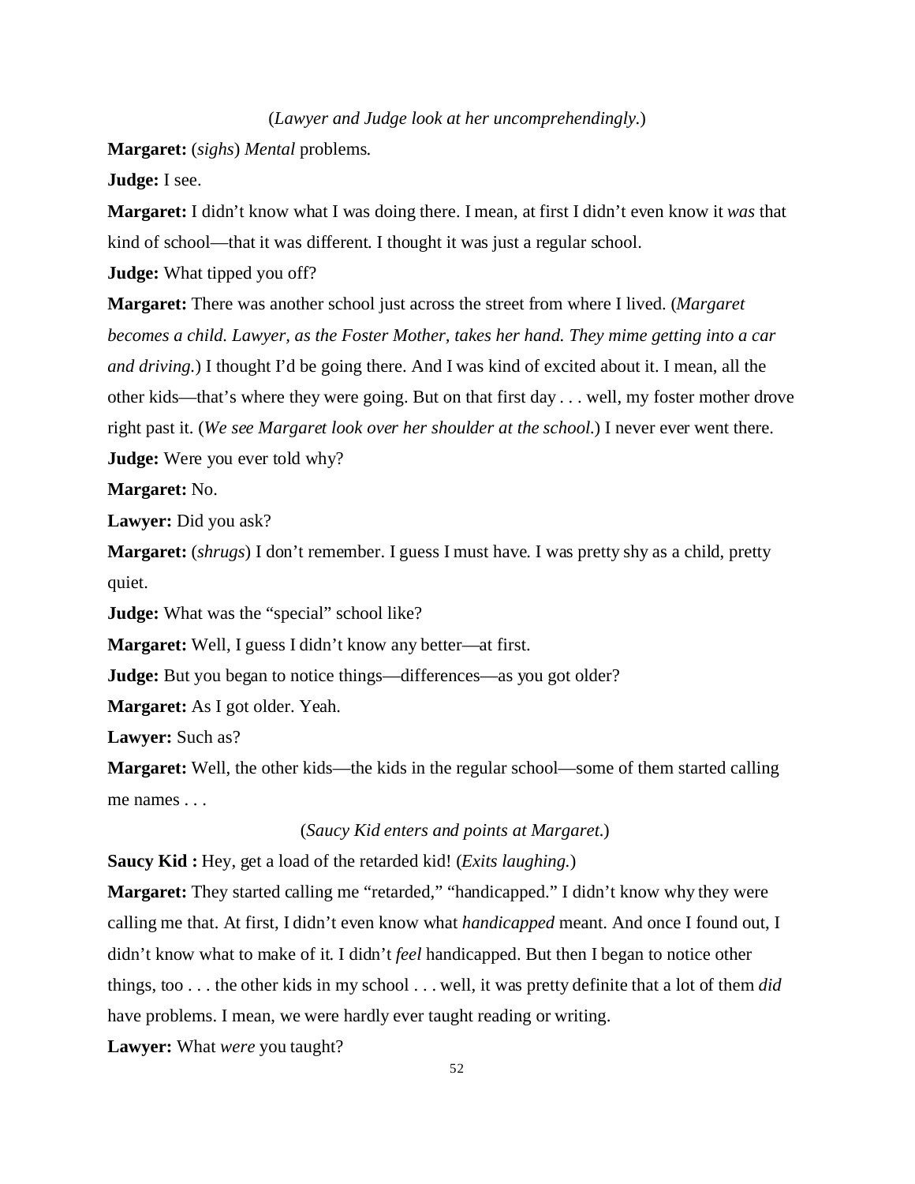(*Lawyer and Judge look at her uncomprehendingly*.)

**Margaret:** (*sighs*) *Mental* problems.

**Judge:** I see.

**Margaret:** I didn't know what I was doing there. I mean, at first I didn't even know it *was* that kind of school—that it was different. I thought it was just a regular school.

**Judge:** What tipped you off?

**Margaret:** There was another school just across the street from where I lived. (*Margaret becomes a child. Lawyer, as the Foster Mother, takes her hand. They mime getting into a car and driving.*) I thought I'd be going there. And I was kind of excited about it. I mean, all the other kids—that's where they were going. But on that first day . . . well, my foster mother drove right past it. (*We see Margaret look over her shoulder at the school.*) I never ever went there.

**Judge:** Were you ever told why?

**Margaret:** No.

**Lawyer:** Did you ask?

**Margaret:** (*shrugs*) I don't remember. I guess I must have. I was pretty shy as a child, pretty quiet.

**Judge:** What was the "special" school like?

**Margaret:** Well, I guess I didn't know any better—at first.

**Judge:** But you began to notice things—differences—as you got older?

**Margaret:** As I got older. Yeah.

**Lawyer:** Such as?

**Margaret:** Well, the other kids—the kids in the regular school—some of them started calling me names . . .

(*Saucy Kid enters and points at Margaret.*)

**Saucy Kid :** Hey, get a load of the retarded kid! (*Exits laughing.*)

**Margaret:** They started calling me "retarded," "handicapped." I didn't know why they were calling me that. At first, I didn't even know what *handicapped* meant. And once I found out, I didn't know what to make of it. I didn't *feel* handicapped. But then I began to notice other things, too . . . the other kids in my school . . . well, it was pretty definite that a lot of them *did* have problems. I mean, we were hardly ever taught reading or writing.

**Lawyer:** What *were* you taught?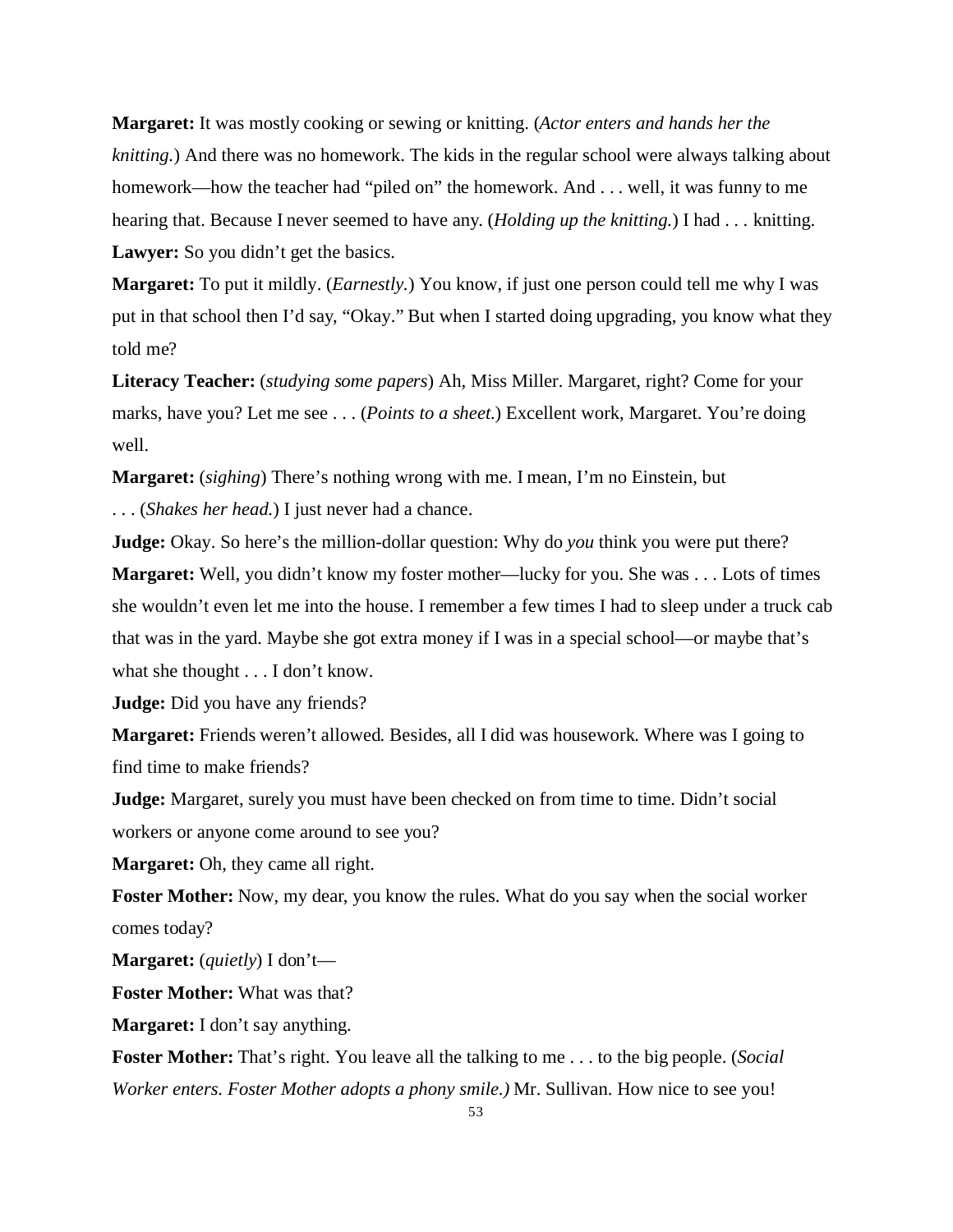**Margaret:** It was mostly cooking or sewing or knitting. (*Actor enters and hands her the knitting.*) And there was no homework. The kids in the regular school were always talking about homework—how the teacher had "piled on" the homework. And . . . well, it was funny to me hearing that. Because I never seemed to have any. (*Holding up the knitting.*) I had . . . knitting.

**Lawyer:** So you didn't get the basics.

**Margaret:** To put it mildly. (*Earnestly.*) You know, if just one person could tell me why I was put in that school then I'd say, "Okay." But when I started doing upgrading, you know what they told me?

**Literacy Teacher:** (*studying some papers*) Ah, Miss Miller. Margaret, right? Come for your marks, have you? Let me see . . . (*Points to a sheet.*) Excellent work, Margaret. You're doing well.

**Margaret:** (*sighing*) There's nothing wrong with me. I mean, I'm no Einstein, but . . . (*Shakes her head.*) I just never had a chance.

**Judge:** Okay. So here's the million-dollar question: Why do *you* think you were put there?

**Margaret:** Well, you didn't know my foster mother—lucky for you. She was . . . Lots of times she wouldn't even let me into the house. I remember a few times I had to sleep under a truck cab that was in the yard. Maybe she got extra money if I was in a special school—or maybe that's what she thought . . . I don't know.

**Judge:** Did you have any friends?

**Margaret:** Friends weren't allowed. Besides, all I did was housework. Where was I going to find time to make friends?

**Judge:** Margaret, surely you must have been checked on from time to time. Didn't social workers or anyone come around to see you?

**Margaret:** Oh, they came all right.

**Foster Mother:** Now, my dear, you know the rules. What do you say when the social worker comes today?

**Margaret:** (*quietly*) I don't—

**Foster Mother:** What was that?

**Margaret:** I don't say anything.

**Foster Mother:** That's right. You leave all the talking to me . . . to the big people. (*Social Worker enters. Foster Mother adopts a phony smile.)* Mr. Sullivan. How nice to see you!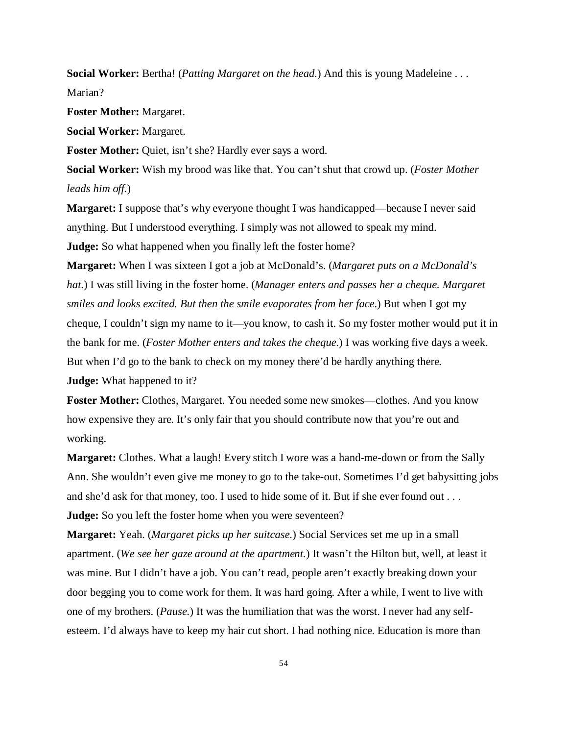**Social Worker:** Bertha! (*Patting Margaret on the head.*) And this is young Madeleine . . . Marian?

**Foster Mother:** Margaret.

**Social Worker:** Margaret.

**Foster Mother:** Quiet, isn't she? Hardly ever says a word.

**Social Worker:** Wish my brood was like that. You can't shut that crowd up. (*Foster Mother leads him off.*)

**Margaret:** I suppose that's why everyone thought I was handicapped—because I never said anything. But I understood everything. I simply was not allowed to speak my mind.

**Judge:** So what happened when you finally left the foster home?

**Margaret:** When I was sixteen I got a job at McDonald's. (*Margaret puts on a McDonald's hat.*) I was still living in the foster home. (*Manager enters and passes her a cheque. Margaret smiles and looks excited. But then the smile evaporates from her face.*) But when I got my cheque, I couldn't sign my name to it—you know, to cash it. So my foster mother would put it in the bank for me. (*Foster Mother enters and takes the cheque.*) I was working five days a week. But when I'd go to the bank to check on my money there'd be hardly anything there.

**Judge:** What happened to it?

**Foster Mother:** Clothes, Margaret. You needed some new smokes—clothes. And you know how expensive they are. It's only fair that you should contribute now that you're out and working.

**Margaret:** Clothes. What a laugh! Every stitch I wore was a hand-me-down or from the Sally Ann. She wouldn't even give me money to go to the take-out. Sometimes I'd get babysitting jobs and she'd ask for that money, too. I used to hide some of it. But if she ever found out . . .

**Judge:** So you left the foster home when you were seventeen?

**Margaret:** Yeah. (*Margaret picks up her suitcase.*) Social Services set me up in a small apartment. (*We see her gaze around at the apartment.*) It wasn't the Hilton but, well, at least it was mine. But I didn't have a job. You can't read, people aren't exactly breaking down your door begging you to come work for them. It was hard going. After a while, I went to live with one of my brothers. (*Pause.*) It was the humiliation that was the worst. I never had any self-esteem. I'd always have to keep my hair cut short. I had nothing nice. Education is more than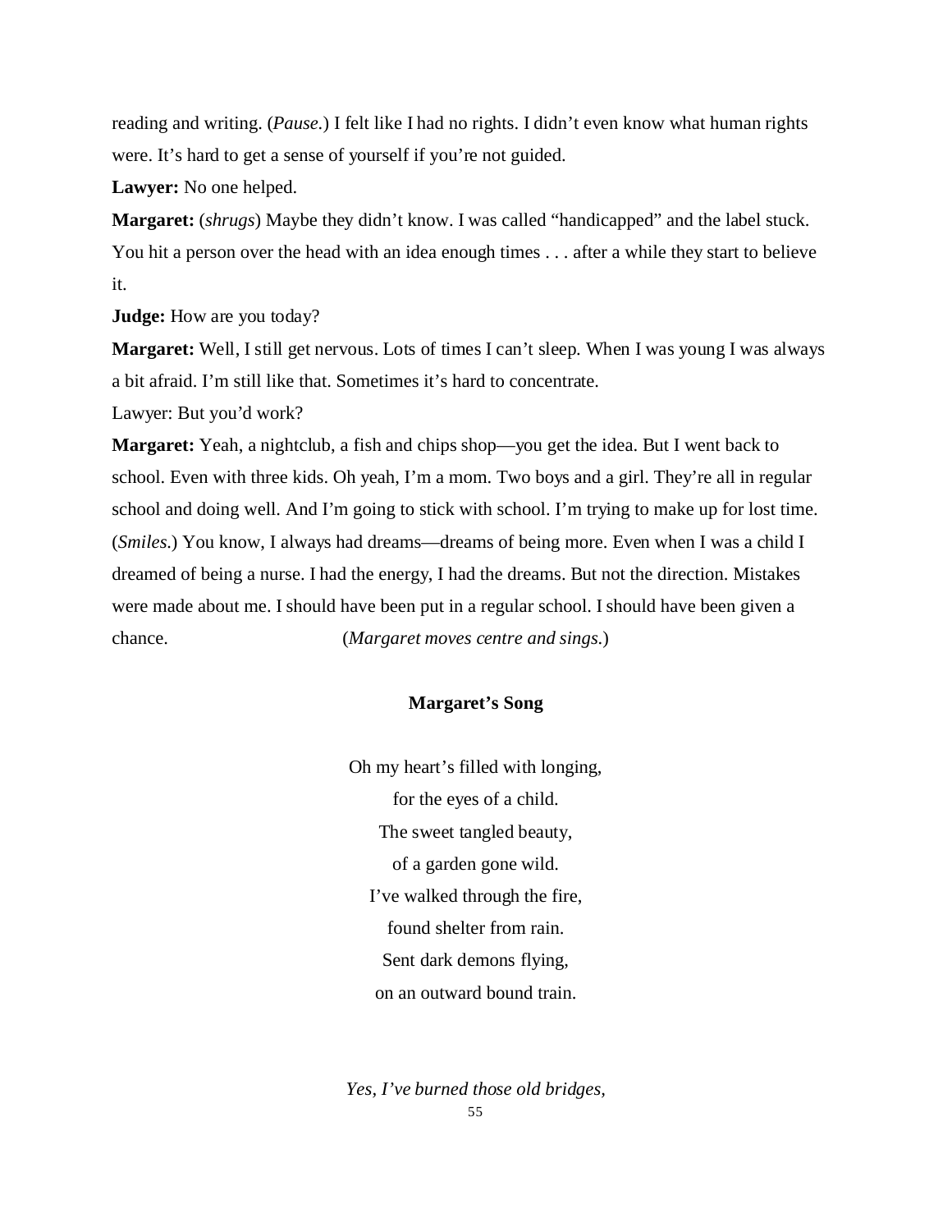reading and writing. (*Pause.*) I felt like I had no rights. I didn't even know what human rights were. It's hard to get a sense of yourself if you're not guided.

**Lawyer:** No one helped.

**Margaret:** (*shrugs*) Maybe they didn't know. I was called "handicapped" and the label stuck. You hit a person over the head with an idea enough times . . . after a while they start to believe it.

**Judge:** How are you today?

**Margaret:** Well, I still get nervous. Lots of times I can't sleep. When I was young I was always a bit afraid. I'm still like that. Sometimes it's hard to concentrate.

Lawyer: But you'd work?

**Margaret:** Yeah, a nightclub, a fish and chips shop—you get the idea. But I went back to school. Even with three kids. Oh yeah, I'm a mom. Two boys and a girl. They're all in regular school and doing well. And I'm going to stick with school. I'm trying to make up for lost time. (*Smiles.*) You know, I always had dreams—dreams of being more. Even when I was a child I dreamed of being a nurse. I had the energy, I had the dreams. But not the direction. Mistakes were made about me. I should have been put in a regular school. I should have been given a chance. (*Margaret moves centre and sings.*)

**Margaret's Song**

Oh my heart's filled with longing,
for the eyes of a child.
The sweet tangled beauty,
of a garden gone wild.
I've walked through the fire,
found shelter from rain.
Sent dark demons flying,
on an outward bound train.

*Yes, I've burned those old bridges,*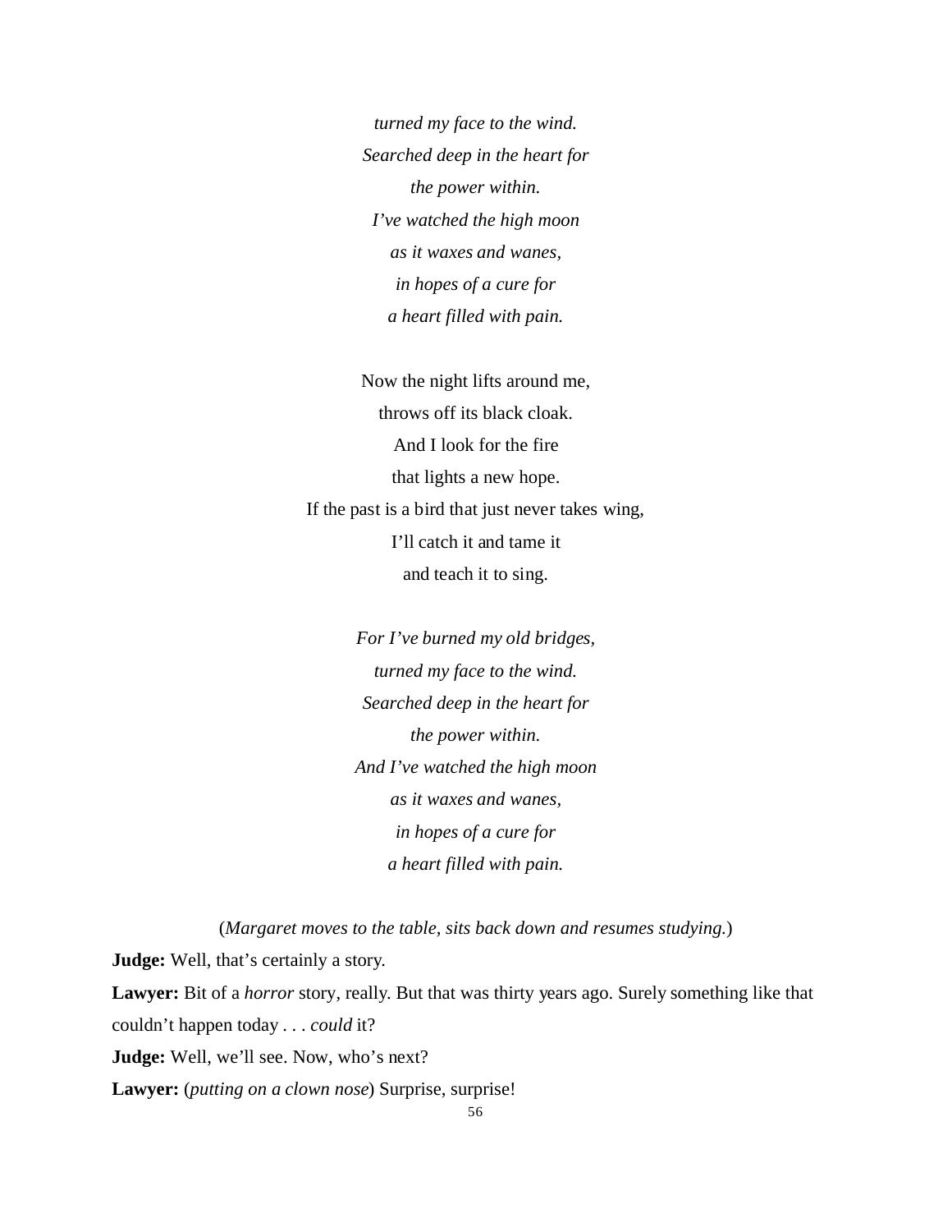*turned my face to the wind.*
*Searched deep in the heart for*
*the power within.*
*I've watched the high moon*
*as it waxes and wanes,*
*in hopes of a cure for*
*a heart filled with pain.*

Now the night lifts around me,
throws off its black cloak.
And I look for the fire
that lights a new hope.
If the past is a bird that just never takes wing,
I'll catch it and tame it
and teach it to sing.

*For I've burned my old bridges,*
*turned my face to the wind.*
*Searched deep in the heart for*
*the power within.*
*And I've watched the high moon*
*as it waxes and wanes,*
*in hopes of a cure for*
*a heart filled with pain.*

(*Margaret moves to the table, sits back down and resumes studying.*)

**Judge:** Well, that's certainly a story.

**Lawyer:** Bit of a *horror* story, really. But that was thirty years ago. Surely something like that couldn't happen today . . . *could* it?

**Judge:** Well, we'll see. Now, who's next?

**Lawyer:** (*putting on a clown nose*) Surprise, surprise!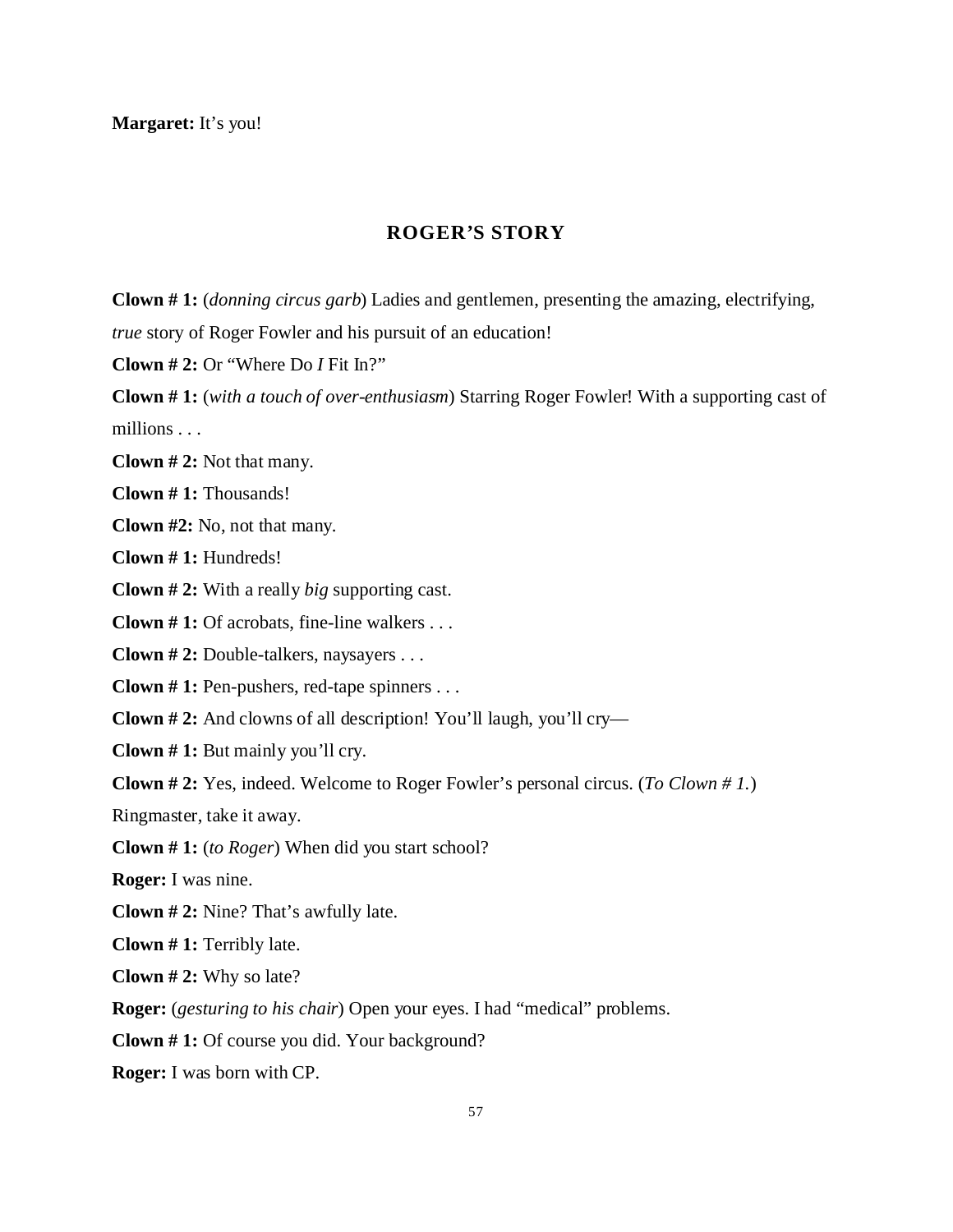**Margaret:** It's you!

## ROGER'S STORY

**Clown # 1:** (*donning circus garb*) Ladies and gentlemen, presenting the amazing, electrifying, *true* story of Roger Fowler and his pursuit of an education!

**Clown # 2:** Or "Where Do *I* Fit In?"

**Clown # 1:** (*with a touch of over-enthusiasm*) Starring Roger Fowler! With a supporting cast of millions . . .

**Clown # 2:** Not that many.

**Clown # 1:** Thousands!

**Clown #2:** No, not that many.

**Clown # 1:** Hundreds!

**Clown # 2:** With a really *big* supporting cast.

**Clown # 1:** Of acrobats, fine-line walkers . . .

**Clown # 2:** Double-talkers, naysayers . . .

**Clown # 1:** Pen-pushers, red-tape spinners . . .

**Clown # 2:** And clowns of all description! You'll laugh, you'll cry—

**Clown # 1:** But mainly you'll cry.

**Clown # 2:** Yes, indeed. Welcome to Roger Fowler's personal circus. (*To Clown # 1.*) Ringmaster, take it away.

**Clown # 1:** (*to Roger*) When did you start school?

**Roger:** I was nine.

**Clown # 2:** Nine? That's awfully late.

**Clown # 1:** Terribly late.

**Clown # 2:** Why so late?

**Roger:** (*gesturing to his chair*) Open your eyes. I had "medical" problems.

**Clown # 1:** Of course you did. Your background?

**Roger:** I was born with CP.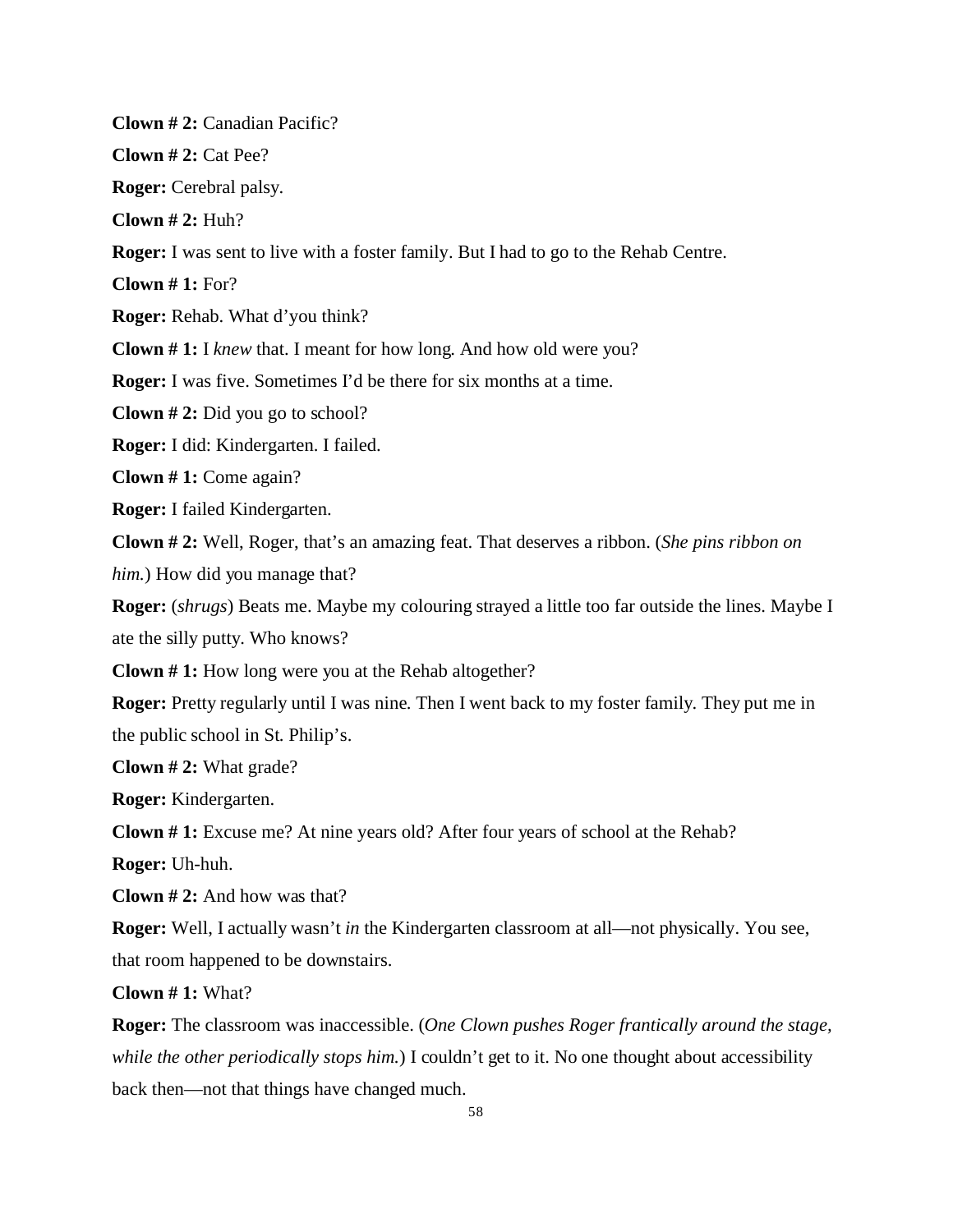**Clown # 2:** Canadian Pacific?

**Clown # 2:** Cat Pee?

**Roger:** Cerebral palsy.

**Clown # 2:** Huh?

**Roger:** I was sent to live with a foster family. But I had to go to the Rehab Centre.

**Clown # 1:** For?

**Roger:** Rehab. What d'you think?

**Clown # 1:** I *knew* that. I meant for how long. And how old were you?

**Roger:** I was five. Sometimes I'd be there for six months at a time.

**Clown # 2:** Did you go to school?

**Roger:** I did: Kindergarten. I failed.

**Clown # 1:** Come again?

**Roger:** I failed Kindergarten.

**Clown # 2:** Well, Roger, that's an amazing feat. That deserves a ribbon. (*She pins ribbon on him.*) How did you manage that?

**Roger:** (*shrugs*) Beats me. Maybe my colouring strayed a little too far outside the lines. Maybe I ate the silly putty. Who knows?

**Clown # 1:** How long were you at the Rehab altogether?

**Roger:** Pretty regularly until I was nine. Then I went back to my foster family. They put me in the public school in St. Philip's.

**Clown # 2:** What grade?

**Roger:** Kindergarten.

**Clown # 1:** Excuse me? At nine years old? After four years of school at the Rehab?

**Roger:** Uh-huh.

**Clown # 2:** And how was that?

**Roger:** Well, I actually wasn't *in* the Kindergarten classroom at all—not physically. You see, that room happened to be downstairs.

**Clown # 1:** What?

**Roger:** The classroom was inaccessible. (*One Clown pushes Roger frantically around the stage, while the other periodically stops him.*) I couldn't get to it. No one thought about accessibility back then—not that things have changed much.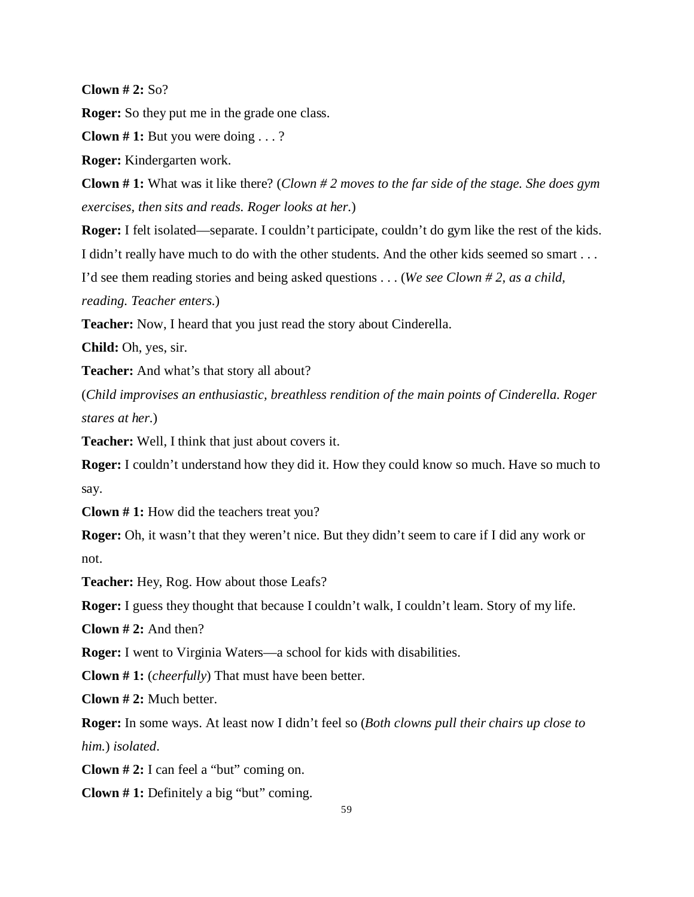**Clown # 2:** So?

**Roger:** So they put me in the grade one class.

**Clown # 1:** But you were doing . . . ?

**Roger:** Kindergarten work.

**Clown # 1:** What was it like there? (*Clown # 2 moves to the far side of the stage. She does gym exercises, then sits and reads. Roger looks at her.*)

**Roger:** I felt isolated—separate. I couldn't participate, couldn't do gym like the rest of the kids. I didn't really have much to do with the other students. And the other kids seemed so smart . . . I'd see them reading stories and being asked questions . . . (*We see Clown # 2, as a child, reading. Teacher enters.*)

**Teacher:** Now, I heard that you just read the story about Cinderella.

**Child:** Oh, yes, sir.

**Teacher:** And what's that story all about?

(*Child improvises an enthusiastic, breathless rendition of the main points of Cinderella. Roger stares at her.*)

**Teacher:** Well, I think that just about covers it.

**Roger:** I couldn't understand how they did it. How they could know so much. Have so much to say.

**Clown # 1:** How did the teachers treat you?

**Roger:** Oh, it wasn't that they weren't nice. But they didn't seem to care if I did any work or not.

**Teacher:** Hey, Rog. How about those Leafs?

**Roger:** I guess they thought that because I couldn't walk, I couldn't learn. Story of my life.

**Clown # 2:** And then?

**Roger:** I went to Virginia Waters—a school for kids with disabilities.

**Clown # 1:** (*cheerfully*) That must have been better.

**Clown # 2:** Much better.

**Roger:** In some ways. At least now I didn't feel so (*Both clowns pull their chairs up close to him.*) *isolated*.

**Clown # 2:** I can feel a "but" coming on.

**Clown # 1:** Definitely a big "but" coming.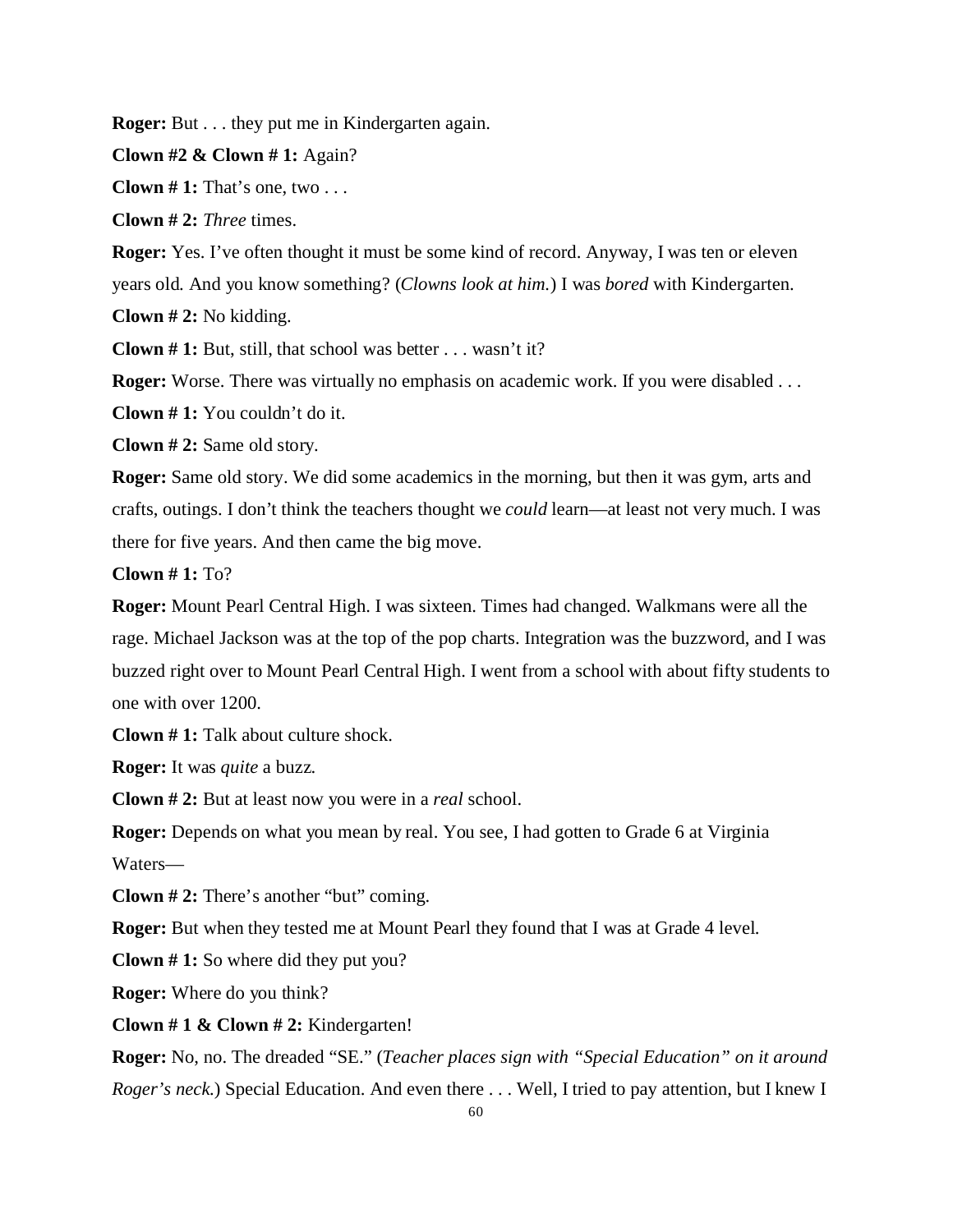**Roger:** But . . . they put me in Kindergarten again.

**Clown #2 & Clown # 1:** Again?

**Clown # 1:** That's one, two . . .

**Clown # 2:** *Three* times.

**Roger:** Yes. I've often thought it must be some kind of record. Anyway, I was ten or eleven years old. And you know something? (*Clowns look at him.*) I was *bored* with Kindergarten.

**Clown # 2:** No kidding.

**Clown # 1:** But, still, that school was better . . . wasn't it?

**Roger:** Worse. There was virtually no emphasis on academic work. If you were disabled . . .

**Clown # 1:** You couldn't do it.

**Clown # 2:** Same old story.

**Roger:** Same old story. We did some academics in the morning, but then it was gym, arts and crafts, outings. I don't think the teachers thought we *could* learn—at least not very much. I was there for five years. And then came the big move.

**Clown # 1:** To?

**Roger:** Mount Pearl Central High. I was sixteen. Times had changed. Walkmans were all the rage. Michael Jackson was at the top of the pop charts. Integration was the buzzword, and I was buzzed right over to Mount Pearl Central High. I went from a school with about fifty students to one with over 1200.

**Clown # 1:** Talk about culture shock.

**Roger:** It was *quite* a buzz.

**Clown # 2:** But at least now you were in a *real* school.

**Roger:** Depends on what you mean by real. You see, I had gotten to Grade 6 at Virginia Waters—

**Clown # 2:** There's another "but" coming.

**Roger:** But when they tested me at Mount Pearl they found that I was at Grade 4 level.

**Clown # 1:** So where did they put you?

**Roger:** Where do you think?

**Clown # 1 & Clown # 2:** Kindergarten!

**Roger:** No, no. The dreaded "SE." (*Teacher places sign with "Special Education" on it around Roger's neck.*) Special Education. And even there . . . Well, I tried to pay attention, but I knew I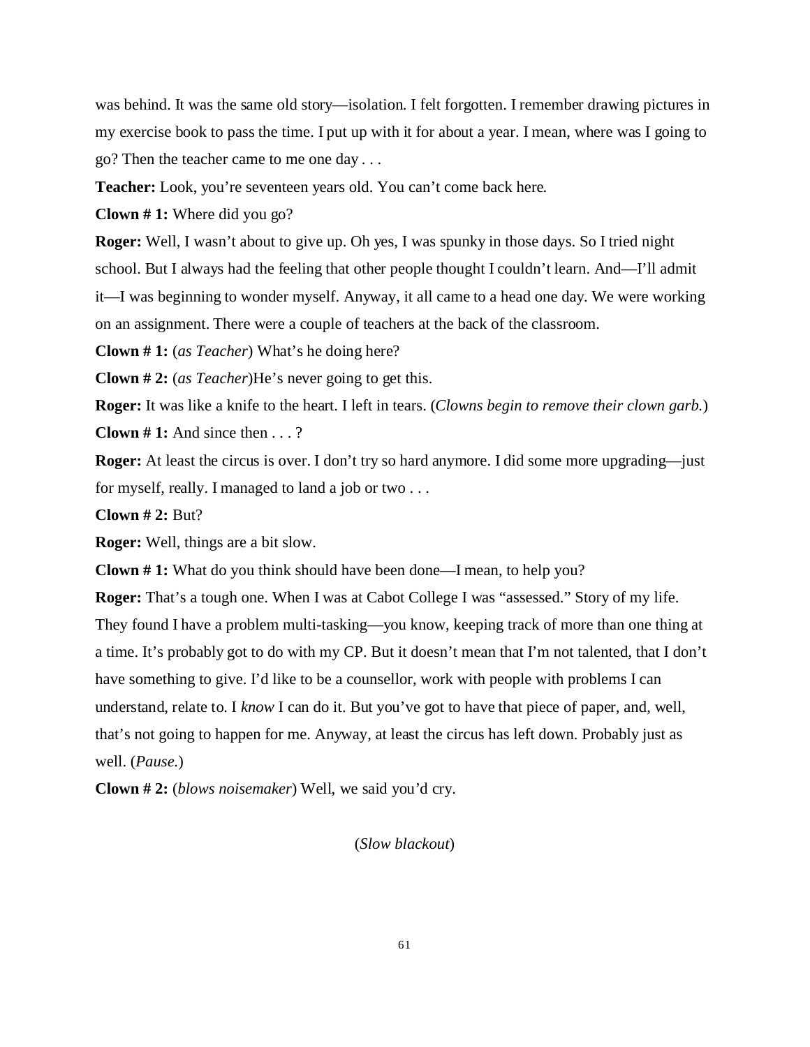was behind. It was the same old story—isolation. I felt forgotten. I remember drawing pictures in my exercise book to pass the time. I put up with it for about a year. I mean, where was I going to go? Then the teacher came to me one day . . .

**Teacher:** Look, you're seventeen years old. You can't come back here.

**Clown # 1:** Where did you go?

**Roger:** Well, I wasn't about to give up. Oh yes, I was spunky in those days. So I tried night school. But I always had the feeling that other people thought I couldn't learn. And—I'll admit it—I was beginning to wonder myself. Anyway, it all came to a head one day. We were working on an assignment. There were a couple of teachers at the back of the classroom.

**Clown # 1:** (*as Teacher*) What's he doing here?

**Clown # 2:** (*as Teacher*)He's never going to get this.

**Roger:** It was like a knife to the heart. I left in tears. (*Clowns begin to remove their clown garb.*)

**Clown # 1:** And since then . . . ?

**Roger:** At least the circus is over. I don't try so hard anymore. I did some more upgrading—just for myself, really. I managed to land a job or two . . .

**Clown # 2:** But?

**Roger:** Well, things are a bit slow.

**Clown # 1:** What do you think should have been done—I mean, to help you?

**Roger:** That's a tough one. When I was at Cabot College I was "assessed." Story of my life. They found I have a problem multi-tasking—you know, keeping track of more than one thing at a time. It's probably got to do with my CP. But it doesn't mean that I'm not talented, that I don't have something to give. I'd like to be a counsellor, work with people with problems I can understand, relate to. I *know* I can do it. But you've got to have that piece of paper, and, well, that's not going to happen for me. Anyway, at least the circus has left down. Probably just as well. (*Pause.*)

**Clown # 2:** (*blows noisemaker*) Well, we said you'd cry.

(*Slow blackout*)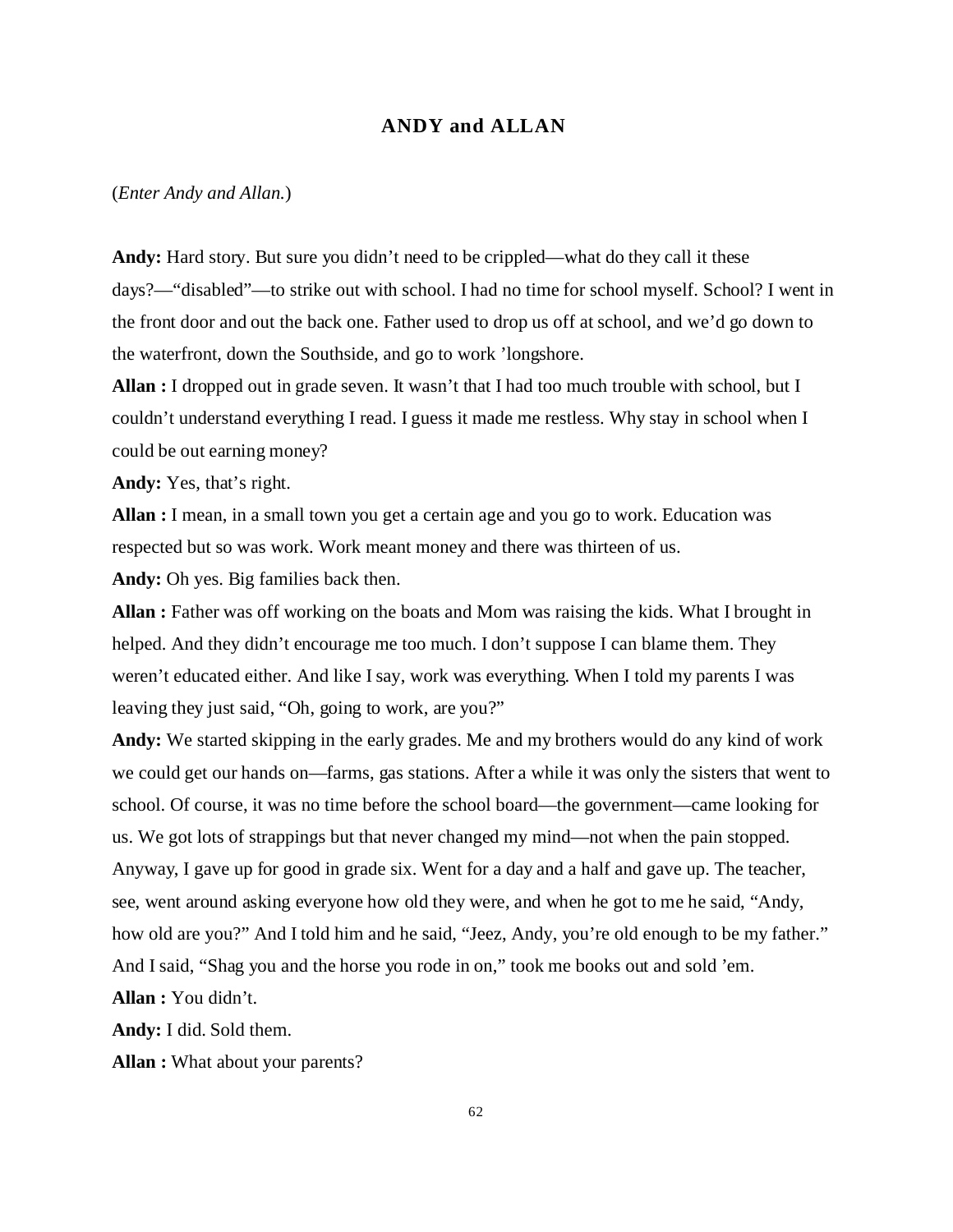## ANDY and ALLAN

(*Enter Andy and Allan.*)

**Andy:** Hard story. But sure you didn't need to be crippled—what do they call it these days?—"disabled"—to strike out with school. I had no time for school myself. School? I went in the front door and out the back one. Father used to drop us off at school, and we'd go down to the waterfront, down the Southside, and go to work 'longshore.

**Allan :** I dropped out in grade seven. It wasn't that I had too much trouble with school, but I couldn't understand everything I read. I guess it made me restless. Why stay in school when I could be out earning money?

**Andy:** Yes, that's right.

**Allan :** I mean, in a small town you get a certain age and you go to work. Education was respected but so was work. Work meant money and there was thirteen of us.

**Andy:** Oh yes. Big families back then.

**Allan :** Father was off working on the boats and Mom was raising the kids. What I brought in helped. And they didn't encourage me too much. I don't suppose I can blame them. They weren't educated either. And like I say, work was everything. When I told my parents I was leaving they just said, "Oh, going to work, are you?"

**Andy:** We started skipping in the early grades. Me and my brothers would do any kind of work we could get our hands on—farms, gas stations. After a while it was only the sisters that went to school. Of course, it was no time before the school board—the government—came looking for us. We got lots of strappings but that never changed my mind—not when the pain stopped. Anyway, I gave up for good in grade six. Went for a day and a half and gave up. The teacher, see, went around asking everyone how old they were, and when he got to me he said, "Andy, how old are you?" And I told him and he said, "Jeez, Andy, you're old enough to be my father." And I said, "Shag you and the horse you rode in on," took me books out and sold 'em.

**Allan :** You didn't.

**Andy:** I did. Sold them.

**Allan :** What about your parents?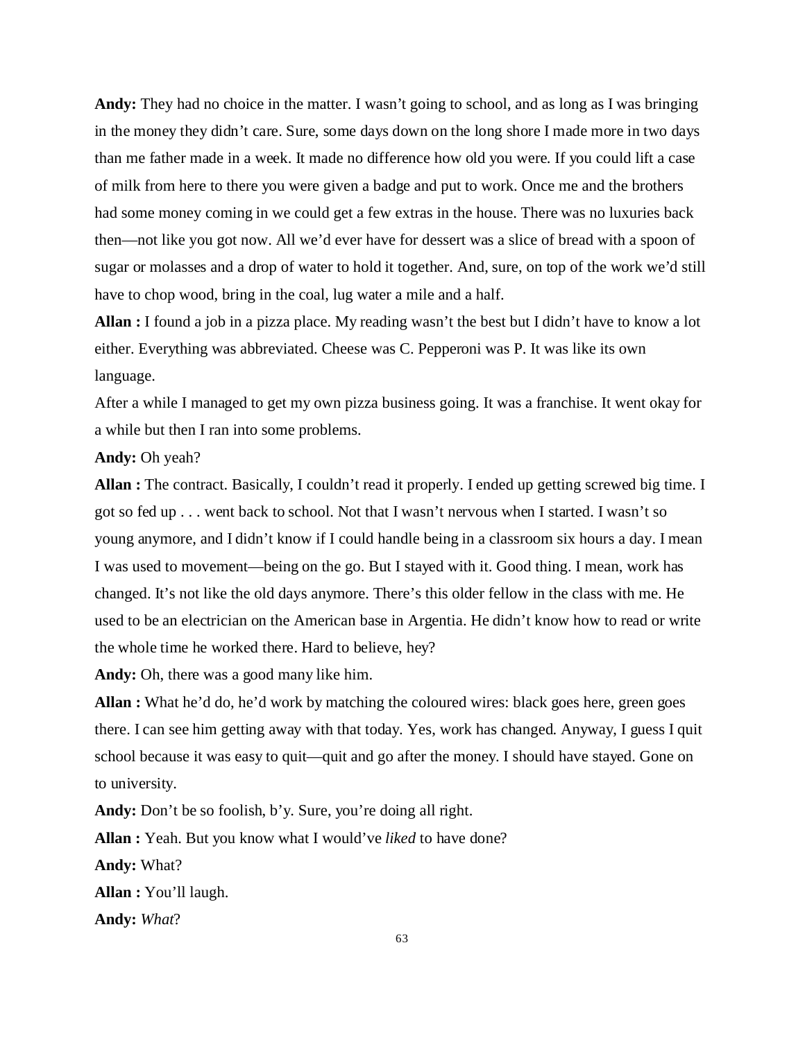**Andy:** They had no choice in the matter. I wasn't going to school, and as long as I was bringing in the money they didn't care. Sure, some days down on the long shore I made more in two days than me father made in a week. It made no difference how old you were. If you could lift a case of milk from here to there you were given a badge and put to work. Once me and the brothers had some money coming in we could get a few extras in the house. There was no luxuries back then—not like you got now. All we'd ever have for dessert was a slice of bread with a spoon of sugar or molasses and a drop of water to hold it together. And, sure, on top of the work we'd still have to chop wood, bring in the coal, lug water a mile and a half.

**Allan :** I found a job in a pizza place. My reading wasn't the best but I didn't have to know a lot either. Everything was abbreviated. Cheese was C. Pepperoni was P. It was like its own language.

After a while I managed to get my own pizza business going. It was a franchise. It went okay for a while but then I ran into some problems.

**Andy:** Oh yeah?

**Allan :** The contract. Basically, I couldn't read it properly. I ended up getting screwed big time. I got so fed up . . . went back to school. Not that I wasn't nervous when I started. I wasn't so young anymore, and I didn't know if I could handle being in a classroom six hours a day. I mean I was used to movement—being on the go. But I stayed with it. Good thing. I mean, work has changed. It's not like the old days anymore. There's this older fellow in the class with me. He used to be an electrician on the American base in Argentia. He didn't know how to read or write the whole time he worked there. Hard to believe, hey?

**Andy:** Oh, there was a good many like him.

**Allan :** What he'd do, he'd work by matching the coloured wires: black goes here, green goes there. I can see him getting away with that today. Yes, work has changed. Anyway, I guess I quit school because it was easy to quit—quit and go after the money. I should have stayed. Gone on to university.

**Andy:** Don't be so foolish, b'y. Sure, you're doing all right.

**Allan :** Yeah. But you know what I would've *liked* to have done?

**Andy:** What?

**Allan :** You'll laugh.

**Andy:** *What*?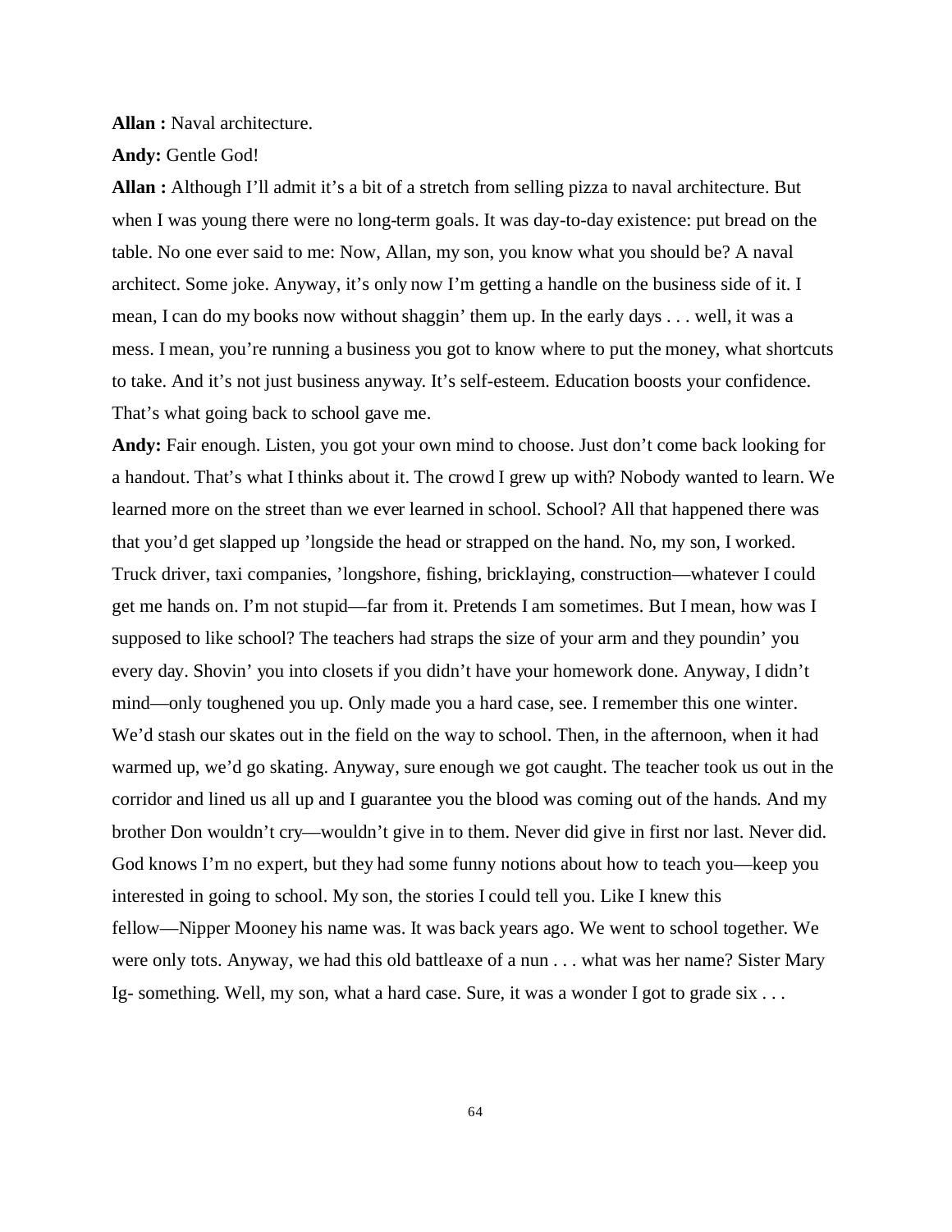**Allan :** Naval architecture.

**Andy:** Gentle God!

**Allan :** Although I'll admit it's a bit of a stretch from selling pizza to naval architecture. But when I was young there were no long-term goals. It was day-to-day existence: put bread on the table. No one ever said to me: Now, Allan, my son, you know what you should be? A naval architect. Some joke. Anyway, it's only now I'm getting a handle on the business side of it. I mean, I can do my books now without shaggin' them up. In the early days . . . well, it was a mess. I mean, you're running a business you got to know where to put the money, what shortcuts to take. And it's not just business anyway. It's self-esteem. Education boosts your confidence. That's what going back to school gave me.

**Andy:** Fair enough. Listen, you got your own mind to choose. Just don't come back looking for a handout. That's what I thinks about it. The crowd I grew up with? Nobody wanted to learn. We learned more on the street than we ever learned in school. School? All that happened there was that you'd get slapped up 'longside the head or strapped on the hand. No, my son, I worked. Truck driver, taxi companies, 'longshore, fishing, bricklaying, construction—whatever I could get me hands on. I'm not stupid—far from it. Pretends I am sometimes. But I mean, how was I supposed to like school? The teachers had straps the size of your arm and they poundin' you every day. Shovin' you into closets if you didn't have your homework done. Anyway, I didn't mind—only toughened you up. Only made you a hard case, see. I remember this one winter. We'd stash our skates out in the field on the way to school. Then, in the afternoon, when it had warmed up, we'd go skating. Anyway, sure enough we got caught. The teacher took us out in the corridor and lined us all up and I guarantee you the blood was coming out of the hands. And my brother Don wouldn't cry—wouldn't give in to them. Never did give in first nor last. Never did. God knows I'm no expert, but they had some funny notions about how to teach you—keep you interested in going to school. My son, the stories I could tell you. Like I knew this fellow—Nipper Mooney his name was. It was back years ago. We went to school together. We were only tots. Anyway, we had this old battleaxe of a nun . . . what was her name? Sister Mary Ig- something. Well, my son, what a hard case. Sure, it was a wonder I got to grade six . . .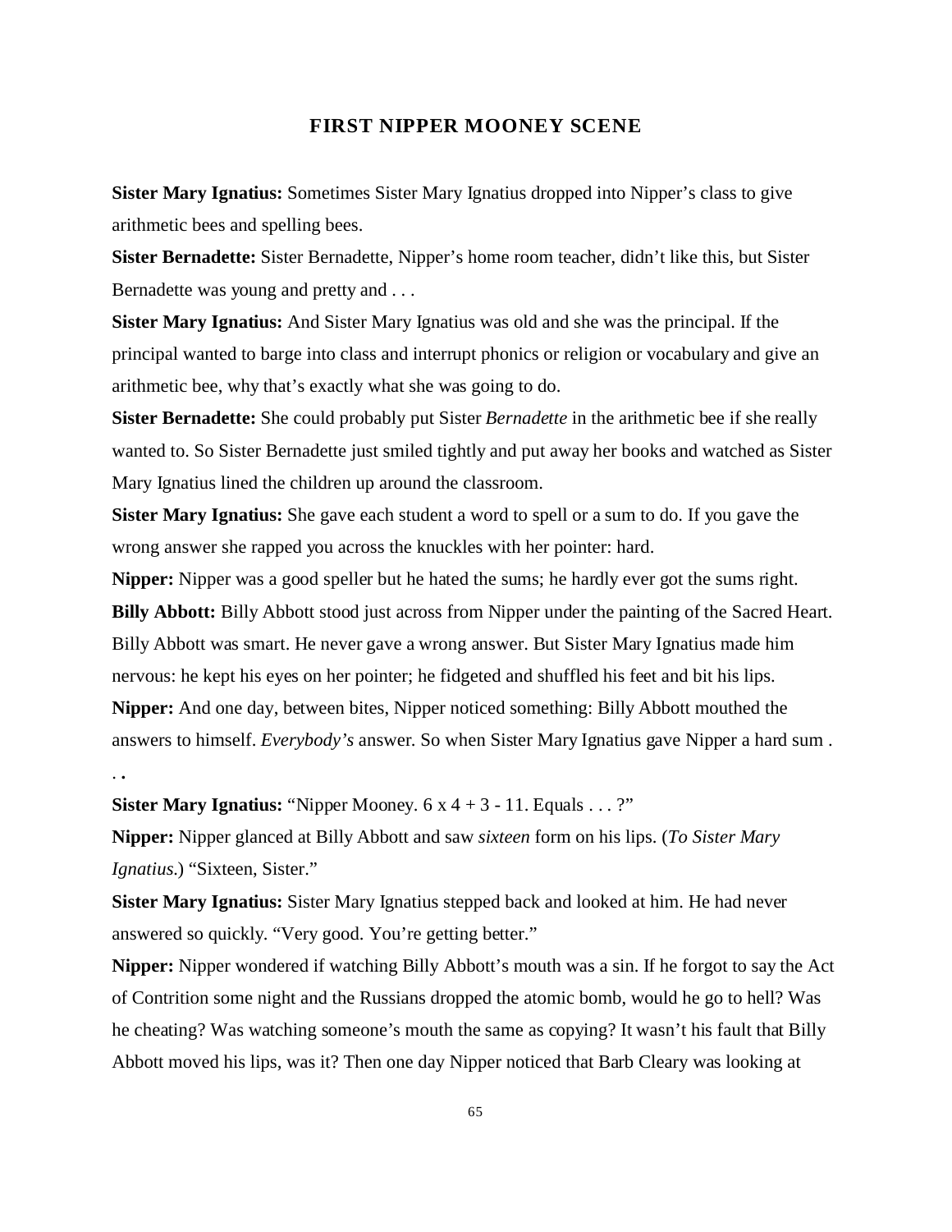## FIRST NIPPER MOONEY SCENE

**Sister Mary Ignatius:** Sometimes Sister Mary Ignatius dropped into Nipper's class to give arithmetic bees and spelling bees.

**Sister Bernadette:** Sister Bernadette, Nipper's home room teacher, didn't like this, but Sister Bernadette was young and pretty and . . .

**Sister Mary Ignatius:** And Sister Mary Ignatius was old and she was the principal. If the principal wanted to barge into class and interrupt phonics or religion or vocabulary and give an arithmetic bee, why that's exactly what she was going to do.

**Sister Bernadette:** She could probably put Sister *Bernadette* in the arithmetic bee if she really wanted to. So Sister Bernadette just smiled tightly and put away her books and watched as Sister Mary Ignatius lined the children up around the classroom.

**Sister Mary Ignatius:** She gave each student a word to spell or a sum to do. If you gave the wrong answer she rapped you across the knuckles with her pointer: hard.

**Nipper:** Nipper was a good speller but he hated the sums; he hardly ever got the sums right.

**Billy Abbott:** Billy Abbott stood just across from Nipper under the painting of the Sacred Heart. Billy Abbott was smart. He never gave a wrong answer. But Sister Mary Ignatius made him nervous: he kept his eyes on her pointer; he fidgeted and shuffled his feet and bit his lips.

**Nipper:** And one day, between bites, Nipper noticed something: Billy Abbott mouthed the answers to himself. *Everybody's* answer. So when Sister Mary Ignatius gave Nipper a hard sum . . .

**Sister Mary Ignatius:** "Nipper Mooney. 6 x 4 + 3 - 11. Equals . . . ?"

**Nipper:** Nipper glanced at Billy Abbott and saw *sixteen* form on his lips. (*To Sister Mary Ignatius.*) "Sixteen, Sister."

**Sister Mary Ignatius:** Sister Mary Ignatius stepped back and looked at him. He had never answered so quickly. "Very good. You're getting better."

**Nipper:** Nipper wondered if watching Billy Abbott's mouth was a sin. If he forgot to say the Act of Contrition some night and the Russians dropped the atomic bomb, would he go to hell? Was he cheating? Was watching someone's mouth the same as copying? It wasn't his fault that Billy Abbott moved his lips, was it? Then one day Nipper noticed that Barb Cleary was looking at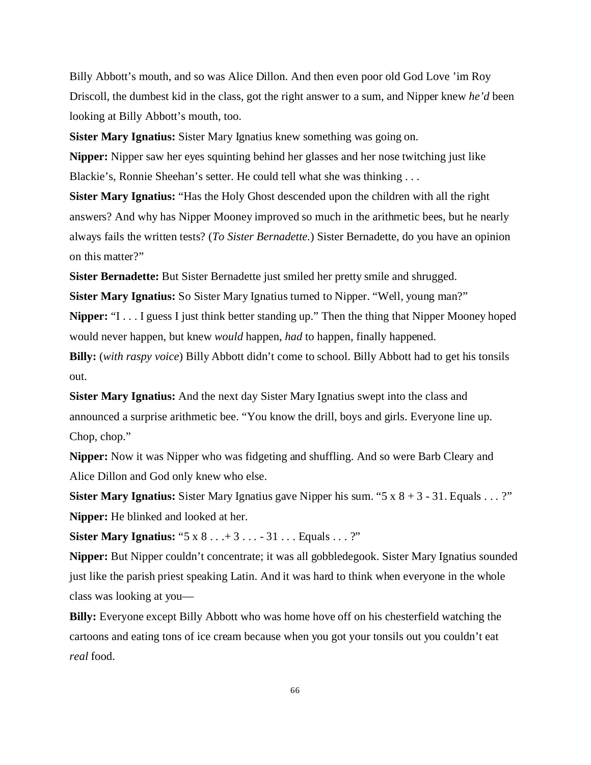Billy Abbott's mouth, and so was Alice Dillon. And then even poor old God Love 'im Roy Driscoll, the dumbest kid in the class, got the right answer to a sum, and Nipper knew *he'd* been looking at Billy Abbott's mouth, too.

**Sister Mary Ignatius:** Sister Mary Ignatius knew something was going on.

**Nipper:** Nipper saw her eyes squinting behind her glasses and her nose twitching just like Blackie's, Ronnie Sheehan's setter. He could tell what she was thinking . . .

**Sister Mary Ignatius:** "Has the Holy Ghost descended upon the children with all the right answers? And why has Nipper Mooney improved so much in the arithmetic bees, but he nearly always fails the written tests? (*To Sister Bernadette.*) Sister Bernadette, do you have an opinion on this matter?"

**Sister Bernadette:** But Sister Bernadette just smiled her pretty smile and shrugged.

**Sister Mary Ignatius:** So Sister Mary Ignatius turned to Nipper. "Well, young man?"

**Nipper:** "I . . . I guess I just think better standing up." Then the thing that Nipper Mooney hoped would never happen, but knew *would* happen, *had* to happen, finally happened.

**Billy:** (*with raspy voice*) Billy Abbott didn't come to school. Billy Abbott had to get his tonsils out.

**Sister Mary Ignatius:** And the next day Sister Mary Ignatius swept into the class and announced a surprise arithmetic bee. "You know the drill, boys and girls. Everyone line up. Chop, chop."

**Nipper:** Now it was Nipper who was fidgeting and shuffling. And so were Barb Cleary and Alice Dillon and God only knew who else.

**Sister Mary Ignatius:** Sister Mary Ignatius gave Nipper his sum. "5 x 8 + 3 - 31. Equals . . . ?"

**Nipper:** He blinked and looked at her.

**Sister Mary Ignatius:** "5 x 8 . . .+ 3 . . . - 31 . . . Equals . . . ?"

**Nipper:** But Nipper couldn't concentrate; it was all gobbledegook. Sister Mary Ignatius sounded just like the parish priest speaking Latin. And it was hard to think when everyone in the whole class was looking at you—

**Billy:** Everyone except Billy Abbott who was home hove off on his chesterfield watching the cartoons and eating tons of ice cream because when you got your tonsils out you couldn't eat *real* food.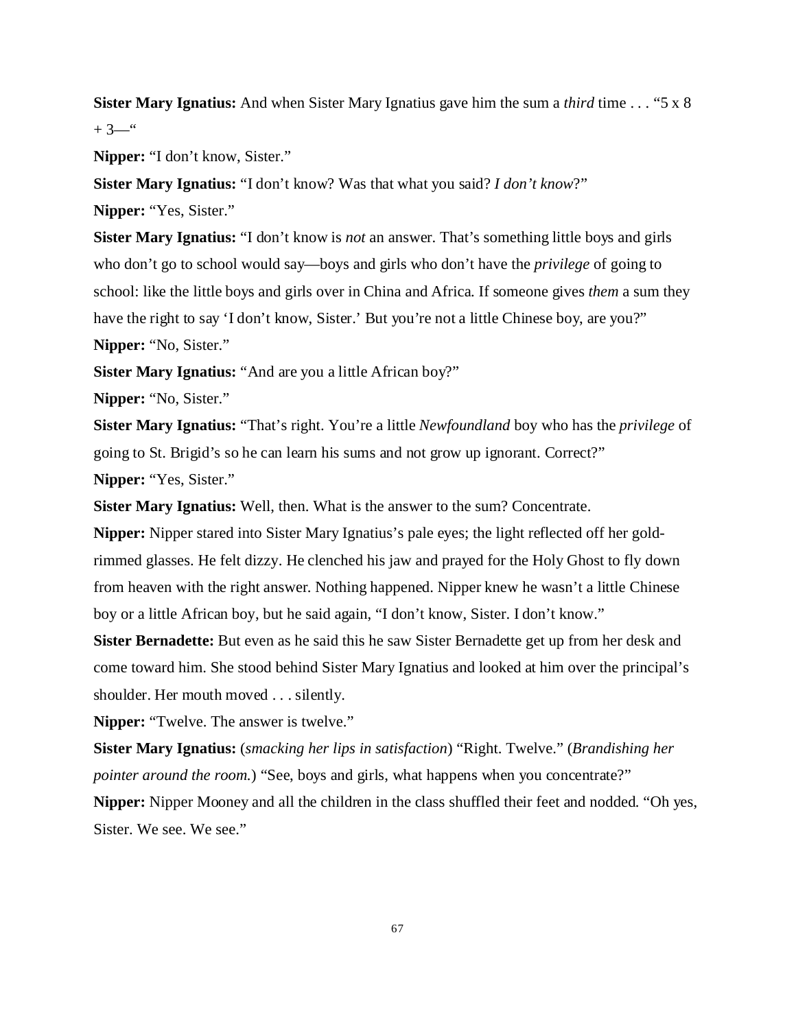**Sister Mary Ignatius:** And when Sister Mary Ignatius gave him the sum a *third* time . . . "5 x 8 + 3—"

**Nipper:** "I don't know, Sister."

**Sister Mary Ignatius:** "I don't know? Was that what you said? *I don't know*?"

**Nipper:** "Yes, Sister."

**Sister Mary Ignatius:** "I don't know is *not* an answer. That's something little boys and girls who don't go to school would say—boys and girls who don't have the *privilege* of going to school: like the little boys and girls over in China and Africa. If someone gives *them* a sum they have the right to say 'I don't know, Sister.' But you're not a little Chinese boy, are you?"

**Nipper:** "No, Sister."

**Sister Mary Ignatius:** "And are you a little African boy?"

**Nipper:** "No, Sister."

**Sister Mary Ignatius:** "That's right. You're a little *Newfoundland* boy who has the *privilege* of going to St. Brigid's so he can learn his sums and not grow up ignorant. Correct?"

**Nipper:** "Yes, Sister."

**Sister Mary Ignatius:** Well, then. What is the answer to the sum? Concentrate.

**Nipper:** Nipper stared into Sister Mary Ignatius's pale eyes; the light reflected off her gold-rimmed glasses. He felt dizzy. He clenched his jaw and prayed for the Holy Ghost to fly down from heaven with the right answer. Nothing happened. Nipper knew he wasn't a little Chinese boy or a little African boy, but he said again, "I don't know, Sister. I don't know."

**Sister Bernadette:** But even as he said this he saw Sister Bernadette get up from her desk and come toward him. She stood behind Sister Mary Ignatius and looked at him over the principal's shoulder. Her mouth moved . . . silently.

**Nipper:** "Twelve. The answer is twelve."

**Sister Mary Ignatius:** (*smacking her lips in satisfaction*) "Right. Twelve." (*Brandishing her pointer around the room.*) "See, boys and girls, what happens when you concentrate?"

**Nipper:** Nipper Mooney and all the children in the class shuffled their feet and nodded. "Oh yes, Sister. We see. We see."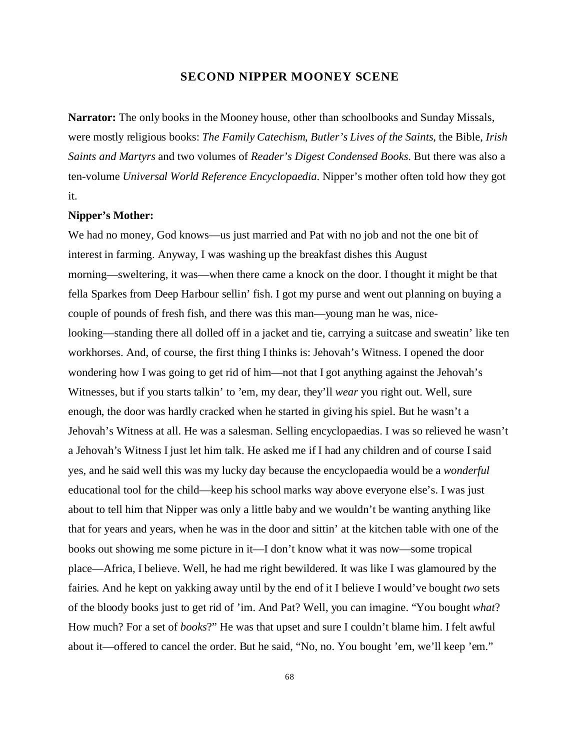## SECOND NIPPER MOONEY SCENE

**Narrator:** The only books in the Mooney house, other than schoolbooks and Sunday Missals, were mostly religious books: *The Family Catechism*, *Butler's Lives of the Saints*, the Bible, *Irish Saints and Martyrs* and two volumes of *Reader's Digest Condensed Books*. But there was also a ten-volume *Universal World Reference Encyclopaedia*. Nipper's mother often told how they got it.

**Nipper's Mother:**

We had no money, God knows—us just married and Pat with no job and not the one bit of interest in farming. Anyway, I was washing up the breakfast dishes this August morning—sweltering, it was—when there came a knock on the door. I thought it might be that fella Sparkes from Deep Harbour sellin' fish. I got my purse and went out planning on buying a couple of pounds of fresh fish, and there was this man—young man he was, nice-looking—standing there all dolled off in a jacket and tie, carrying a suitcase and sweatin' like ten workhorses. And, of course, the first thing I thinks is: Jehovah's Witness. I opened the door wondering how I was going to get rid of him—not that I got anything against the Jehovah's Witnesses, but if you starts talkin' to 'em, my dear, they'll *wear* you right out. Well, sure enough, the door was hardly cracked when he started in giving his spiel. But he wasn't a Jehovah's Witness at all. He was a salesman. Selling encyclopaedias. I was so relieved he wasn't a Jehovah's Witness I just let him talk. He asked me if I had any children and of course I said yes, and he said well this was my lucky day because the encyclopaedia would be a *wonderful* educational tool for the child—keep his school marks way above everyone else's. I was just about to tell him that Nipper was only a little baby and we wouldn't be wanting anything like that for years and years, when he was in the door and sittin' at the kitchen table with one of the books out showing me some picture in it—I don't know what it was now—some tropical place—Africa, I believe. Well, he had me right bewildered. It was like I was glamoured by the fairies. And he kept on yakking away until by the end of it I believe I would've bought *two* sets of the bloody books just to get rid of 'im. And Pat? Well, you can imagine. "You bought *what*? How much? For a set of *books*?" He was that upset and sure I couldn't blame him. I felt awful about it—offered to cancel the order. But he said, "No, no. You bought 'em, we'll keep 'em."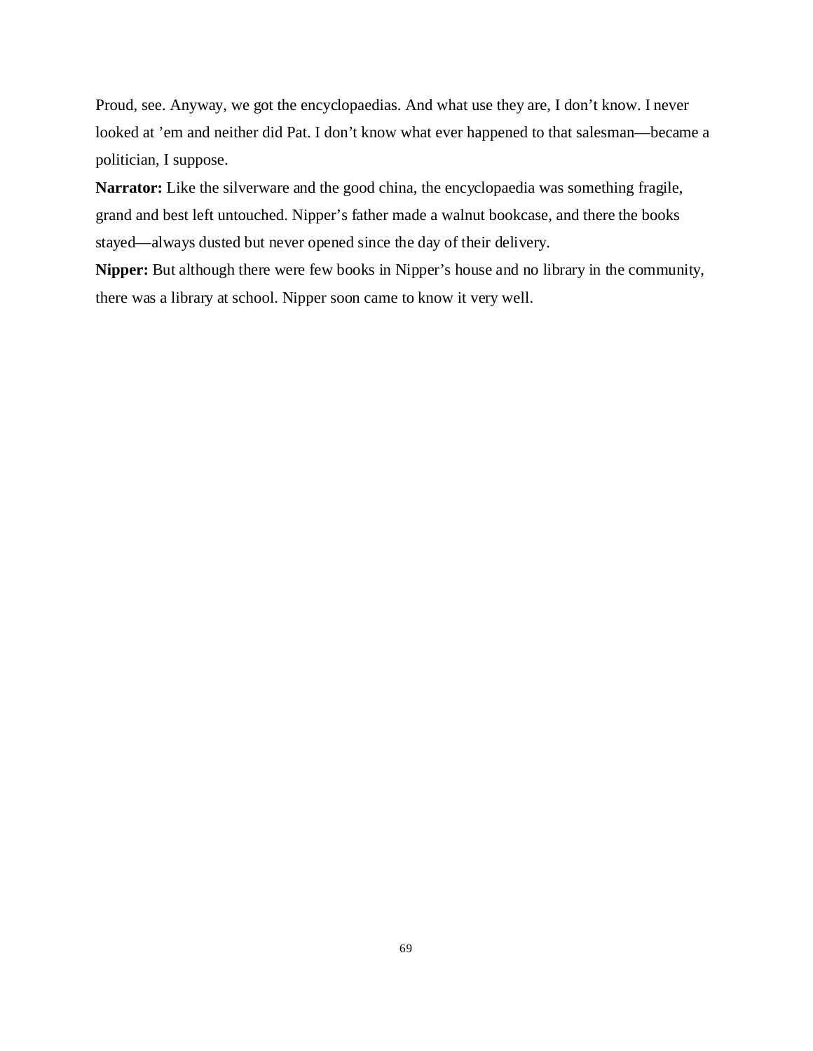Proud, see. Anyway, we got the encyclopaedias. And what use they are, I don't know. I never looked at 'em and neither did Pat. I don't know what ever happened to that salesman—became a politician, I suppose.

**Narrator:** Like the silverware and the good china, the encyclopaedia was something fragile, grand and best left untouched. Nipper's father made a walnut bookcase, and there the books stayed—always dusted but never opened since the day of their delivery.

**Nipper:** But although there were few books in Nipper's house and no library in the community, there was a library at school. Nipper soon came to know it very well.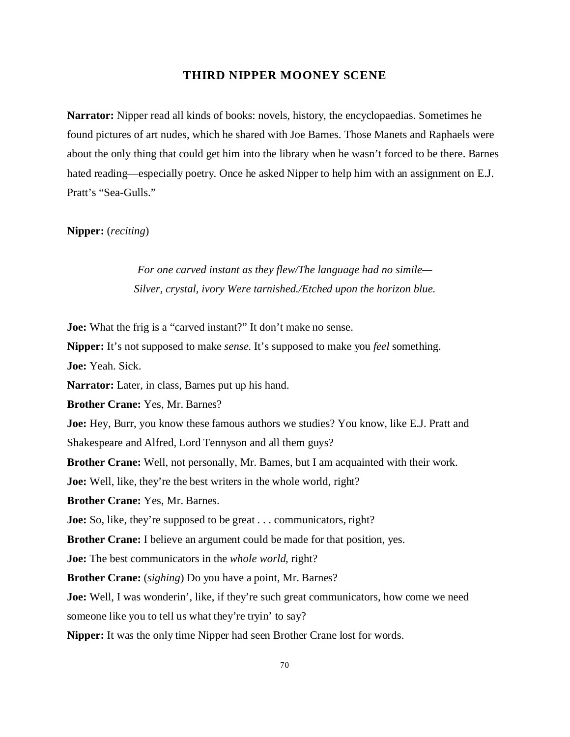## THIRD NIPPER MOONEY SCENE

**Narrator:** Nipper read all kinds of books: novels, history, the encyclopaedias. Sometimes he found pictures of art nudes, which he shared with Joe Barnes. Those Manets and Raphaels were about the only thing that could get him into the library when he wasn't forced to be there. Barnes hated reading—especially poetry. Once he asked Nipper to help him with an assignment on E.J. Pratt's "Sea-Gulls."

**Nipper:** (*reciting*)

> *For one carved instant as they flew/The language had no simile—*
> *Silver, crystal, ivory Were tarnished./Etched upon the horizon blue.*

**Joe:** What the frig is a "carved instant?" It don't make no sense.

**Nipper:** It's not supposed to make *sense.* It's supposed to make you *feel* something.

**Joe:** Yeah. Sick.

**Narrator:** Later, in class, Barnes put up his hand.

**Brother Crane:** Yes, Mr. Barnes?

**Joe:** Hey, Burr, you know these famous authors we studies? You know, like E.J. Pratt and Shakespeare and Alfred, Lord Tennyson and all them guys?

**Brother Crane:** Well, not personally, Mr. Barnes, but I am acquainted with their work.

**Joe:** Well, like, they're the best writers in the whole world, right?

**Brother Crane:** Yes, Mr. Barnes.

**Joe:** So, like, they're supposed to be great . . . communicators, right?

**Brother Crane:** I believe an argument could be made for that position, yes.

**Joe:** The best communicators in the *whole world,* right?

**Brother Crane:** (*sighing*) Do you have a point, Mr. Barnes?

**Joe:** Well, I was wonderin', like, if they're such great communicators, how come we need someone like you to tell us what they're tryin' to say?

**Nipper:** It was the only time Nipper had seen Brother Crane lost for words.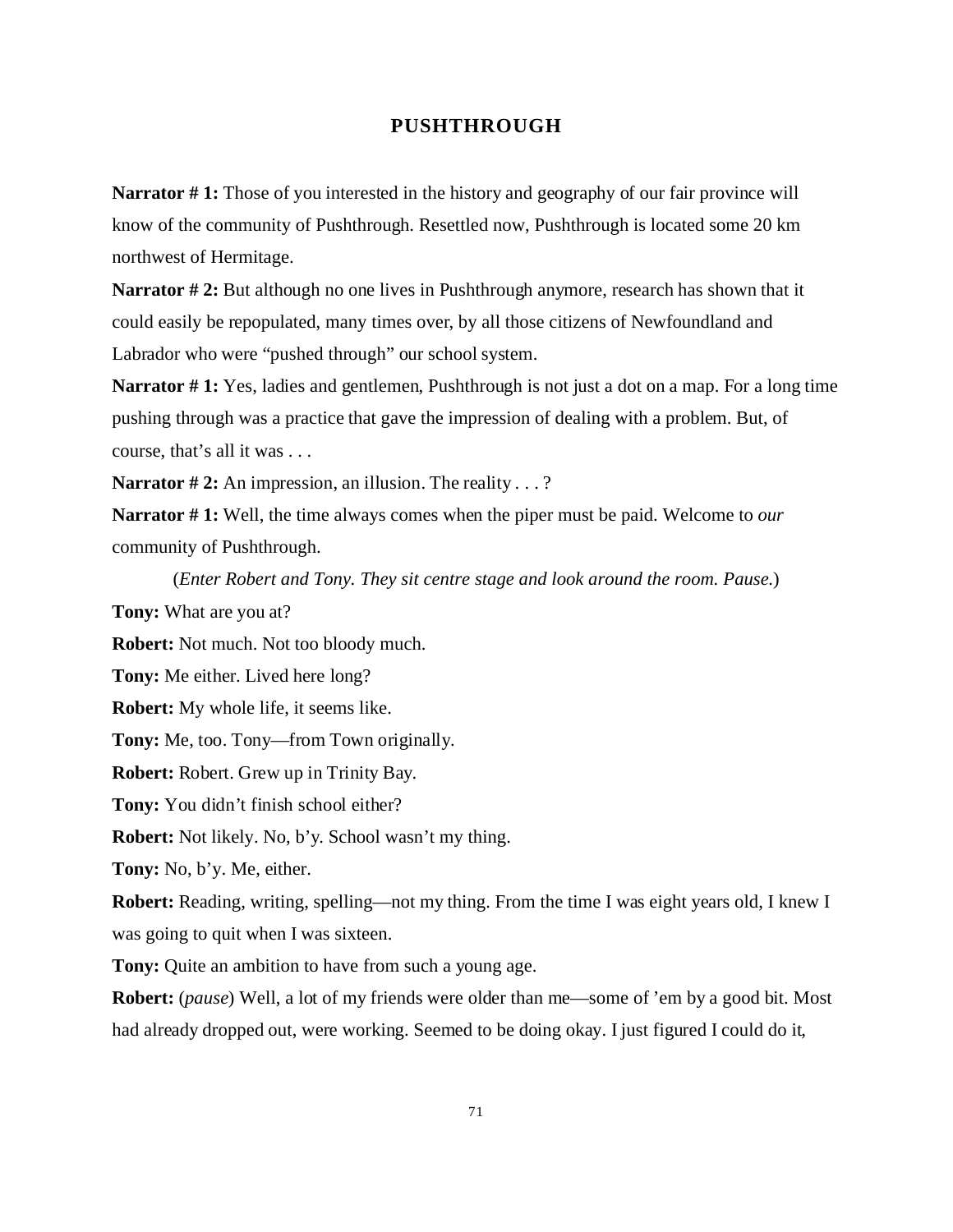## PUSHTHROUGH

**Narrator # 1:** Those of you interested in the history and geography of our fair province will know of the community of Pushthrough. Resettled now, Pushthrough is located some 20 km northwest of Hermitage.

**Narrator # 2:** But although no one lives in Pushthrough anymore, research has shown that it could easily be repopulated, many times over, by all those citizens of Newfoundland and Labrador who were "pushed through" our school system.

**Narrator # 1:** Yes, ladies and gentlemen, Pushthrough is not just a dot on a map. For a long time pushing through was a practice that gave the impression of dealing with a problem. But, of course, that's all it was . . .

**Narrator # 2:** An impression, an illusion. The reality . . . ?

**Narrator # 1:** Well, the time always comes when the piper must be paid. Welcome to *our* community of Pushthrough.

(*Enter Robert and Tony. They sit centre stage and look around the room. Pause.*)

**Tony:** What are you at?

**Robert:** Not much. Not too bloody much.

**Tony:** Me either. Lived here long?

**Robert:** My whole life, it seems like.

**Tony:** Me, too. Tony—from Town originally.

**Robert:** Robert. Grew up in Trinity Bay.

**Tony:** You didn't finish school either?

**Robert:** Not likely. No, b'y. School wasn't my thing.

**Tony:** No, b'y. Me, either.

**Robert:** Reading, writing, spelling—not my thing. From the time I was eight years old, I knew I was going to quit when I was sixteen.

**Tony:** Quite an ambition to have from such a young age.

**Robert:** (*pause*) Well, a lot of my friends were older than me—some of 'em by a good bit. Most had already dropped out, were working. Seemed to be doing okay. I just figured I could do it,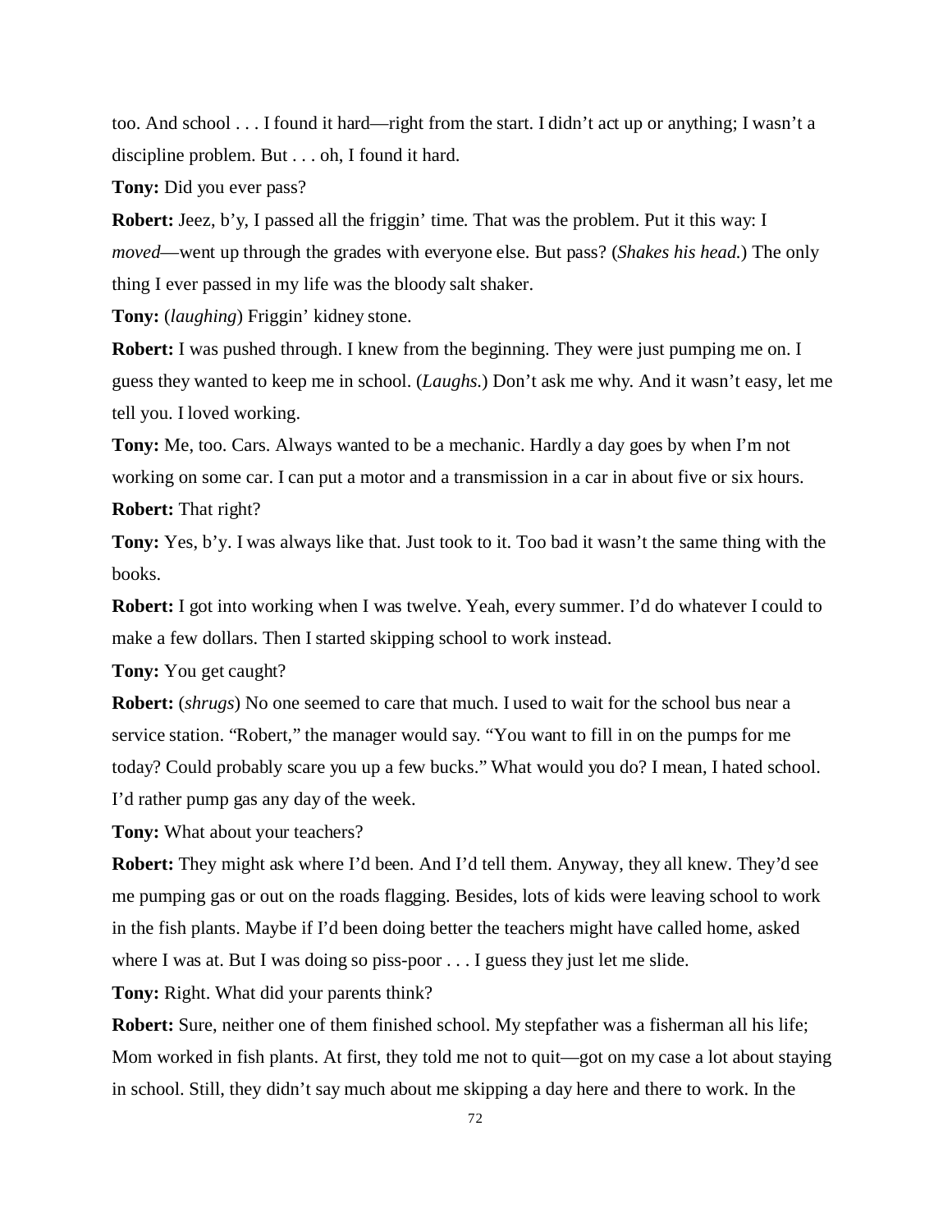too. And school . . . I found it hard—right from the start. I didn't act up or anything; I wasn't a discipline problem. But . . . oh, I found it hard.

**Tony:** Did you ever pass?

**Robert:** Jeez, b'y, I passed all the friggin' time. That was the problem. Put it this way: I *moved*—went up through the grades with everyone else. But pass? (*Shakes his head.*) The only thing I ever passed in my life was the bloody salt shaker.

**Tony:** (*laughing*) Friggin' kidney stone.

**Robert:** I was pushed through. I knew from the beginning. They were just pumping me on. I guess they wanted to keep me in school. (*Laughs.*) Don't ask me why. And it wasn't easy, let me tell you. I loved working.

**Tony:** Me, too. Cars. Always wanted to be a mechanic. Hardly a day goes by when I'm not working on some car. I can put a motor and a transmission in a car in about five or six hours.

**Robert:** That right?

**Tony:** Yes, b'y. I was always like that. Just took to it. Too bad it wasn't the same thing with the books.

**Robert:** I got into working when I was twelve. Yeah, every summer. I'd do whatever I could to make a few dollars. Then I started skipping school to work instead.

**Tony:** You get caught?

**Robert:** (*shrugs*) No one seemed to care that much. I used to wait for the school bus near a service station. "Robert," the manager would say. "You want to fill in on the pumps for me today? Could probably scare you up a few bucks." What would you do? I mean, I hated school. I'd rather pump gas any day of the week.

**Tony:** What about your teachers?

**Robert:** They might ask where I'd been. And I'd tell them. Anyway, they all knew. They'd see me pumping gas or out on the roads flagging. Besides, lots of kids were leaving school to work in the fish plants. Maybe if I'd been doing better the teachers might have called home, asked where I was at. But I was doing so piss-poor . . . I guess they just let me slide.

**Tony:** Right. What did your parents think?

**Robert:** Sure, neither one of them finished school. My stepfather was a fisherman all his life; Mom worked in fish plants. At first, they told me not to quit—got on my case a lot about staying in school. Still, they didn't say much about me skipping a day here and there to work. In the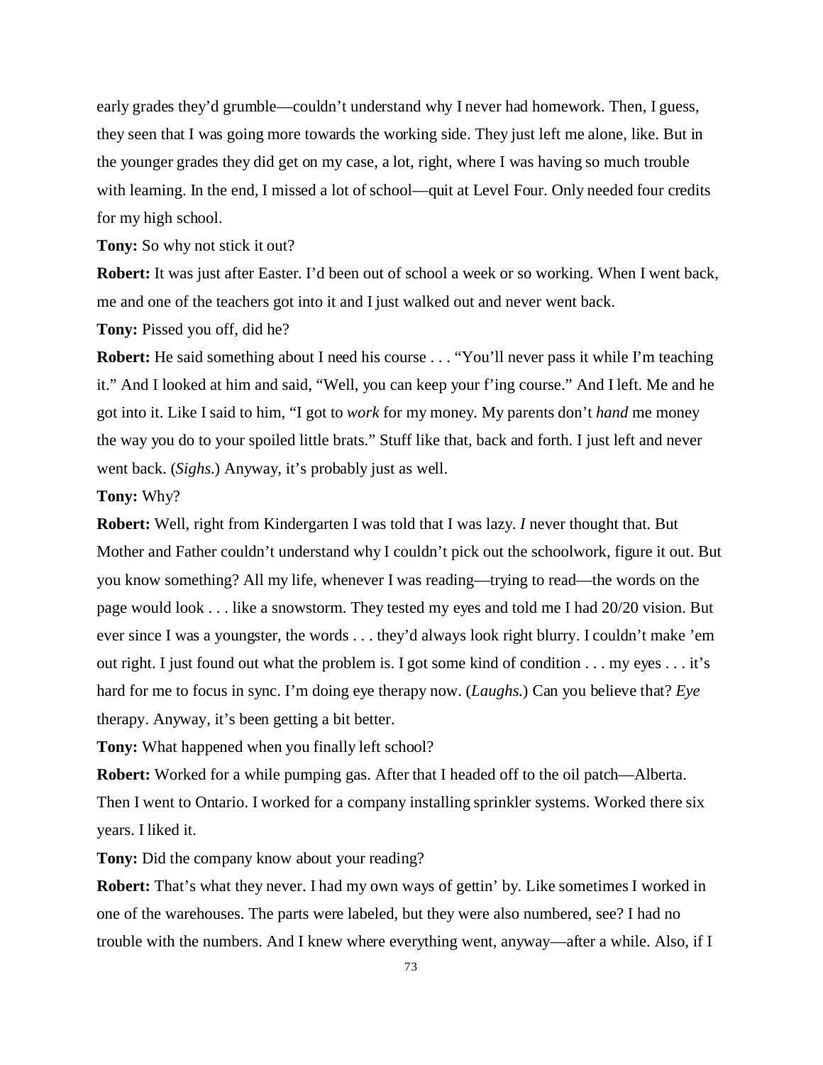early grades they'd grumble—couldn't understand why I never had homework. Then, I guess, they seen that I was going more towards the working side. They just left me alone, like. But in the younger grades they did get on my case, a lot, right, where I was having so much trouble with learning. In the end, I missed a lot of school—quit at Level Four. Only needed four credits for my high school.

**Tony:** So why not stick it out?

**Robert:** It was just after Easter. I'd been out of school a week or so working. When I went back, me and one of the teachers got into it and I just walked out and never went back.

**Tony:** Pissed you off, did he?

**Robert:** He said something about I need his course . . . "You'll never pass it while I'm teaching it." And I looked at him and said, "Well, you can keep your f'ing course." And I left. Me and he got into it. Like I said to him, "I got to *work* for my money. My parents don't *hand* me money the way you do to your spoiled little brats." Stuff like that, back and forth. I just left and never went back. (*Sighs.*) Anyway, it's probably just as well.

**Tony:** Why?

**Robert:** Well, right from Kindergarten I was told that I was lazy. *I* never thought that. But Mother and Father couldn't understand why I couldn't pick out the schoolwork, figure it out. But you know something? All my life, whenever I was reading—trying to read—the words on the page would look . . . like a snowstorm. They tested my eyes and told me I had 20/20 vision. But ever since I was a youngster, the words . . . they'd always look right blurry. I couldn't make 'em out right. I just found out what the problem is. I got some kind of condition . . . my eyes . . . it's hard for me to focus in sync. I'm doing eye therapy now. (*Laughs.*) Can you believe that? *Eye* therapy. Anyway, it's been getting a bit better.

**Tony:** What happened when you finally left school?

**Robert:** Worked for a while pumping gas. After that I headed off to the oil patch—Alberta. Then I went to Ontario. I worked for a company installing sprinkler systems. Worked there six years. I liked it.

**Tony:** Did the company know about your reading?

**Robert:** That's what they never. I had my own ways of gettin' by. Like sometimes I worked in one of the warehouses. The parts were labeled, but they were also numbered, see? I had no trouble with the numbers. And I knew where everything went, anyway—after a while. Also, if I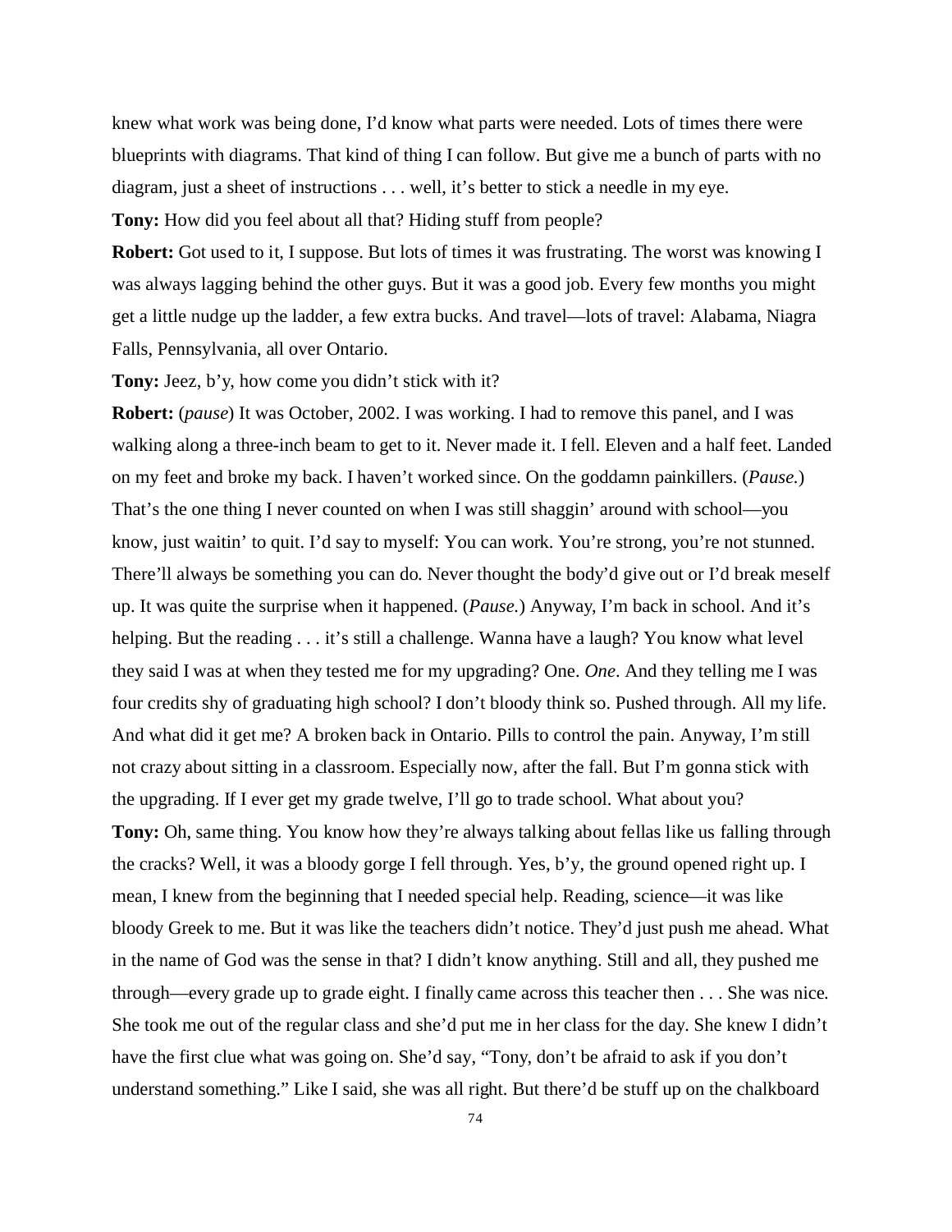knew what work was being done, I'd know what parts were needed. Lots of times there were blueprints with diagrams. That kind of thing I can follow. But give me a bunch of parts with no diagram, just a sheet of instructions . . . well, it's better to stick a needle in my eye.

**Tony:** How did you feel about all that? Hiding stuff from people?

**Robert:** Got used to it, I suppose. But lots of times it was frustrating. The worst was knowing I was always lagging behind the other guys. But it was a good job. Every few months you might get a little nudge up the ladder, a few extra bucks. And travel—lots of travel: Alabama, Niagra Falls, Pennsylvania, all over Ontario.

**Tony:** Jeez, b'y, how come you didn't stick with it?

**Robert:** (*pause*) It was October, 2002. I was working. I had to remove this panel, and I was walking along a three-inch beam to get to it. Never made it. I fell. Eleven and a half feet. Landed on my feet and broke my back. I haven't worked since. On the goddamn painkillers. (*Pause.*) That's the one thing I never counted on when I was still shaggin' around with school—you know, just waitin' to quit. I'd say to myself: You can work. You're strong, you're not stunned. There'll always be something you can do. Never thought the body'd give out or I'd break meself up. It was quite the surprise when it happened. (*Pause.*) Anyway, I'm back in school. And it's helping. But the reading . . . it's still a challenge. Wanna have a laugh? You know what level they said I was at when they tested me for my upgrading? One. *One*. And they telling me I was four credits shy of graduating high school? I don't bloody think so. Pushed through. All my life. And what did it get me? A broken back in Ontario. Pills to control the pain. Anyway, I'm still not crazy about sitting in a classroom. Especially now, after the fall. But I'm gonna stick with the upgrading. If I ever get my grade twelve, I'll go to trade school. What about you?

**Tony:** Oh, same thing. You know how they're always talking about fellas like us falling through the cracks? Well, it was a bloody gorge I fell through. Yes, b'y, the ground opened right up. I mean, I knew from the beginning that I needed special help. Reading, science—it was like bloody Greek to me. But it was like the teachers didn't notice. They'd just push me ahead. What in the name of God was the sense in that? I didn't know anything. Still and all, they pushed me through—every grade up to grade eight. I finally came across this teacher then . . . She was nice. She took me out of the regular class and she'd put me in her class for the day. She knew I didn't have the first clue what was going on. She'd say, "Tony, don't be afraid to ask if you don't understand something." Like I said, she was all right. But there'd be stuff up on the chalkboard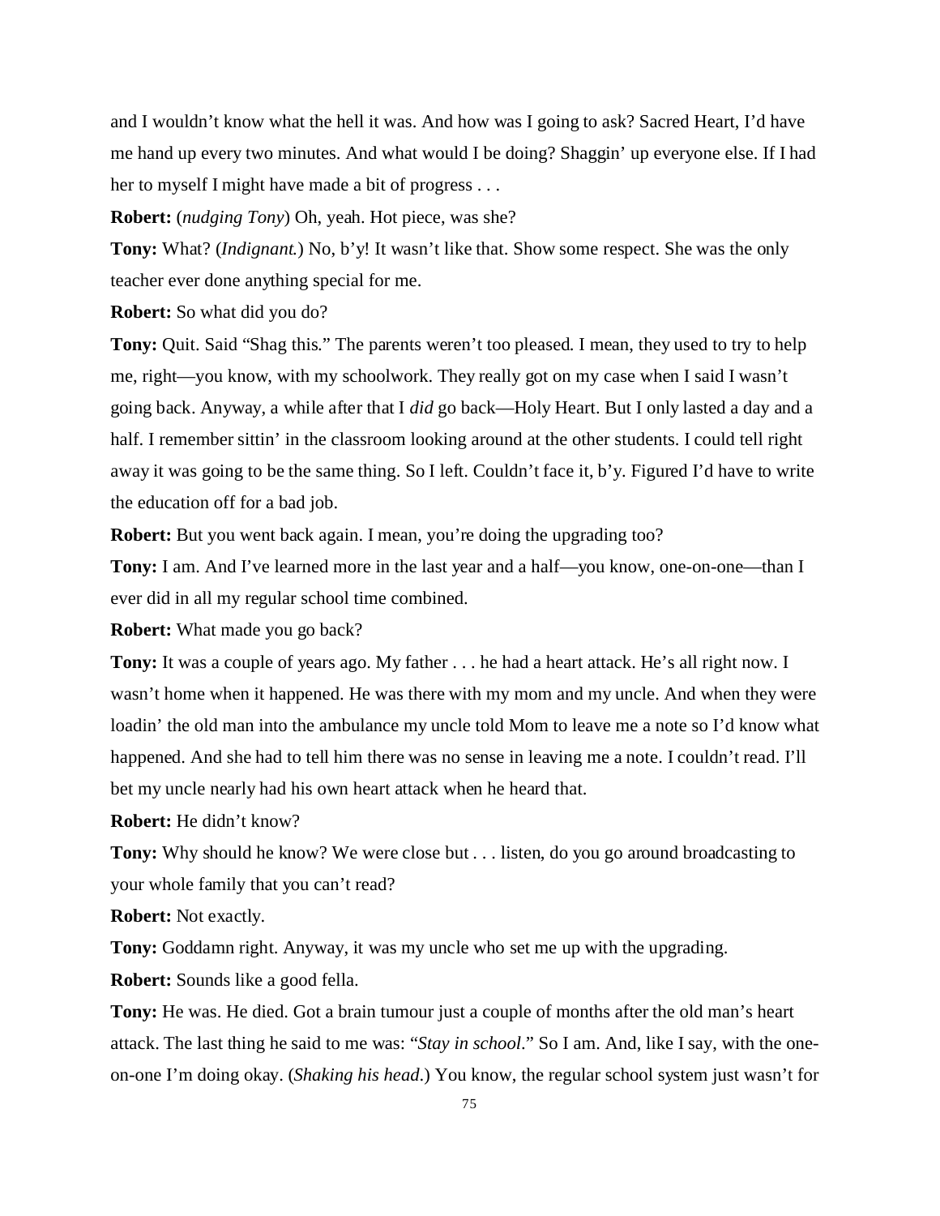and I wouldn't know what the hell it was. And how was I going to ask? Sacred Heart, I'd have me hand up every two minutes. And what would I be doing? Shaggin' up everyone else. If I had her to myself I might have made a bit of progress . . .

**Robert:** (*nudging Tony*) Oh, yeah. Hot piece, was she?

**Tony:** What? (*Indignant.*) No, b'y! It wasn't like that. Show some respect. She was the only teacher ever done anything special for me.

**Robert:** So what did you do?

**Tony:** Quit. Said "Shag this." The parents weren't too pleased. I mean, they used to try to help me, right—you know, with my schoolwork. They really got on my case when I said I wasn't going back. Anyway, a while after that I *did* go back—Holy Heart. But I only lasted a day and a half. I remember sittin' in the classroom looking around at the other students. I could tell right away it was going to be the same thing. So I left. Couldn't face it, b'y. Figured I'd have to write the education off for a bad job.

**Robert:** But you went back again. I mean, you're doing the upgrading too?

**Tony:** I am. And I've learned more in the last year and a half—you know, one-on-one—than I ever did in all my regular school time combined.

**Robert:** What made you go back?

**Tony:** It was a couple of years ago. My father . . . he had a heart attack. He's all right now. I wasn't home when it happened. He was there with my mom and my uncle. And when they were loadin' the old man into the ambulance my uncle told Mom to leave me a note so I'd know what happened. And she had to tell him there was no sense in leaving me a note. I couldn't read. I'll bet my uncle nearly had his own heart attack when he heard that.

**Robert:** He didn't know?

**Tony:** Why should he know? We were close but . . . listen, do you go around broadcasting to your whole family that you can't read?

**Robert:** Not exactly.

**Tony:** Goddamn right. Anyway, it was my uncle who set me up with the upgrading.

**Robert:** Sounds like a good fella.

**Tony:** He was. He died. Got a brain tumour just a couple of months after the old man's heart attack. The last thing he said to me was: "*Stay in school*." So I am. And, like I say, with the one-on-one I'm doing okay. (*Shaking his head.*) You know, the regular school system just wasn't for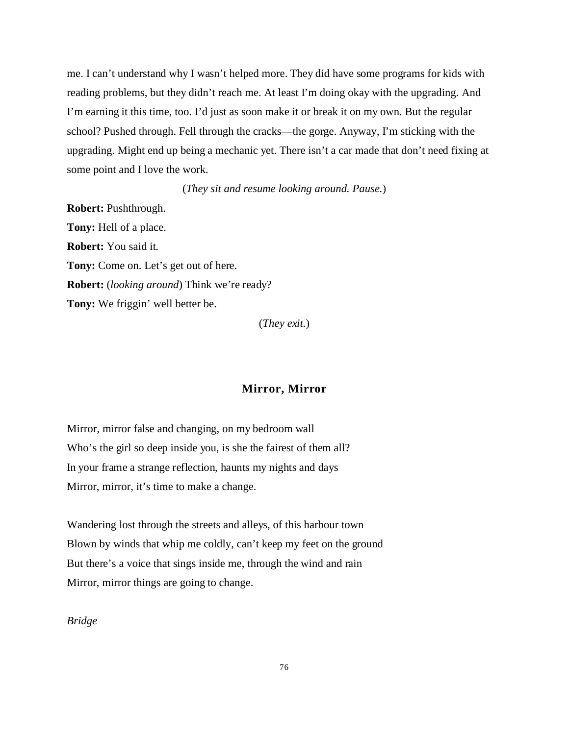me. I can't understand why I wasn't helped more. They did have some programs for kids with reading problems, but they didn't reach me. At least I'm doing okay with the upgrading. And I'm earning it this time, too. I'd just as soon make it or break it on my own. But the regular school? Pushed through. Fell through the cracks—the gorge. Anyway, I'm sticking with the upgrading. Might end up being a mechanic yet. There isn't a car made that don't need fixing at some point and I love the work.

(*They sit and resume looking around. Pause.*)

**Robert:** Pushthrough.

**Tony:** Hell of a place.

**Robert:** You said it.

**Tony:** Come on. Let's get out of here.

**Robert:** (*looking around*) Think we're ready?

**Tony:** We friggin' well better be.

(*They exit.*)

## Mirror, Mirror

Mirror, mirror false and changing, on my bedroom wall
Who's the girl so deep inside you, is she the fairest of them all?
In your frame a strange reflection, haunts my nights and days
Mirror, mirror, it's time to make a change.

Wandering lost through the streets and alleys, of this harbour town
Blown by winds that whip me coldly, can't keep my feet on the ground
But there's a voice that sings inside me, through the wind and rain
Mirror, mirror things are going to change.

*Bridge*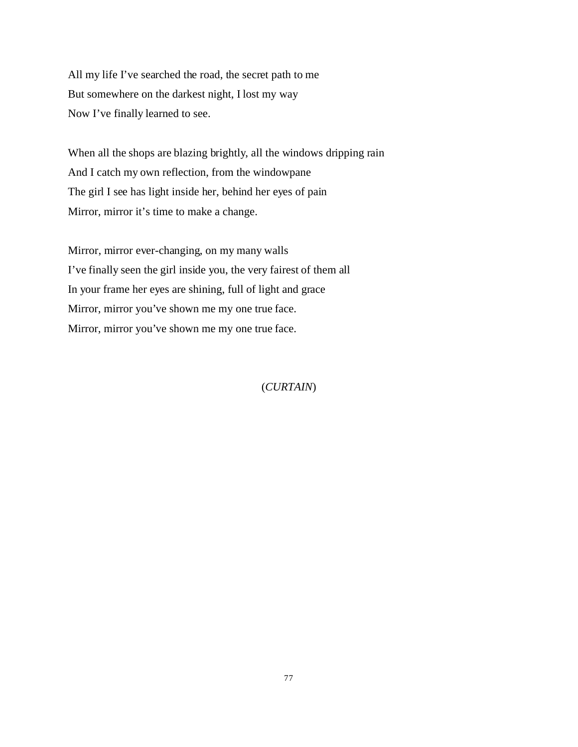All my life I've searched the road, the secret path to me
But somewhere on the darkest night, I lost my way
Now I've finally learned to see.

When all the shops are blazing brightly, all the windows dripping rain
And I catch my own reflection, from the windowpane
The girl I see has light inside her, behind her eyes of pain
Mirror, mirror it's time to make a change.

Mirror, mirror ever-changing, on my many walls
I've finally seen the girl inside you, the very fairest of them all
In your frame her eyes are shining, full of light and grace
Mirror, mirror you've shown me my one true face.
Mirror, mirror you've shown me my one true face.

(*CURTAIN*)